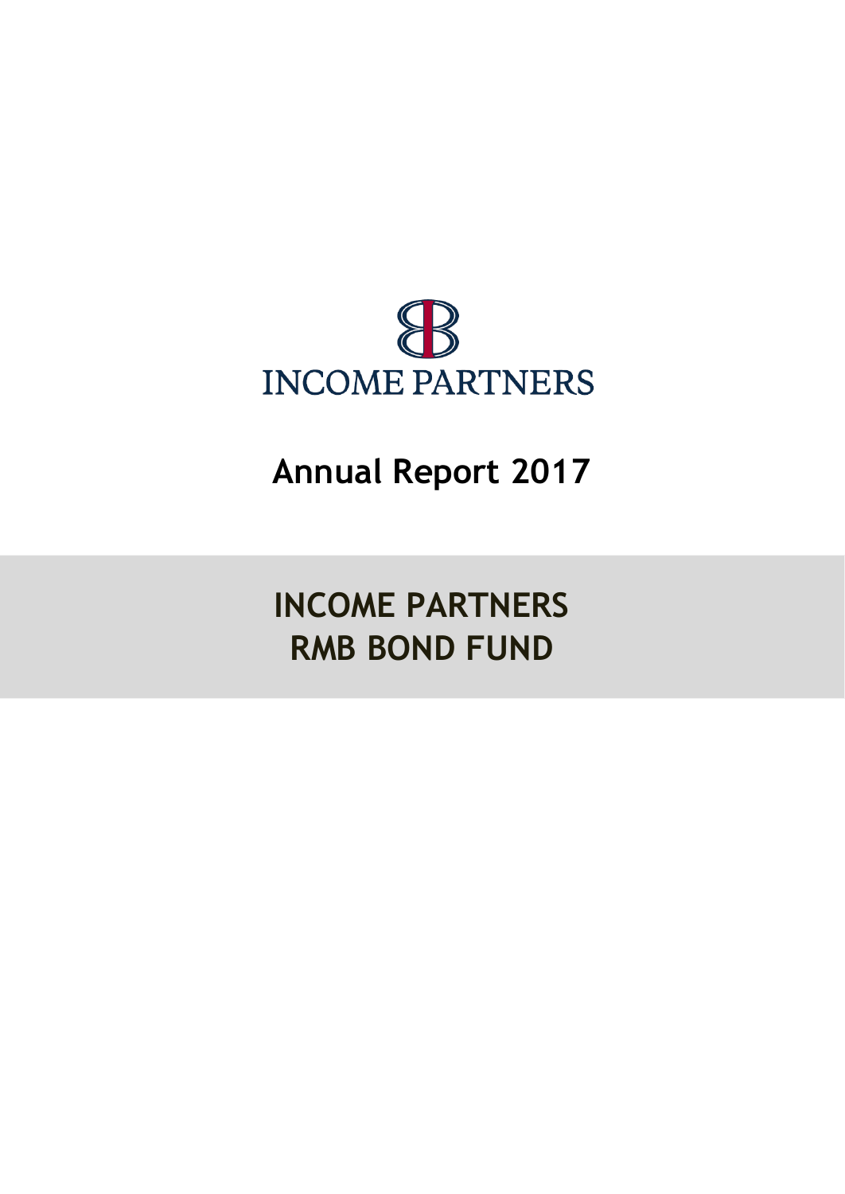INCOME PARTNERS

# Annual Report 2017

# INCOME PARTNERS RMB BOND FUND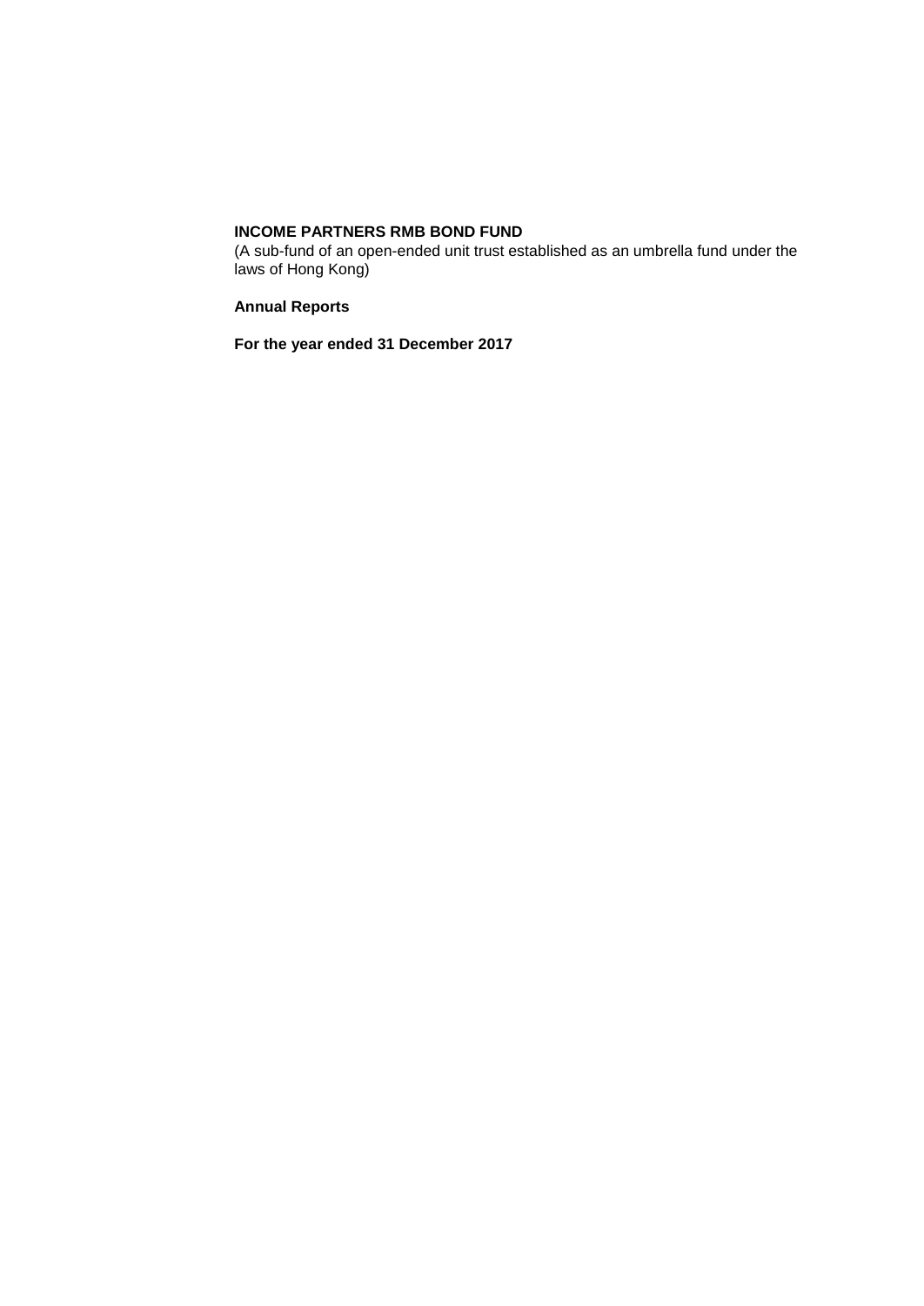**INCOME PARTNERS RMB BOND FUND**
(A sub-fund of an open-ended unit trust established as an umbrella fund under the laws of Hong Kong)

**Annual Reports**

**For the year ended 31 December 2017**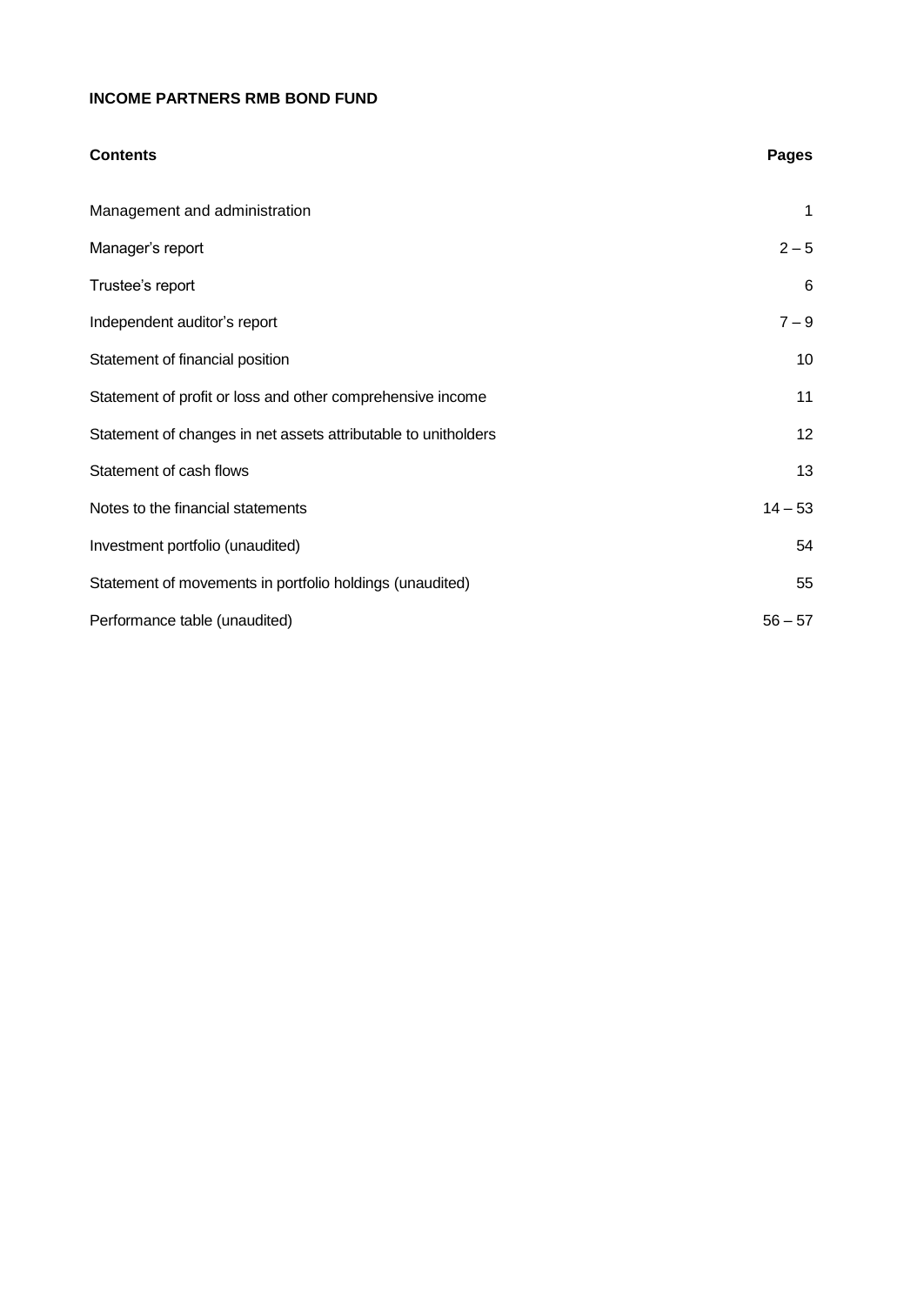**INCOME PARTNERS RMB BOND FUND**

| **Contents** | **Pages** |
|---|---|
| Management and administration | 1 |
| Manager's report | 2 – 5 |
| Trustee's report | 6 |
| Independent auditor's report | 7 – 9 |
| Statement of financial position | 10 |
| Statement of profit or loss and other comprehensive income | 11 |
| Statement of changes in net assets attributable to unitholders | 12 |
| Statement of cash flows | 13 |
| Notes to the financial statements | 14 – 53 |
| Investment portfolio (unaudited) | 54 |
| Statement of movements in portfolio holdings (unaudited) | 55 |
| Performance table (unaudited) | 56 – 57 |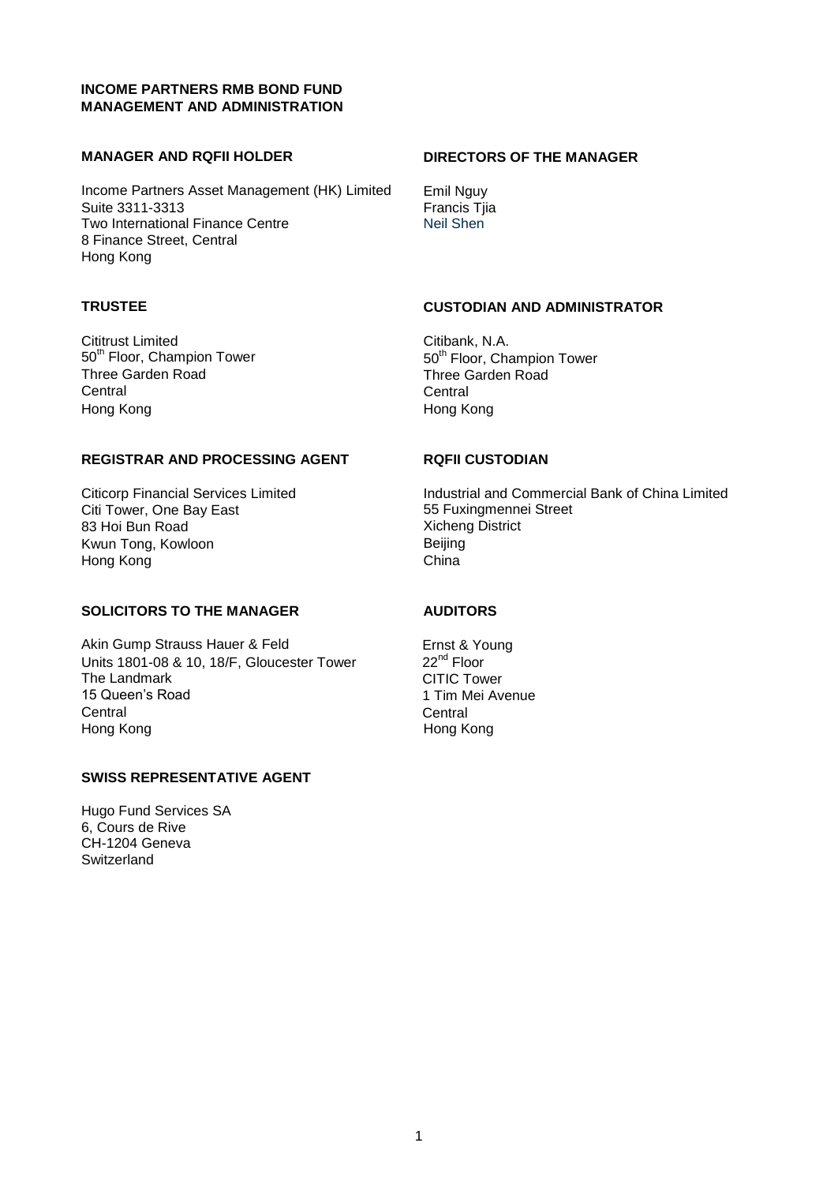**INCOME PARTNERS RMB BOND FUND**
**MANAGEMENT AND ADMINISTRATION**

**MANAGER AND RQFII HOLDER**

Income Partners Asset Management (HK) Limited
Suite 3311-3313
Two International Finance Centre
8 Finance Street, Central
Hong Kong

**DIRECTORS OF THE MANAGER**

Emil Nguy
Francis Tjia
Neil Shen

**TRUSTEE**

Cititrust Limited
50th Floor, Champion Tower
Three Garden Road
Central
Hong Kong

**CUSTODIAN AND ADMINISTRATOR**

Citibank, N.A.
50th Floor, Champion Tower
Three Garden Road
Central
Hong Kong

**REGISTRAR AND PROCESSING AGENT**

Citicorp Financial Services Limited
Citi Tower, One Bay East
83 Hoi Bun Road
Kwun Tong, Kowloon
Hong Kong

**RQFII CUSTODIAN**

Industrial and Commercial Bank of China Limited
55 Fuxingmennei Street
Xicheng District
Beijing
China

**SOLICITORS TO THE MANAGER**

Akin Gump Strauss Hauer & Feld
Units 1801-08 & 10, 18/F, Gloucester Tower
The Landmark
15 Queen's Road
Central
Hong Kong

**AUDITORS**

Ernst & Young
22nd Floor
CITIC Tower
1 Tim Mei Avenue
Central
Hong Kong

**SWISS REPRESENTATIVE AGENT**

Hugo Fund Services SA
6, Cours de Rive
CH-1204 Geneva
Switzerland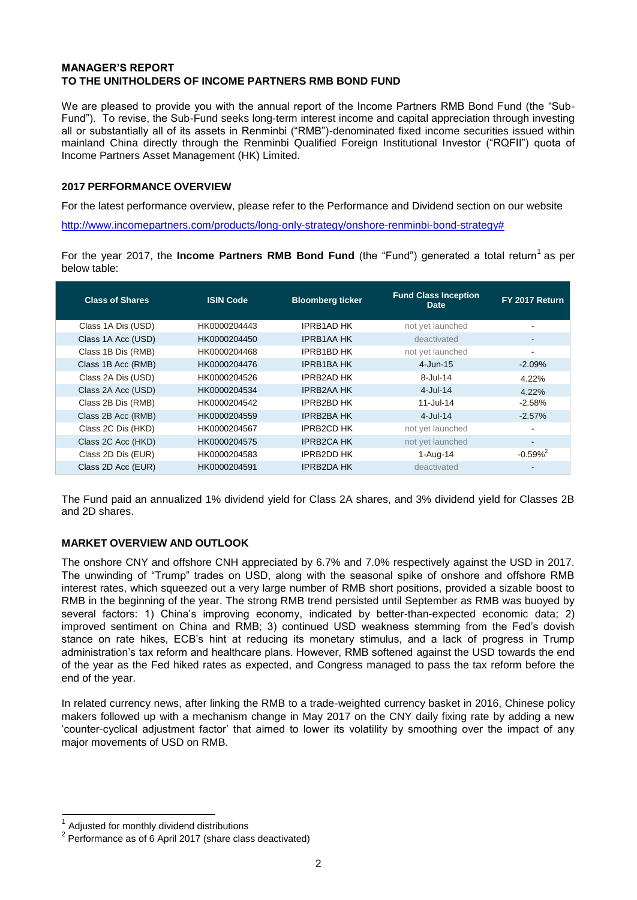**MANAGER'S REPORT**
**TO THE UNITHOLDERS OF INCOME PARTNERS RMB BOND FUND**

We are pleased to provide you with the annual report of the Income Partners RMB Bond Fund (the "Sub-Fund"). To revise, the Sub-Fund seeks long-term interest income and capital appreciation through investing all or substantially all of its assets in Renminbi ("RMB")-denominated fixed income securities issued within mainland China directly through the Renminbi Qualified Foreign Institutional Investor ("RQFII") quota of Income Partners Asset Management (HK) Limited.

**2017 PERFORMANCE OVERVIEW**

For the latest performance overview, please refer to the Performance and Dividend section on our website

http://www.incomepartners.com/products/long-only-strategy/onshore-renminbi-bond-strategy#

For the year 2017, the **Income Partners RMB Bond Fund** (the "Fund") generated a total return[1] as per below table:

| Class of Shares | ISIN Code | Bloomberg ticker | Fund Class Inception Date | FY 2017 Return |
|---|---|---|---|---|
| Class 1A Dis (USD) | HK0000204443 | IPRB1AD HK | not yet launched | - |
| Class 1A Acc (USD) | HK0000204450 | IPRB1AA HK | deactivated | - |
| Class 1B Dis (RMB) | HK0000204468 | IPRB1BD HK | not yet launched | - |
| Class 1B Acc (RMB) | HK0000204476 | IPRB1BA HK | 4-Jun-15 | -2.09% |
| Class 2A Dis (USD) | HK0000204526 | IPRB2AD HK | 8-Jul-14 | 4.22% |
| Class 2A Acc (USD) | HK0000204534 | IPRB2AA HK | 4-Jul-14 | 4.22% |
| Class 2B Dis (RMB) | HK0000204542 | IPRB2BD HK | 11-Jul-14 | -2.58% |
| Class 2B Acc (RMB) | HK0000204559 | IPRB2BA HK | 4-Jul-14 | -2.57% |
| Class 2C Dis (HKD) | HK0000204567 | IPRB2CD HK | not yet launched | - |
| Class 2C Acc (HKD) | HK0000204575 | IPRB2CA HK | not yet launched | - |
| Class 2D Dis (EUR) | HK0000204583 | IPRB2DD HK | 1-Aug-14 | -0.59%[2] |
| Class 2D Acc (EUR) | HK0000204591 | IPRB2DA HK | deactivated | - |

The Fund paid an annualized 1% dividend yield for Class 2A shares, and 3% dividend yield for Classes 2B and 2D shares.

**MARKET OVERVIEW AND OUTLOOK**

The onshore CNY and offshore CNH appreciated by 6.7% and 7.0% respectively against the USD in 2017. The unwinding of "Trump" trades on USD, along with the seasonal spike of onshore and offshore RMB interest rates, which squeezed out a very large number of RMB short positions, provided a sizable boost to RMB in the beginning of the year. The strong RMB trend persisted until September as RMB was buoyed by several factors: 1) China's improving economy, indicated by better-than-expected economic data; 2) improved sentiment on China and RMB; 3) continued USD weakness stemming from the Fed's dovish stance on rate hikes, ECB's hint at reducing its monetary stimulus, and a lack of progress in Trump administration's tax reform and healthcare plans. However, RMB softened against the USD towards the end of the year as the Fed hiked rates as expected, and Congress managed to pass the tax reform before the end of the year.

In related currency news, after linking the RMB to a trade-weighted currency basket in 2016, Chinese policy makers followed up with a mechanism change in May 2017 on the CNY daily fixing rate by adding a new 'counter-cyclical adjustment factor' that aimed to lower its volatility by smoothing over the impact of any major movements of USD on RMB.

[1] Adjusted for monthly dividend distributions

[2] Performance as of 6 April 2017 (share class deactivated)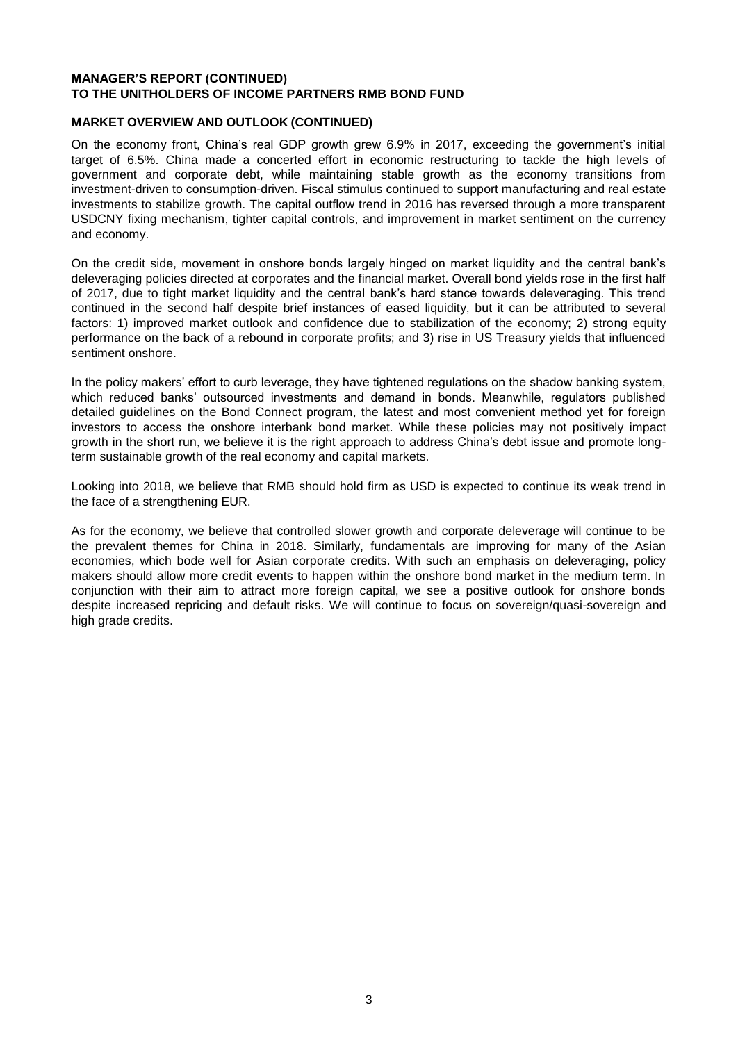**MANAGER'S REPORT (CONTINUED)**
**TO THE UNITHOLDERS OF INCOME PARTNERS RMB BOND FUND**

**MARKET OVERVIEW AND OUTLOOK (CONTINUED)**

On the economy front, China's real GDP growth grew 6.9% in 2017, exceeding the government's initial target of 6.5%. China made a concerted effort in economic restructuring to tackle the high levels of government and corporate debt, while maintaining stable growth as the economy transitions from investment-driven to consumption-driven. Fiscal stimulus continued to support manufacturing and real estate investments to stabilize growth. The capital outflow trend in 2016 has reversed through a more transparent USDCNY fixing mechanism, tighter capital controls, and improvement in market sentiment on the currency and economy.

On the credit side, movement in onshore bonds largely hinged on market liquidity and the central bank's deleveraging policies directed at corporates and the financial market. Overall bond yields rose in the first half of 2017, due to tight market liquidity and the central bank's hard stance towards deleveraging. This trend continued in the second half despite brief instances of eased liquidity, but it can be attributed to several factors: 1) improved market outlook and confidence due to stabilization of the economy; 2) strong equity performance on the back of a rebound in corporate profits; and 3) rise in US Treasury yields that influenced sentiment onshore.

In the policy makers' effort to curb leverage, they have tightened regulations on the shadow banking system, which reduced banks' outsourced investments and demand in bonds. Meanwhile, regulators published detailed guidelines on the Bond Connect program, the latest and most convenient method yet for foreign investors to access the onshore interbank bond market. While these policies may not positively impact growth in the short run, we believe it is the right approach to address China's debt issue and promote long-term sustainable growth of the real economy and capital markets.

Looking into 2018, we believe that RMB should hold firm as USD is expected to continue its weak trend in the face of a strengthening EUR.

As for the economy, we believe that controlled slower growth and corporate deleverage will continue to be the prevalent themes for China in 2018. Similarly, fundamentals are improving for many of the Asian economies, which bode well for Asian corporate credits. With such an emphasis on deleveraging, policy makers should allow more credit events to happen within the onshore bond market in the medium term. In conjunction with their aim to attract more foreign capital, we see a positive outlook for onshore bonds despite increased repricing and default risks. We will continue to focus on sovereign/quasi-sovereign and high grade credits.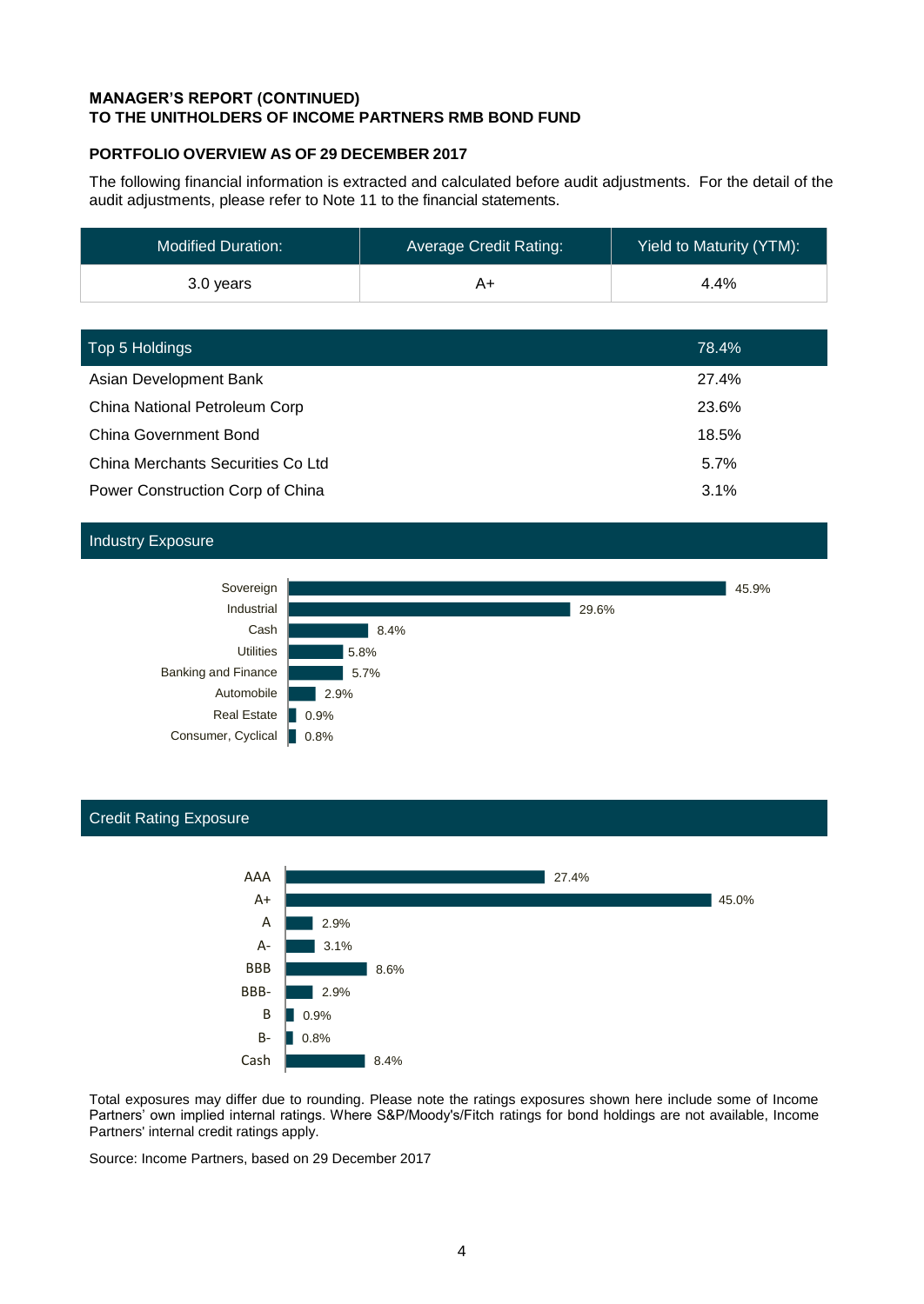**MANAGER'S REPORT (CONTINUED)**
**TO THE UNITHOLDERS OF INCOME PARTNERS RMB BOND FUND**

**PORTFOLIO OVERVIEW AS OF 29 DECEMBER 2017**

The following financial information is extracted and calculated before audit adjustments. For the detail of the audit adjustments, please refer to Note 11 to the financial statements.

| Modified Duration: | Average Credit Rating: | Yield to Maturity (YTM): |
|---|---|---|
| 3.0 years | A+ | 4.4% |

| Top 5 Holdings | 78.4% |
|---|---|
| Asian Development Bank | 27.4% |
| China National Petroleum Corp | 23.6% |
| China Government Bond | 18.5% |
| China Merchants Securities Co Ltd | 5.7% |
| Power Construction Corp of China | 3.1% |

**Industry Exposure**

| Industry | Exposure |
|---|---|
| Sovereign | 45.9% |
| Industrial | 29.6% |
| Cash | 8.4% |
| Utilities | 5.8% |
| Banking and Finance | 5.7% |
| Automobile | 2.9% |
| Real Estate | 0.9% |
| Consumer, Cyclical | 0.8% |

**Credit Rating Exposure**

| Rating | Exposure |
|---|---|
| AAA | 27.4% |
| A+ | 45.0% |
| A | 2.9% |
| A- | 3.1% |
| BBB | 8.6% |
| BBB- | 2.9% |
| B | 0.9% |
| B- | 0.8% |
| Cash | 8.4% |

Total exposures may differ due to rounding. Please note the ratings exposures shown here include some of Income Partners' own implied internal ratings. Where S&P/Moody's/Fitch ratings for bond holdings are not available, Income Partners' internal credit ratings apply.

Source: Income Partners, based on 29 December 2017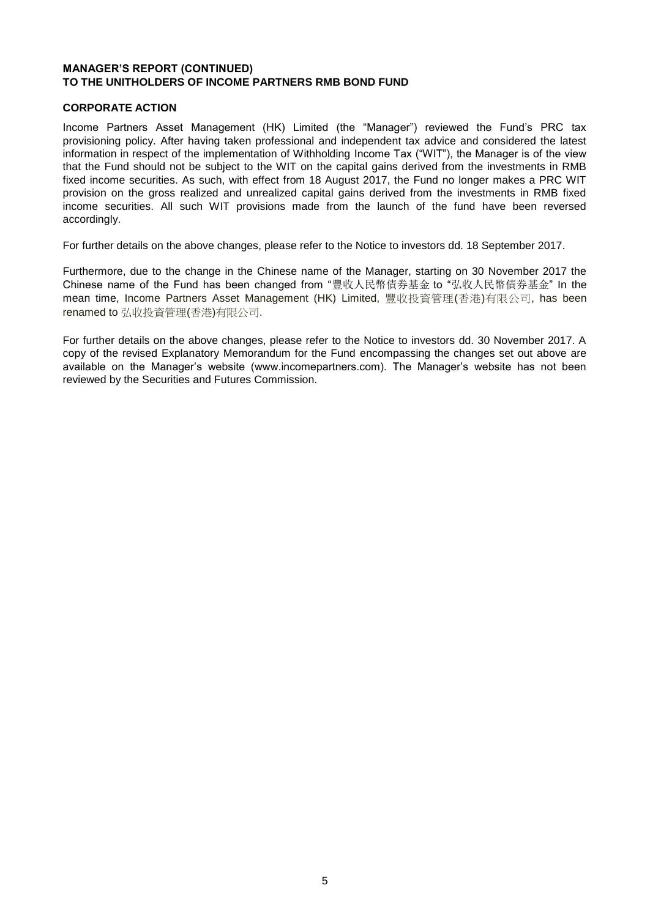**MANAGER'S REPORT (CONTINUED)**
**TO THE UNITHOLDERS OF INCOME PARTNERS RMB BOND FUND**

**CORPORATE ACTION**

Income Partners Asset Management (HK) Limited (the "Manager") reviewed the Fund's PRC tax provisioning policy. After having taken professional and independent tax advice and considered the latest information in respect of the implementation of Withholding Income Tax ("WIT"), the Manager is of the view that the Fund should not be subject to the WIT on the capital gains derived from the investments in RMB fixed income securities. As such, with effect from 18 August 2017, the Fund no longer makes a PRC WIT provision on the gross realized and unrealized capital gains derived from the investments in RMB fixed income securities. All such WIT provisions made from the launch of the fund have been reversed accordingly.

For further details on the above changes, please refer to the Notice to investors dd. 18 September 2017.

Furthermore, due to the change in the Chinese name of the Manager, starting on 30 November 2017 the Chinese name of the Fund has been changed from "豐收人民幣債券基金 to "弘收人民幣債券基金" In the mean time, Income Partners Asset Management (HK) Limited, 豐收投資管理(香港)有限公司, has been renamed to 弘收投資管理(香港)有限公司.

For further details on the above changes, please refer to the Notice to investors dd. 30 November 2017. A copy of the revised Explanatory Memorandum for the Fund encompassing the changes set out above are available on the Manager's website (www.incomepartners.com). The Manager's website has not been reviewed by the Securities and Futures Commission.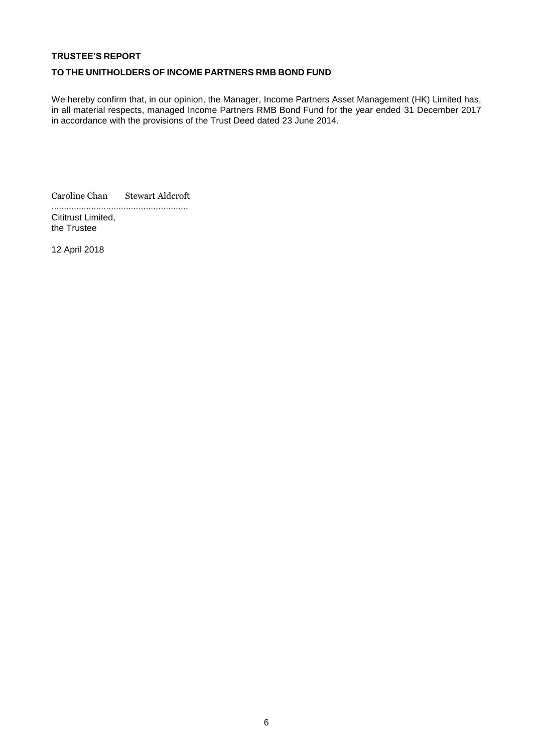**TRUSTEE'S REPORT**

**TO THE UNITHOLDERS OF INCOME PARTNERS RMB BOND FUND**

We hereby confirm that, in our opinion, the Manager, Income Partners Asset Management (HK) Limited has, in all material respects, managed Income Partners RMB Bond Fund for the year ended 31 December 2017 in accordance with the provisions of the Trust Deed dated 23 June 2014.

Caroline Chan Stewart Aldcroft

......................................................

Cititrust Limited,
the Trustee

12 April 2018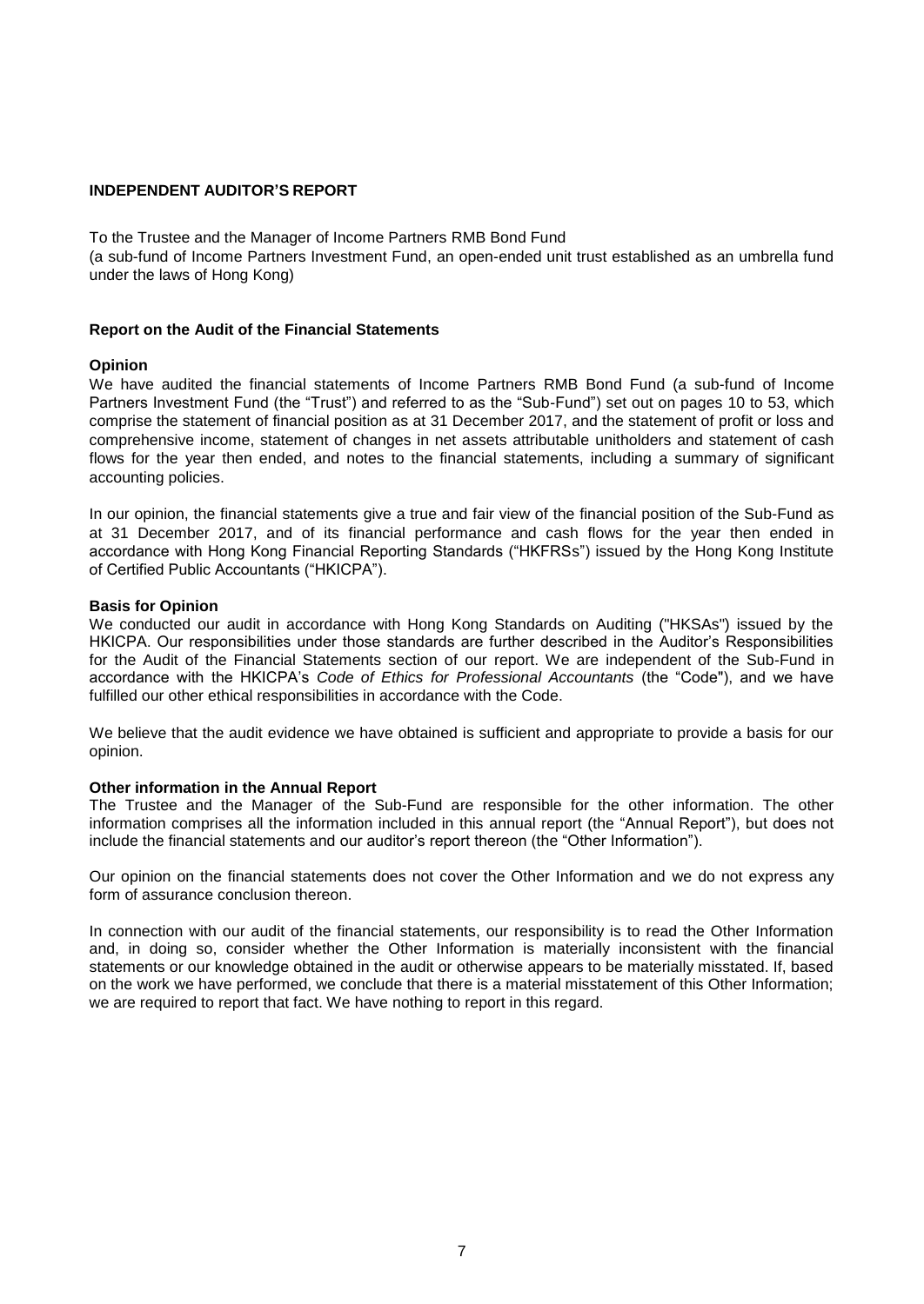## INDEPENDENT AUDITOR'S REPORT

To the Trustee and the Manager of Income Partners RMB Bond Fund
(a sub-fund of Income Partners Investment Fund, an open-ended unit trust established as an umbrella fund under the laws of Hong Kong)

### Report on the Audit of the Financial Statements

#### Opinion

We have audited the financial statements of Income Partners RMB Bond Fund (a sub-fund of Income Partners Investment Fund (the "Trust") and referred to as the "Sub-Fund") set out on pages 10 to 53, which comprise the statement of financial position as at 31 December 2017, and the statement of profit or loss and comprehensive income, statement of changes in net assets attributable unitholders and statement of cash flows for the year then ended, and notes to the financial statements, including a summary of significant accounting policies.

In our opinion, the financial statements give a true and fair view of the financial position of the Sub-Fund as at 31 December 2017, and of its financial performance and cash flows for the year then ended in accordance with Hong Kong Financial Reporting Standards ("HKFRSs") issued by the Hong Kong Institute of Certified Public Accountants ("HKICPA").

#### Basis for Opinion

We conducted our audit in accordance with Hong Kong Standards on Auditing ("HKSAs") issued by the HKICPA. Our responsibilities under those standards are further described in the Auditor's Responsibilities for the Audit of the Financial Statements section of our report. We are independent of the Sub-Fund in accordance with the HKICPA's *Code of Ethics for Professional Accountants* (the "Code"), and we have fulfilled our other ethical responsibilities in accordance with the Code.

We believe that the audit evidence we have obtained is sufficient and appropriate to provide a basis for our opinion.

#### Other information in the Annual Report

The Trustee and the Manager of the Sub-Fund are responsible for the other information. The other information comprises all the information included in this annual report (the "Annual Report"), but does not include the financial statements and our auditor's report thereon (the "Other Information").

Our opinion on the financial statements does not cover the Other Information and we do not express any form of assurance conclusion thereon.

In connection with our audit of the financial statements, our responsibility is to read the Other Information and, in doing so, consider whether the Other Information is materially inconsistent with the financial statements or our knowledge obtained in the audit or otherwise appears to be materially misstated. If, based on the work we have performed, we conclude that there is a material misstatement of this Other Information; we are required to report that fact. We have nothing to report in this regard.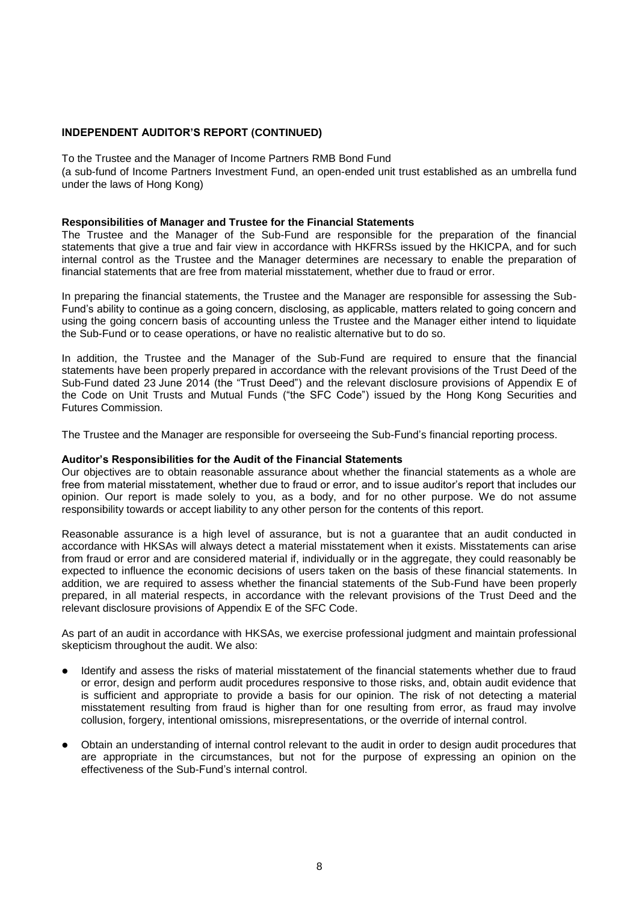**INDEPENDENT AUDITOR'S REPORT (CONTINUED)**

To the Trustee and the Manager of Income Partners RMB Bond Fund
(a sub-fund of Income Partners Investment Fund, an open-ended unit trust established as an umbrella fund under the laws of Hong Kong)

**Responsibilities of Manager and Trustee for the Financial Statements**

The Trustee and the Manager of the Sub-Fund are responsible for the preparation of the financial statements that give a true and fair view in accordance with HKFRSs issued by the HKICPA, and for such internal control as the Trustee and the Manager determines are necessary to enable the preparation of financial statements that are free from material misstatement, whether due to fraud or error.

In preparing the financial statements, the Trustee and the Manager are responsible for assessing the Sub-Fund's ability to continue as a going concern, disclosing, as applicable, matters related to going concern and using the going concern basis of accounting unless the Trustee and the Manager either intend to liquidate the Sub-Fund or to cease operations, or have no realistic alternative but to do so.

In addition, the Trustee and the Manager of the Sub-Fund are required to ensure that the financial statements have been properly prepared in accordance with the relevant provisions of the Trust Deed of the Sub-Fund dated 23 June 2014 (the "Trust Deed") and the relevant disclosure provisions of Appendix E of the Code on Unit Trusts and Mutual Funds ("the SFC Code") issued by the Hong Kong Securities and Futures Commission.

The Trustee and the Manager are responsible for overseeing the Sub-Fund's financial reporting process.

**Auditor's Responsibilities for the Audit of the Financial Statements**

Our objectives are to obtain reasonable assurance about whether the financial statements as a whole are free from material misstatement, whether due to fraud or error, and to issue auditor's report that includes our opinion. Our report is made solely to you, as a body, and for no other purpose. We do not assume responsibility towards or accept liability to any other person for the contents of this report.

Reasonable assurance is a high level of assurance, but is not a guarantee that an audit conducted in accordance with HKSAs will always detect a material misstatement when it exists. Misstatements can arise from fraud or error and are considered material if, individually or in the aggregate, they could reasonably be expected to influence the economic decisions of users taken on the basis of these financial statements. In addition, we are required to assess whether the financial statements of the Sub-Fund have been properly prepared, in all material respects, in accordance with the relevant provisions of the Trust Deed and the relevant disclosure provisions of Appendix E of the SFC Code.

As part of an audit in accordance with HKSAs, we exercise professional judgment and maintain professional skepticism throughout the audit. We also:

- Identify and assess the risks of material misstatement of the financial statements whether due to fraud or error, design and perform audit procedures responsive to those risks, and, obtain audit evidence that is sufficient and appropriate to provide a basis for our opinion. The risk of not detecting a material misstatement resulting from fraud is higher than for one resulting from error, as fraud may involve collusion, forgery, intentional omissions, misrepresentations, or the override of internal control.
- Obtain an understanding of internal control relevant to the audit in order to design audit procedures that are appropriate in the circumstances, but not for the purpose of expressing an opinion on the effectiveness of the Sub-Fund's internal control.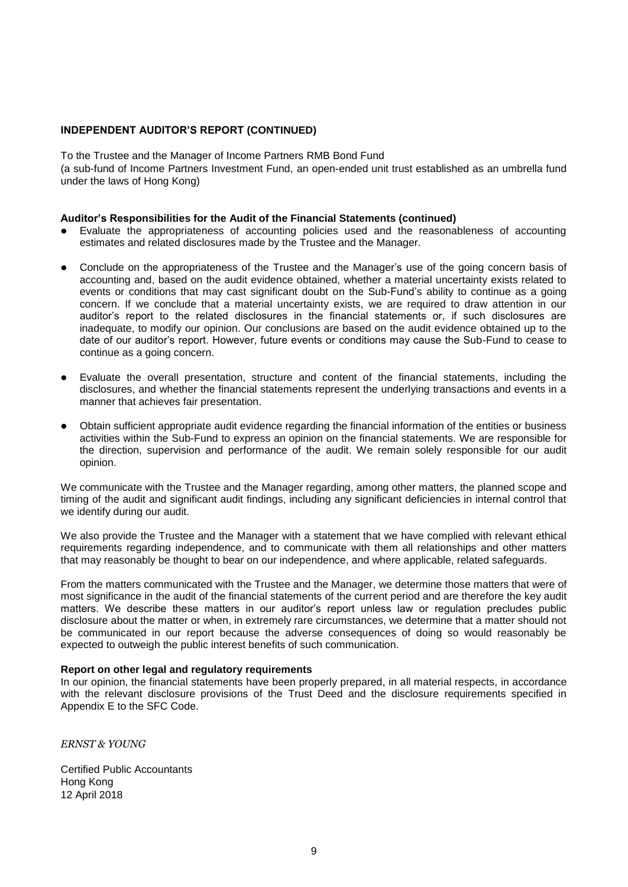## INDEPENDENT AUDITOR'S REPORT (CONTINUED)

To the Trustee and the Manager of Income Partners RMB Bond Fund
(a sub-fund of Income Partners Investment Fund, an open-ended unit trust established as an umbrella fund under the laws of Hong Kong)

**Auditor's Responsibilities for the Audit of the Financial Statements (continued)**

- Evaluate the appropriateness of accounting policies used and the reasonableness of accounting estimates and related disclosures made by the Trustee and the Manager.
- Conclude on the appropriateness of the Trustee and the Manager's use of the going concern basis of accounting and, based on the audit evidence obtained, whether a material uncertainty exists related to events or conditions that may cast significant doubt on the Sub-Fund's ability to continue as a going concern. If we conclude that a material uncertainty exists, we are required to draw attention in our auditor's report to the related disclosures in the financial statements or, if such disclosures are inadequate, to modify our opinion. Our conclusions are based on the audit evidence obtained up to the date of our auditor's report. However, future events or conditions may cause the Sub-Fund to cease to continue as a going concern.
- Evaluate the overall presentation, structure and content of the financial statements, including the disclosures, and whether the financial statements represent the underlying transactions and events in a manner that achieves fair presentation.
- Obtain sufficient appropriate audit evidence regarding the financial information of the entities or business activities within the Sub-Fund to express an opinion on the financial statements. We are responsible for the direction, supervision and performance of the audit. We remain solely responsible for our audit opinion.

We communicate with the Trustee and the Manager regarding, among other matters, the planned scope and timing of the audit and significant audit findings, including any significant deficiencies in internal control that we identify during our audit.

We also provide the Trustee and the Manager with a statement that we have complied with relevant ethical requirements regarding independence, and to communicate with them all relationships and other matters that may reasonably be thought to bear on our independence, and where applicable, related safeguards.

From the matters communicated with the Trustee and the Manager, we determine those matters that were of most significance in the audit of the financial statements of the current period and are therefore the key audit matters. We describe these matters in our auditor's report unless law or regulation precludes public disclosure about the matter or when, in extremely rare circumstances, we determine that a matter should not be communicated in our report because the adverse consequences of doing so would reasonably be expected to outweigh the public interest benefits of such communication.

**Report on other legal and regulatory requirements**

In our opinion, the financial statements have been properly prepared, in all material respects, in accordance with the relevant disclosure provisions of the Trust Deed and the disclosure requirements specified in Appendix E to the SFC Code.

*ERNST & YOUNG*

Certified Public Accountants
Hong Kong
12 April 2018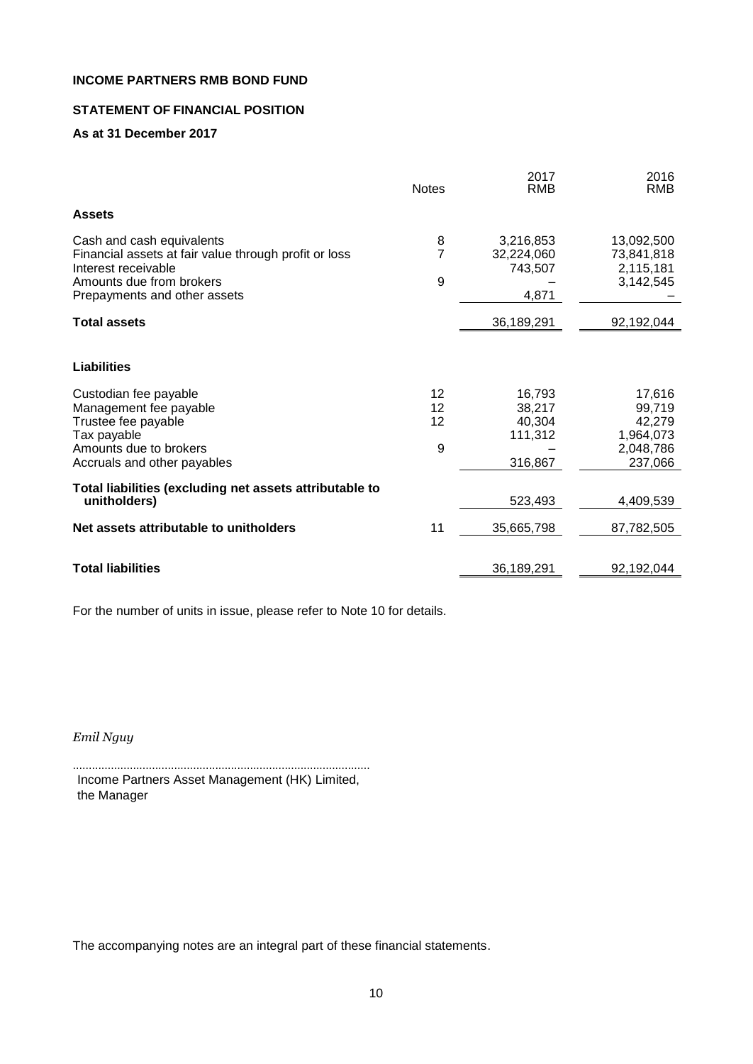**INCOME PARTNERS RMB BOND FUND**

**STATEMENT OF FINANCIAL POSITION**

**As at 31 December 2017**

| | Notes | 2017 RMB | 2016 RMB |
|---|---|---|---|
| **Assets** | | | |
| Cash and cash equivalents | 8 | 3,216,853 | 13,092,500 |
| Financial assets at fair value through profit or loss | 7 | 32,224,060 | 73,841,818 |
| Interest receivable | | 743,507 | 2,115,181 |
| Amounts due from brokers | 9 | – | 3,142,545 |
| Prepayments and other assets | | 4,871 | – |
| **Total assets** | | 36,189,291 | 92,192,044 |
| **Liabilities** | | | |
| Custodian fee payable | 12 | 16,793 | 17,616 |
| Management fee payable | 12 | 38,217 | 99,719 |
| Trustee fee payable | 12 | 40,304 | 42,279 |
| Tax payable | | 111,312 | 1,964,073 |
| Amounts due to brokers | 9 | – | 2,048,786 |
| Accruals and other payables | | 316,867 | 237,066 |
| **Total liabilities (excluding net assets attributable to unitholders)** | | 523,493 | 4,409,539 |
| **Net assets attributable to unitholders** | 11 | 35,665,798 | 87,782,505 |
| **Total liabilities** | | 36,189,291 | 92,192,044 |

For the number of units in issue, please refer to Note 10 for details.

*Emil Nguy*

.............................................................................................
Income Partners Asset Management (HK) Limited,
the Manager

The accompanying notes are an integral part of these financial statements.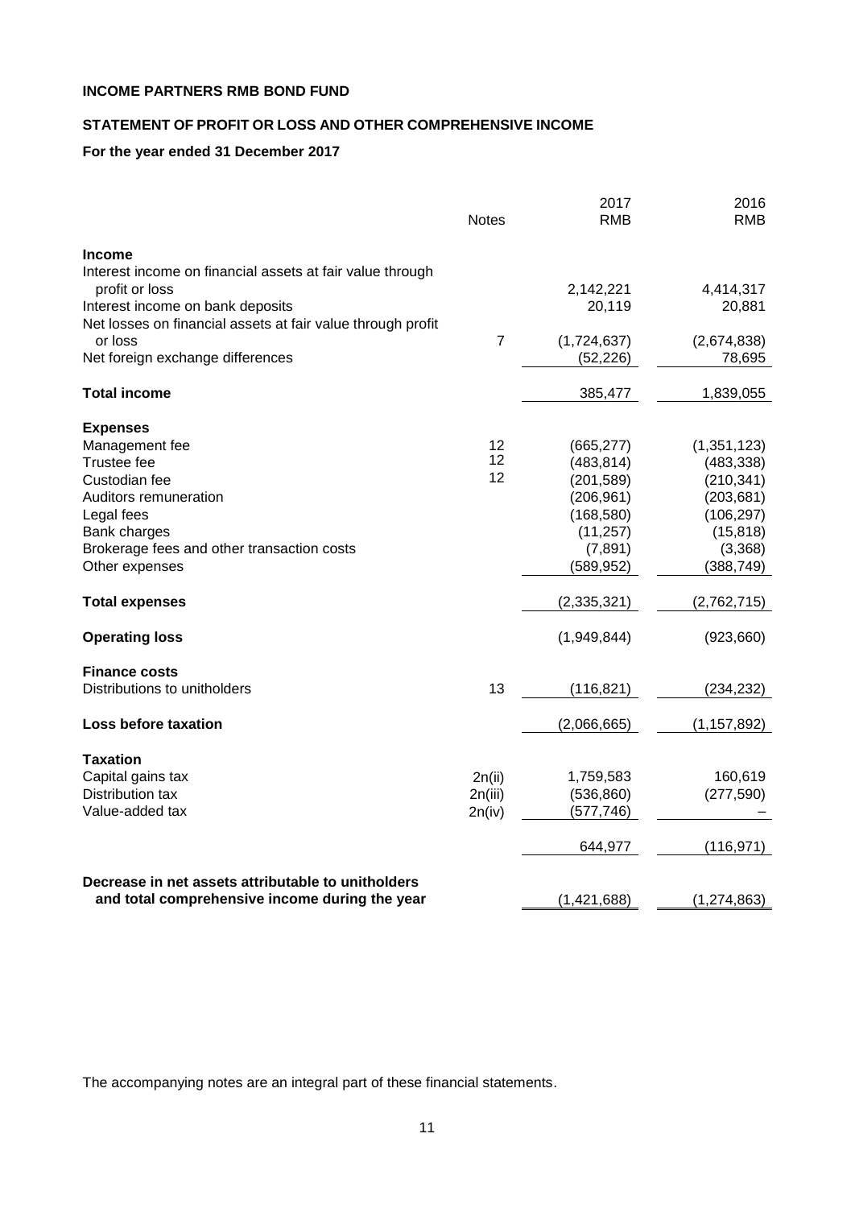**INCOME PARTNERS RMB BOND FUND**

**STATEMENT OF PROFIT OR LOSS AND OTHER COMPREHENSIVE INCOME**

**For the year ended 31 December 2017**

| | Notes | 2017 RMB | 2016 RMB |
|---|---|---|---|
| **Income** | | | |
| Interest income on financial assets at fair value through profit or loss | | 2,142,221 | 4,414,317 |
| Interest income on bank deposits | | 20,119 | 20,881 |
| Net losses on financial assets at fair value through profit or loss | 7 | (1,724,637) | (2,674,838) |
| Net foreign exchange differences | | (52,226) | 78,695 |
| **Total income** | | 385,477 | 1,839,055 |
| **Expenses** | | | |
| Management fee | 12 | (665,277) | (1,351,123) |
| Trustee fee | 12 | (483,814) | (483,338) |
| Custodian fee | 12 | (201,589) | (210,341) |
| Auditors remuneration | | (206,961) | (203,681) |
| Legal fees | | (168,580) | (106,297) |
| Bank charges | | (11,257) | (15,818) |
| Brokerage fees and other transaction costs | | (7,891) | (3,368) |
| Other expenses | | (589,952) | (388,749) |
| **Total expenses** | | (2,335,321) | (2,762,715) |
| **Operating loss** | | (1,949,844) | (923,660) |
| **Finance costs** | | | |
| Distributions to unitholders | 13 | (116,821) | (234,232) |
| **Loss before taxation** | | (2,066,665) | (1,157,892) |
| **Taxation** | | | |
| Capital gains tax | 2n(ii) | 1,759,583 | 160,619 |
| Distribution tax | 2n(iii) | (536,860) | (277,590) |
| Value-added tax | 2n(iv) | (577,746) | – |
| | | 644,977 | (116,971) |
| **Decrease in net assets attributable to unitholders and total comprehensive income during the year** | | (1,421,688) | (1,274,863) |

The accompanying notes are an integral part of these financial statements.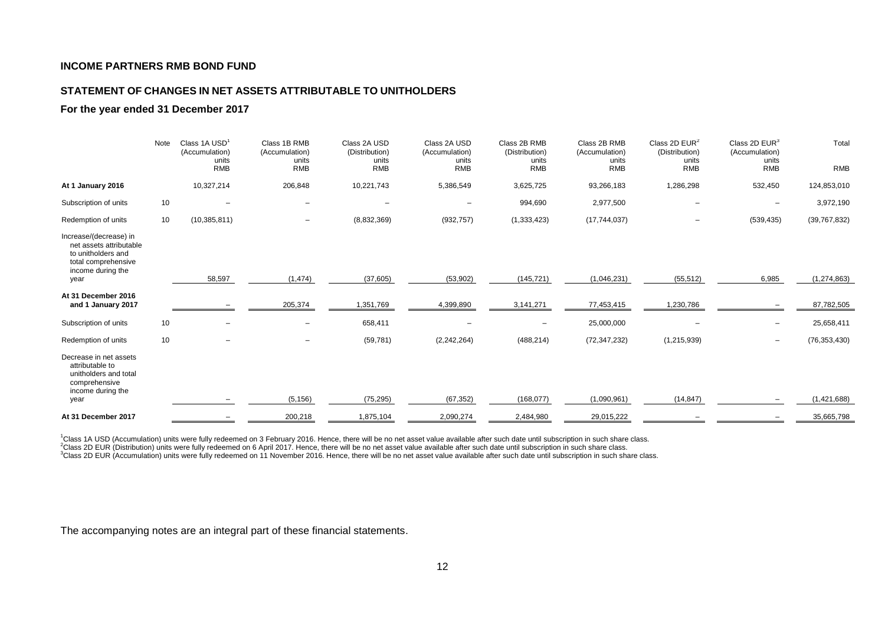**INCOME PARTNERS RMB BOND FUND**

**STATEMENT OF CHANGES IN NET ASSETS ATTRIBUTABLE TO UNITHOLDERS**

**For the year ended 31 December 2017**

| | Note | Class 1A USD[1] (Accumulation) units RMB | Class 1B RMB (Accumulation) units RMB | Class 2A USD (Distribution) units RMB | Class 2A USD (Accumulation) units RMB | Class 2B RMB (Distribution) units RMB | Class 2B RMB (Accumulation) units RMB | Class 2D EUR[2] (Distribution) units RMB | Class 2D EUR[3] (Accumulation) units RMB | Total RMB |
|---|---|---|---|---|---|---|---|---|---|---|
| **At 1 January 2016** | | 10,327,214 | 206,848 | 10,221,743 | 5,386,549 | 3,625,725 | 93,266,183 | 1,286,298 | 532,450 | 124,853,010 |
| Subscription of units | 10 | – | – | – | – | 994,690 | 2,977,500 | – | – | 3,972,190 |
| Redemption of units | 10 | (10,385,811) | – | (8,832,369) | (932,757) | (1,333,423) | (17,744,037) | – | (539,435) | (39,767,832) |
| Increase/(decrease) in net assets attributable to unitholders and total comprehensive income during the year | | 58,597 | (1,474) | (37,605) | (53,902) | (145,721) | (1,046,231) | (55,512) | 6,985 | (1,274,863) |
| **At 31 December 2016 and 1 January 2017** | | – | 205,374 | 1,351,769 | 4,399,890 | 3,141,271 | 77,453,415 | 1,230,786 | – | 87,782,505 |
| Subscription of units | 10 | – | – | 658,411 | – | – | 25,000,000 | – | – | 25,658,411 |
| Redemption of units | 10 | – | – | (59,781) | (2,242,264) | (488,214) | (72,347,232) | (1,215,939) | – | (76,353,430) |
| Decrease in net assets attributable to unitholders and total comprehensive income during the year | | – | (5,156) | (75,295) | (67,352) | (168,077) | (1,090,961) | (14,847) | – | (1,421,688) |
| **At 31 December 2017** | | – | 200,218 | 1,875,104 | 2,090,274 | 2,484,980 | 29,015,222 | – | – | 35,665,798 |

[1]Class 1A USD (Accumulation) units were fully redeemed on 3 February 2016. Hence, there will be no net asset value available after such date until subscription in such share class.
[2]Class 2D EUR (Distribution) units were fully redeemed on 6 April 2017. Hence, there will be no net asset value available after such date until subscription in such share class.
[3]Class 2D EUR (Accumulation) units were fully redeemed on 11 November 2016. Hence, there will be no net asset value available after such date until subscription in such share class.

The accompanying notes are an integral part of these financial statements.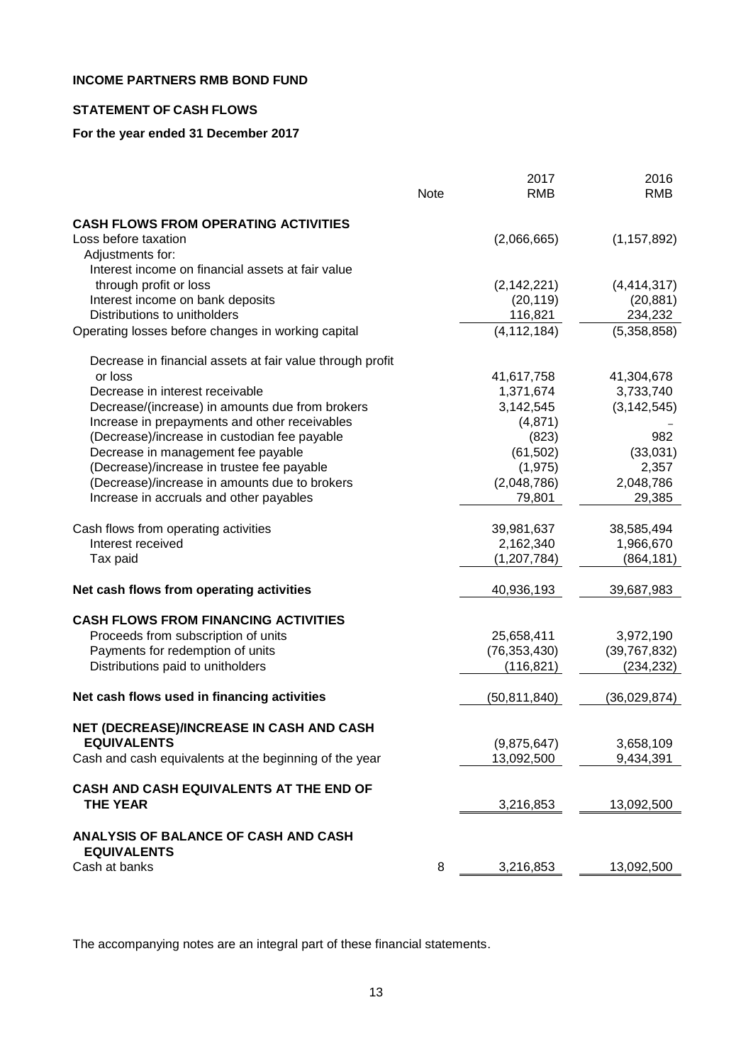**INCOME PARTNERS RMB BOND FUND**

**STATEMENT OF CASH FLOWS**

**For the year ended 31 December 2017**

| | Note | 2017 RMB | 2016 RMB |
|---|---|---|---|
| **CASH FLOWS FROM OPERATING ACTIVITIES** | | | |
| Loss before taxation | | (2,066,665) | (1,157,892) |
| Adjustments for: | | | |
| Interest income on financial assets at fair value through profit or loss | | (2,142,221) | (4,414,317) |
| Interest income on bank deposits | | (20,119) | (20,881) |
| Distributions to unitholders | | 116,821 | 234,232 |
| Operating losses before changes in working capital | | (4,112,184) | (5,358,858) |
| Decrease in financial assets at fair value through profit or loss | | 41,617,758 | 41,304,678 |
| Decrease in interest receivable | | 1,371,674 | 3,733,740 |
| Decrease/(increase) in amounts due from brokers | | 3,142,545 | (3,142,545) |
| Increase in prepayments and other receivables | | (4,871) | – |
| (Decrease)/increase in custodian fee payable | | (823) | 982 |
| Decrease in management fee payable | | (61,502) | (33,031) |
| (Decrease)/increase in trustee fee payable | | (1,975) | 2,357 |
| (Decrease)/increase in amounts due to brokers | | (2,048,786) | 2,048,786 |
| Increase in accruals and other payables | | 79,801 | 29,385 |
| Cash flows from operating activities | | 39,981,637 | 38,585,494 |
| Interest received | | 2,162,340 | 1,966,670 |
| Tax paid | | (1,207,784) | (864,181) |
| **Net cash flows from operating activities** | | 40,936,193 | 39,687,983 |
| **CASH FLOWS FROM FINANCING ACTIVITIES** | | | |
| Proceeds from subscription of units | | 25,658,411 | 3,972,190 |
| Payments for redemption of units | | (76,353,430) | (39,767,832) |
| Distributions paid to unitholders | | (116,821) | (234,232) |
| **Net cash flows used in financing activities** | | (50,811,840) | (36,029,874) |
| **NET (DECREASE)/INCREASE IN CASH AND CASH EQUIVALENTS** | | (9,875,647) | 3,658,109 |
| Cash and cash equivalents at the beginning of the year | | 13,092,500 | 9,434,391 |
| **CASH AND CASH EQUIVALENTS AT THE END OF THE YEAR** | | 3,216,853 | 13,092,500 |
| **ANALYSIS OF BALANCE OF CASH AND CASH EQUIVALENTS** | | | |
| Cash at banks | 8 | 3,216,853 | 13,092,500 |

The accompanying notes are an integral part of these financial statements.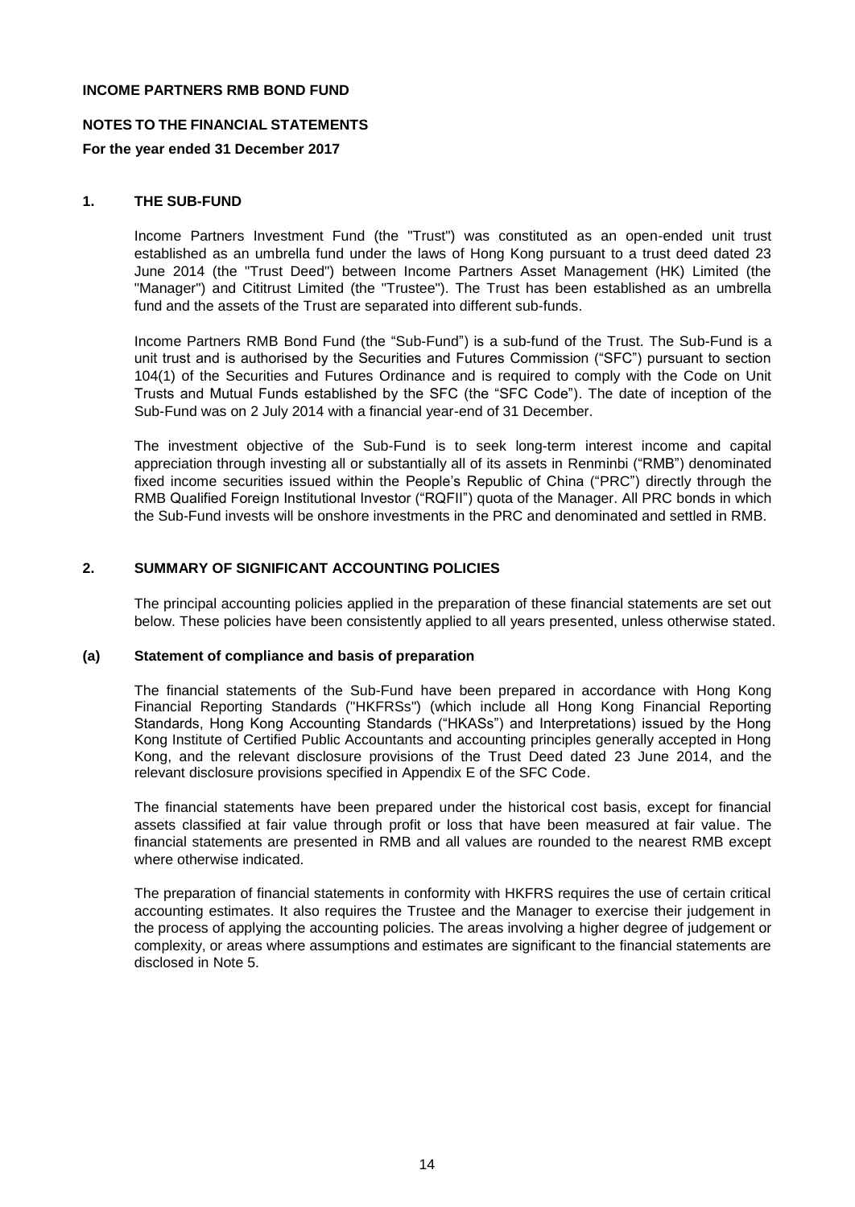**INCOME PARTNERS RMB BOND FUND**

**NOTES TO THE FINANCIAL STATEMENTS**

**For the year ended 31 December 2017**

## 1. THE SUB-FUND

Income Partners Investment Fund (the "Trust") was constituted as an open-ended unit trust established as an umbrella fund under the laws of Hong Kong pursuant to a trust deed dated 23 June 2014 (the "Trust Deed") between Income Partners Asset Management (HK) Limited (the "Manager") and Cititrust Limited (the "Trustee"). The Trust has been established as an umbrella fund and the assets of the Trust are separated into different sub-funds.

Income Partners RMB Bond Fund (the "Sub-Fund") is a sub-fund of the Trust. The Sub-Fund is a unit trust and is authorised by the Securities and Futures Commission ("SFC") pursuant to section 104(1) of the Securities and Futures Ordinance and is required to comply with the Code on Unit Trusts and Mutual Funds established by the SFC (the "SFC Code"). The date of inception of the Sub-Fund was on 2 July 2014 with a financial year-end of 31 December.

The investment objective of the Sub-Fund is to seek long-term interest income and capital appreciation through investing all or substantially all of its assets in Renminbi ("RMB") denominated fixed income securities issued within the People's Republic of China ("PRC") directly through the RMB Qualified Foreign Institutional Investor ("RQFII") quota of the Manager. All PRC bonds in which the Sub-Fund invests will be onshore investments in the PRC and denominated and settled in RMB.

## 2. SUMMARY OF SIGNIFICANT ACCOUNTING POLICIES

The principal accounting policies applied in the preparation of these financial statements are set out below. These policies have been consistently applied to all years presented, unless otherwise stated.

### (a) Statement of compliance and basis of preparation

The financial statements of the Sub-Fund have been prepared in accordance with Hong Kong Financial Reporting Standards ("HKFRSs") (which include all Hong Kong Financial Reporting Standards, Hong Kong Accounting Standards ("HKASs") and Interpretations) issued by the Hong Kong Institute of Certified Public Accountants and accounting principles generally accepted in Hong Kong, and the relevant disclosure provisions of the Trust Deed dated 23 June 2014, and the relevant disclosure provisions specified in Appendix E of the SFC Code.

The financial statements have been prepared under the historical cost basis, except for financial assets classified at fair value through profit or loss that have been measured at fair value. The financial statements are presented in RMB and all values are rounded to the nearest RMB except where otherwise indicated.

The preparation of financial statements in conformity with HKFRS requires the use of certain critical accounting estimates. It also requires the Trustee and the Manager to exercise their judgement in the process of applying the accounting policies. The areas involving a higher degree of judgement or complexity, or areas where assumptions and estimates are significant to the financial statements are disclosed in Note 5.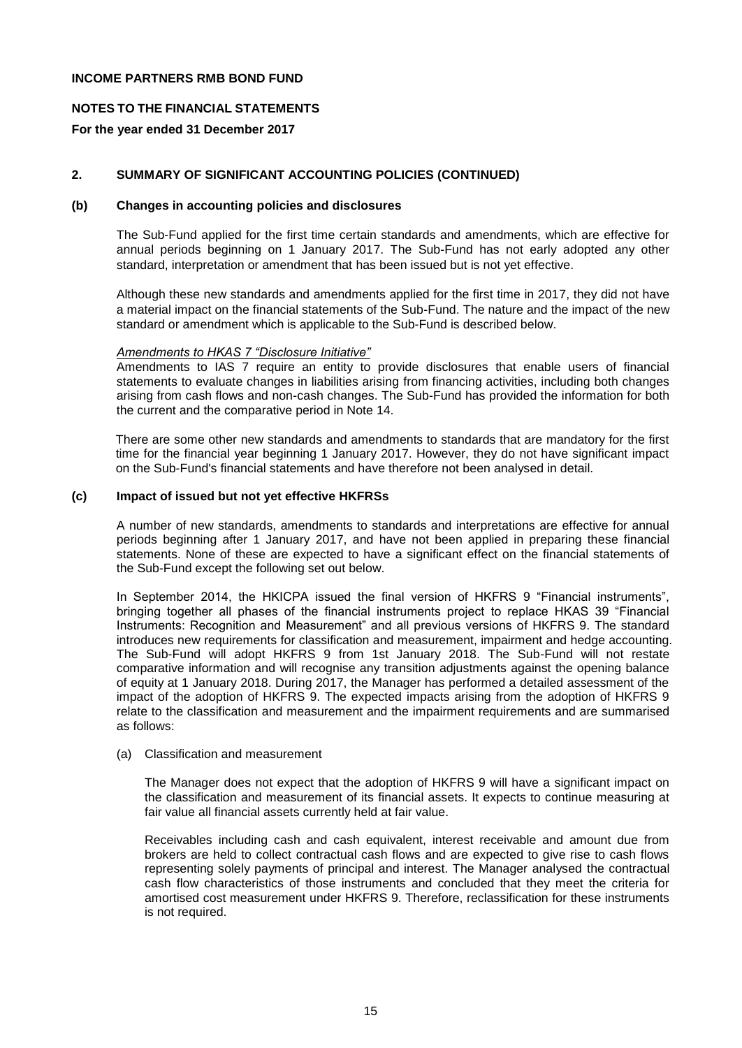**INCOME PARTNERS RMB BOND FUND**

**NOTES TO THE FINANCIAL STATEMENTS**

**For the year ended 31 December 2017**

## 2. SUMMARY OF SIGNIFICANT ACCOUNTING POLICIES (CONTINUED)

### (b) Changes in accounting policies and disclosures

The Sub-Fund applied for the first time certain standards and amendments, which are effective for annual periods beginning on 1 January 2017. The Sub-Fund has not early adopted any other standard, interpretation or amendment that has been issued but is not yet effective.

Although these new standards and amendments applied for the first time in 2017, they did not have a material impact on the financial statements of the Sub-Fund. The nature and the impact of the new standard or amendment which is applicable to the Sub-Fund is described below.

*Amendments to HKAS 7 "Disclosure Initiative"*

Amendments to IAS 7 require an entity to provide disclosures that enable users of financial statements to evaluate changes in liabilities arising from financing activities, including both changes arising from cash flows and non-cash changes. The Sub-Fund has provided the information for both the current and the comparative period in Note 14.

There are some other new standards and amendments to standards that are mandatory for the first time for the financial year beginning 1 January 2017. However, they do not have significant impact on the Sub-Fund's financial statements and have therefore not been analysed in detail.

### (c) Impact of issued but not yet effective HKFRSs

A number of new standards, amendments to standards and interpretations are effective for annual periods beginning after 1 January 2017, and have not been applied in preparing these financial statements. None of these are expected to have a significant effect on the financial statements of the Sub-Fund except the following set out below.

In September 2014, the HKICPA issued the final version of HKFRS 9 "Financial instruments", bringing together all phases of the financial instruments project to replace HKAS 39 "Financial Instruments: Recognition and Measurement" and all previous versions of HKFRS 9. The standard introduces new requirements for classification and measurement, impairment and hedge accounting. The Sub-Fund will adopt HKFRS 9 from 1st January 2018. The Sub-Fund will not restate comparative information and will recognise any transition adjustments against the opening balance of equity at 1 January 2018. During 2017, the Manager has performed a detailed assessment of the impact of the adoption of HKFRS 9. The expected impacts arising from the adoption of HKFRS 9 relate to the classification and measurement and the impairment requirements and are summarised as follows:

(a) Classification and measurement

The Manager does not expect that the adoption of HKFRS 9 will have a significant impact on the classification and measurement of its financial assets. It expects to continue measuring at fair value all financial assets currently held at fair value.

Receivables including cash and cash equivalent, interest receivable and amount due from brokers are held to collect contractual cash flows and are expected to give rise to cash flows representing solely payments of principal and interest. The Manager analysed the contractual cash flow characteristics of those instruments and concluded that they meet the criteria for amortised cost measurement under HKFRS 9. Therefore, reclassification for these instruments is not required.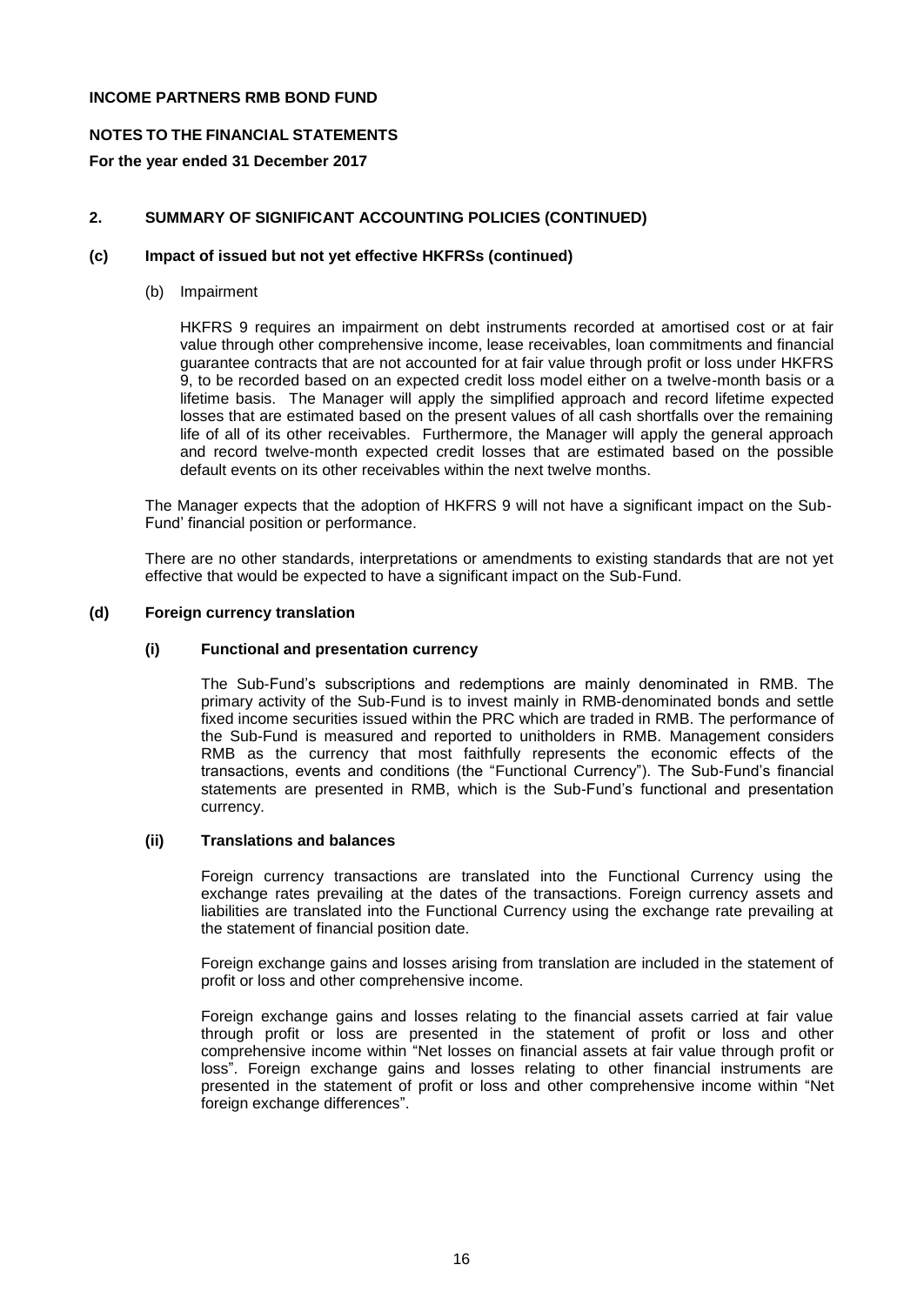**INCOME PARTNERS RMB BOND FUND**

**NOTES TO THE FINANCIAL STATEMENTS**

**For the year ended 31 December 2017**

## 2. SUMMARY OF SIGNIFICANT ACCOUNTING POLICIES (CONTINUED)

### (c) Impact of issued but not yet effective HKFRSs (continued)

(b) Impairment

HKFRS 9 requires an impairment on debt instruments recorded at amortised cost or at fair value through other comprehensive income, lease receivables, loan commitments and financial guarantee contracts that are not accounted for at fair value through profit or loss under HKFRS 9, to be recorded based on an expected credit loss model either on a twelve-month basis or a lifetime basis. The Manager will apply the simplified approach and record lifetime expected losses that are estimated based on the present values of all cash shortfalls over the remaining life of all of its other receivables. Furthermore, the Manager will apply the general approach and record twelve-month expected credit losses that are estimated based on the possible default events on its other receivables within the next twelve months.

The Manager expects that the adoption of HKFRS 9 will not have a significant impact on the Sub-Fund' financial position or performance.

There are no other standards, interpretations or amendments to existing standards that are not yet effective that would be expected to have a significant impact on the Sub-Fund.

### (d) Foreign currency translation

#### (i) Functional and presentation currency

The Sub-Fund's subscriptions and redemptions are mainly denominated in RMB. The primary activity of the Sub-Fund is to invest mainly in RMB-denominated bonds and settle fixed income securities issued within the PRC which are traded in RMB. The performance of the Sub-Fund is measured and reported to unitholders in RMB. Management considers RMB as the currency that most faithfully represents the economic effects of the transactions, events and conditions (the "Functional Currency"). The Sub-Fund's financial statements are presented in RMB, which is the Sub-Fund's functional and presentation currency.

#### (ii) Translations and balances

Foreign currency transactions are translated into the Functional Currency using the exchange rates prevailing at the dates of the transactions. Foreign currency assets and liabilities are translated into the Functional Currency using the exchange rate prevailing at the statement of financial position date.

Foreign exchange gains and losses arising from translation are included in the statement of profit or loss and other comprehensive income.

Foreign exchange gains and losses relating to the financial assets carried at fair value through profit or loss are presented in the statement of profit or loss and other comprehensive income within "Net losses on financial assets at fair value through profit or loss". Foreign exchange gains and losses relating to other financial instruments are presented in the statement of profit or loss and other comprehensive income within "Net foreign exchange differences".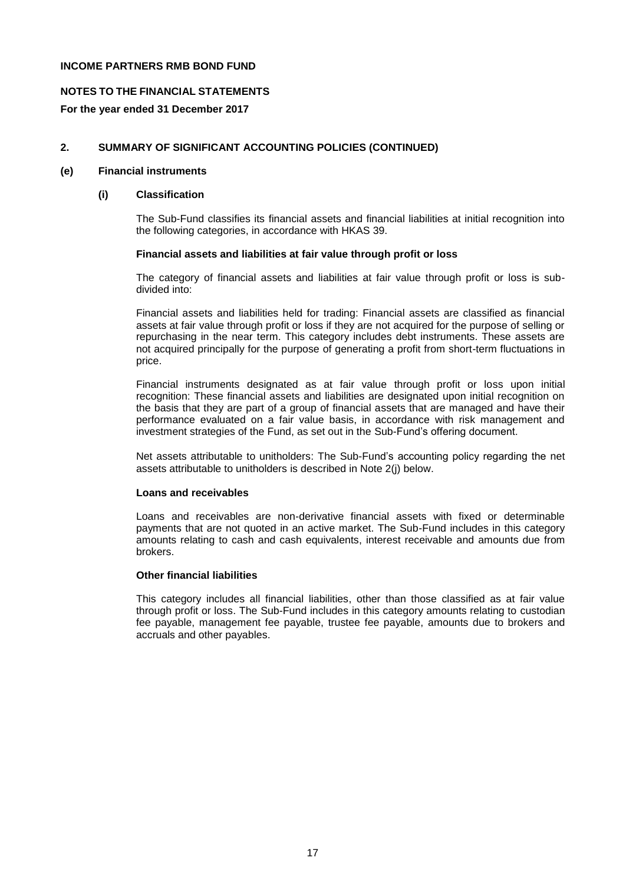**INCOME PARTNERS RMB BOND FUND**

**NOTES TO THE FINANCIAL STATEMENTS**

**For the year ended 31 December 2017**

## 2. SUMMARY OF SIGNIFICANT ACCOUNTING POLICIES (CONTINUED)

### (e) Financial instruments

#### (i) Classification

The Sub-Fund classifies its financial assets and financial liabilities at initial recognition into the following categories, in accordance with HKAS 39.

**Financial assets and liabilities at fair value through profit or loss**

The category of financial assets and liabilities at fair value through profit or loss is sub-divided into:

Financial assets and liabilities held for trading: Financial assets are classified as financial assets at fair value through profit or loss if they are not acquired for the purpose of selling or repurchasing in the near term. This category includes debt instruments. These assets are not acquired principally for the purpose of generating a profit from short-term fluctuations in price.

Financial instruments designated as at fair value through profit or loss upon initial recognition: These financial assets and liabilities are designated upon initial recognition on the basis that they are part of a group of financial assets that are managed and have their performance evaluated on a fair value basis, in accordance with risk management and investment strategies of the Fund, as set out in the Sub-Fund's offering document.

Net assets attributable to unitholders: The Sub-Fund's accounting policy regarding the net assets attributable to unitholders is described in Note 2(j) below.

**Loans and receivables**

Loans and receivables are non-derivative financial assets with fixed or determinable payments that are not quoted in an active market. The Sub-Fund includes in this category amounts relating to cash and cash equivalents, interest receivable and amounts due from brokers.

**Other financial liabilities**

This category includes all financial liabilities, other than those classified as at fair value through profit or loss. The Sub-Fund includes in this category amounts relating to custodian fee payable, management fee payable, trustee fee payable, amounts due to brokers and accruals and other payables.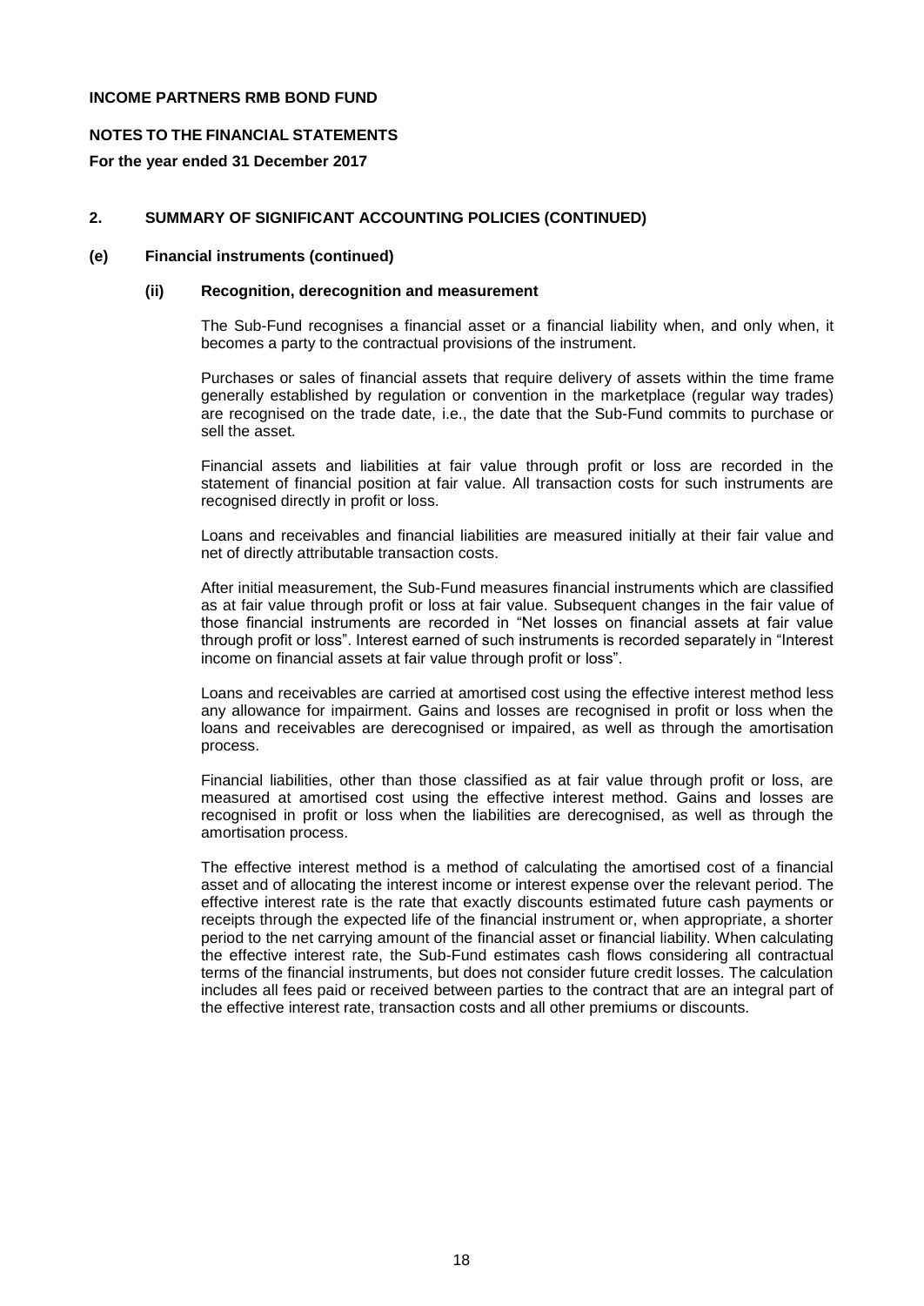**INCOME PARTNERS RMB BOND FUND**

**NOTES TO THE FINANCIAL STATEMENTS**

**For the year ended 31 December 2017**

## 2. SUMMARY OF SIGNIFICANT ACCOUNTING POLICIES (CONTINUED)

### (e) Financial instruments (continued)

#### (ii) Recognition, derecognition and measurement

The Sub-Fund recognises a financial asset or a financial liability when, and only when, it becomes a party to the contractual provisions of the instrument.

Purchases or sales of financial assets that require delivery of assets within the time frame generally established by regulation or convention in the marketplace (regular way trades) are recognised on the trade date, i.e., the date that the Sub-Fund commits to purchase or sell the asset.

Financial assets and liabilities at fair value through profit or loss are recorded in the statement of financial position at fair value. All transaction costs for such instruments are recognised directly in profit or loss.

Loans and receivables and financial liabilities are measured initially at their fair value and net of directly attributable transaction costs.

After initial measurement, the Sub-Fund measures financial instruments which are classified as at fair value through profit or loss at fair value. Subsequent changes in the fair value of those financial instruments are recorded in "Net losses on financial assets at fair value through profit or loss". Interest earned of such instruments is recorded separately in "Interest income on financial assets at fair value through profit or loss".

Loans and receivables are carried at amortised cost using the effective interest method less any allowance for impairment. Gains and losses are recognised in profit or loss when the loans and receivables are derecognised or impaired, as well as through the amortisation process.

Financial liabilities, other than those classified as at fair value through profit or loss, are measured at amortised cost using the effective interest method. Gains and losses are recognised in profit or loss when the liabilities are derecognised, as well as through the amortisation process.

The effective interest method is a method of calculating the amortised cost of a financial asset and of allocating the interest income or interest expense over the relevant period. The effective interest rate is the rate that exactly discounts estimated future cash payments or receipts through the expected life of the financial instrument or, when appropriate, a shorter period to the net carrying amount of the financial asset or financial liability. When calculating the effective interest rate, the Sub-Fund estimates cash flows considering all contractual terms of the financial instruments, but does not consider future credit losses. The calculation includes all fees paid or received between parties to the contract that are an integral part of the effective interest rate, transaction costs and all other premiums or discounts.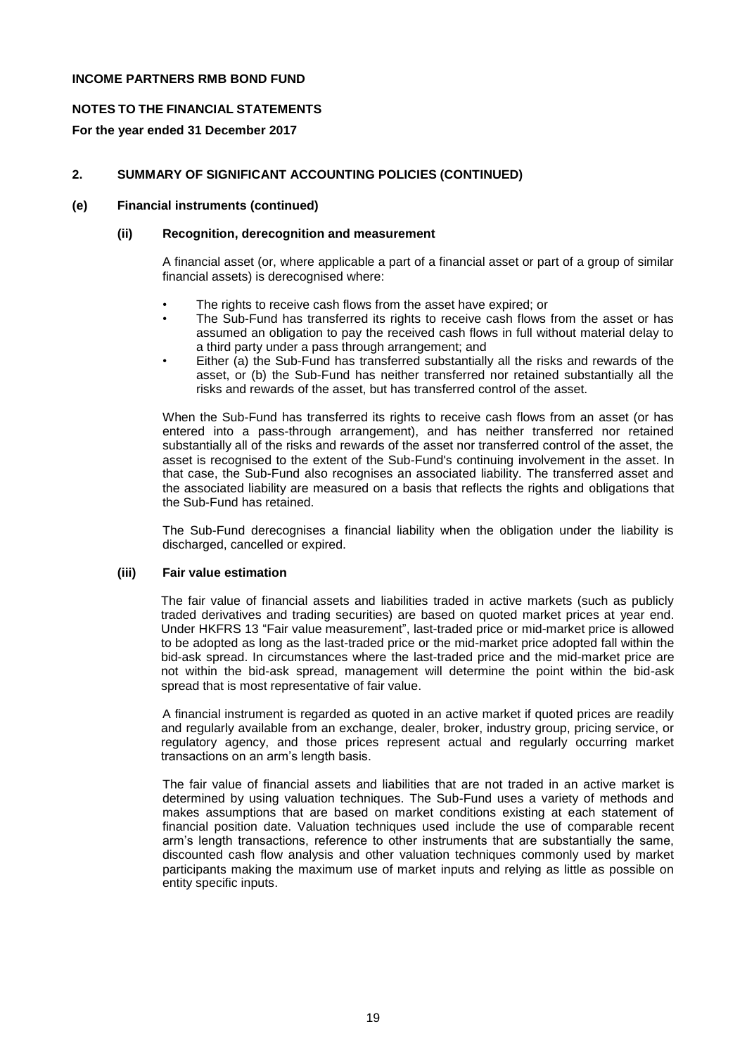**INCOME PARTNERS RMB BOND FUND**

**NOTES TO THE FINANCIAL STATEMENTS**

**For the year ended 31 December 2017**

## 2. SUMMARY OF SIGNIFICANT ACCOUNTING POLICIES (CONTINUED)

### (e) Financial instruments (continued)

#### (ii) Recognition, derecognition and measurement

A financial asset (or, where applicable a part of a financial asset or part of a group of similar financial assets) is derecognised where:

- The rights to receive cash flows from the asset have expired; or
- The Sub-Fund has transferred its rights to receive cash flows from the asset or has assumed an obligation to pay the received cash flows in full without material delay to a third party under a pass through arrangement; and
- Either (a) the Sub-Fund has transferred substantially all the risks and rewards of the asset, or (b) the Sub-Fund has neither transferred nor retained substantially all the risks and rewards of the asset, but has transferred control of the asset.

When the Sub-Fund has transferred its rights to receive cash flows from an asset (or has entered into a pass-through arrangement), and has neither transferred nor retained substantially all of the risks and rewards of the asset nor transferred control of the asset, the asset is recognised to the extent of the Sub-Fund's continuing involvement in the asset. In that case, the Sub-Fund also recognises an associated liability. The transferred asset and the associated liability are measured on a basis that reflects the rights and obligations that the Sub-Fund has retained.

The Sub-Fund derecognises a financial liability when the obligation under the liability is discharged, cancelled or expired.

#### (iii) Fair value estimation

The fair value of financial assets and liabilities traded in active markets (such as publicly traded derivatives and trading securities) are based on quoted market prices at year end. Under HKFRS 13 "Fair value measurement", last-traded price or mid-market price is allowed to be adopted as long as the last-traded price or the mid-market price adopted fall within the bid-ask spread. In circumstances where the last-traded price and the mid-market price are not within the bid-ask spread, management will determine the point within the bid-ask spread that is most representative of fair value.

A financial instrument is regarded as quoted in an active market if quoted prices are readily and regularly available from an exchange, dealer, broker, industry group, pricing service, or regulatory agency, and those prices represent actual and regularly occurring market transactions on an arm's length basis.

The fair value of financial assets and liabilities that are not traded in an active market is determined by using valuation techniques. The Sub-Fund uses a variety of methods and makes assumptions that are based on market conditions existing at each statement of financial position date. Valuation techniques used include the use of comparable recent arm's length transactions, reference to other instruments that are substantially the same, discounted cash flow analysis and other valuation techniques commonly used by market participants making the maximum use of market inputs and relying as little as possible on entity specific inputs.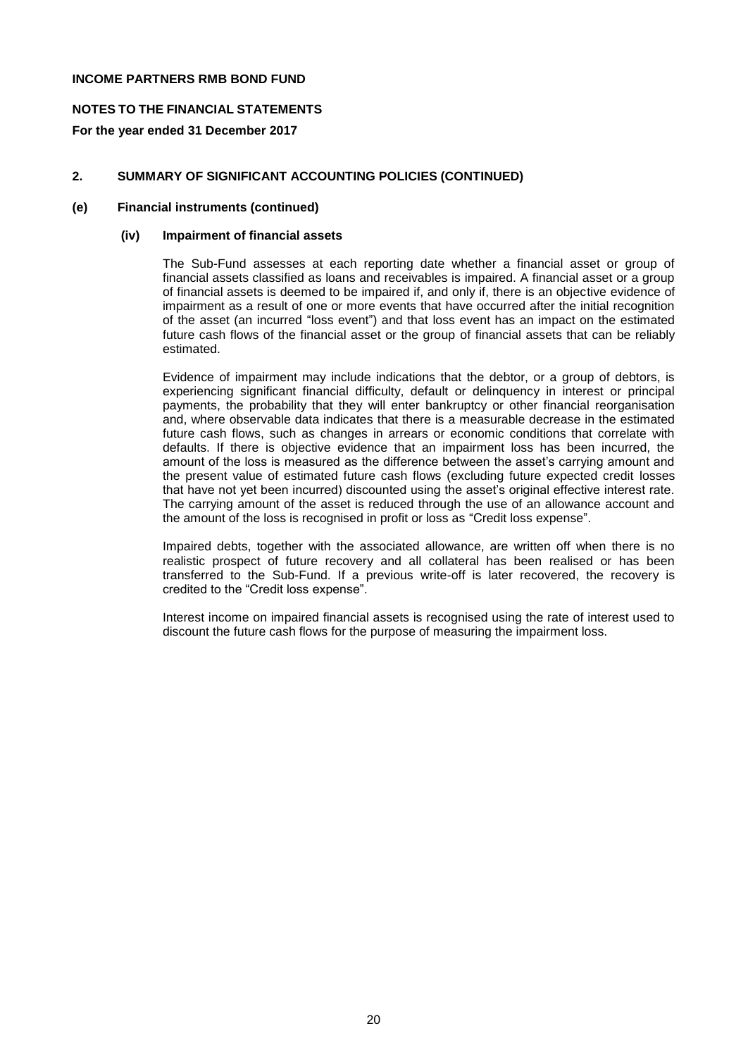**INCOME PARTNERS RMB BOND FUND**

**NOTES TO THE FINANCIAL STATEMENTS**

**For the year ended 31 December 2017**

## 2. SUMMARY OF SIGNIFICANT ACCOUNTING POLICIES (CONTINUED)

### (e) Financial instruments (continued)

#### (iv) Impairment of financial assets

The Sub-Fund assesses at each reporting date whether a financial asset or group of financial assets classified as loans and receivables is impaired. A financial asset or a group of financial assets is deemed to be impaired if, and only if, there is an objective evidence of impairment as a result of one or more events that have occurred after the initial recognition of the asset (an incurred "loss event") and that loss event has an impact on the estimated future cash flows of the financial asset or the group of financial assets that can be reliably estimated.

Evidence of impairment may include indications that the debtor, or a group of debtors, is experiencing significant financial difficulty, default or delinquency in interest or principal payments, the probability that they will enter bankruptcy or other financial reorganisation and, where observable data indicates that there is a measurable decrease in the estimated future cash flows, such as changes in arrears or economic conditions that correlate with defaults. If there is objective evidence that an impairment loss has been incurred, the amount of the loss is measured as the difference between the asset's carrying amount and the present value of estimated future cash flows (excluding future expected credit losses that have not yet been incurred) discounted using the asset's original effective interest rate. The carrying amount of the asset is reduced through the use of an allowance account and the amount of the loss is recognised in profit or loss as "Credit loss expense".

Impaired debts, together with the associated allowance, are written off when there is no realistic prospect of future recovery and all collateral has been realised or has been transferred to the Sub-Fund. If a previous write-off is later recovered, the recovery is credited to the "Credit loss expense".

Interest income on impaired financial assets is recognised using the rate of interest used to discount the future cash flows for the purpose of measuring the impairment loss.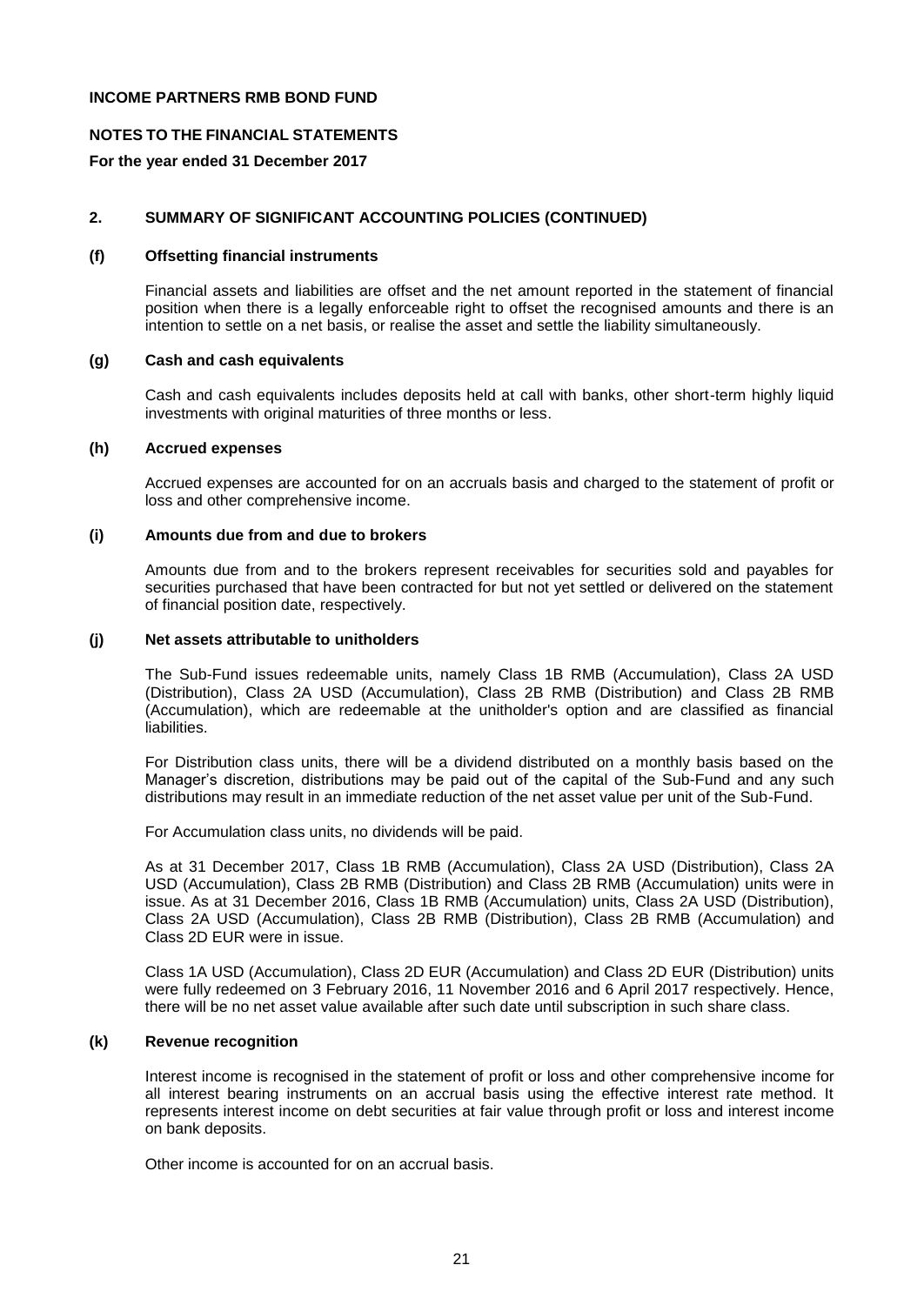**INCOME PARTNERS RMB BOND FUND**

**NOTES TO THE FINANCIAL STATEMENTS**

**For the year ended 31 December 2017**

## 2. SUMMARY OF SIGNIFICANT ACCOUNTING POLICIES (CONTINUED)

### (f) Offsetting financial instruments

Financial assets and liabilities are offset and the net amount reported in the statement of financial position when there is a legally enforceable right to offset the recognised amounts and there is an intention to settle on a net basis, or realise the asset and settle the liability simultaneously.

### (g) Cash and cash equivalents

Cash and cash equivalents includes deposits held at call with banks, other short-term highly liquid investments with original maturities of three months or less.

### (h) Accrued expenses

Accrued expenses are accounted for on an accruals basis and charged to the statement of profit or loss and other comprehensive income.

### (i) Amounts due from and due to brokers

Amounts due from and to the brokers represent receivables for securities sold and payables for securities purchased that have been contracted for but not yet settled or delivered on the statement of financial position date, respectively.

### (j) Net assets attributable to unitholders

The Sub-Fund issues redeemable units, namely Class 1B RMB (Accumulation), Class 2A USD (Distribution), Class 2A USD (Accumulation), Class 2B RMB (Distribution) and Class 2B RMB (Accumulation), which are redeemable at the unitholder's option and are classified as financial liabilities.

For Distribution class units, there will be a dividend distributed on a monthly basis based on the Manager's discretion, distributions may be paid out of the capital of the Sub-Fund and any such distributions may result in an immediate reduction of the net asset value per unit of the Sub-Fund.

For Accumulation class units, no dividends will be paid.

As at 31 December 2017, Class 1B RMB (Accumulation), Class 2A USD (Distribution), Class 2A USD (Accumulation), Class 2B RMB (Distribution) and Class 2B RMB (Accumulation) units were in issue. As at 31 December 2016, Class 1B RMB (Accumulation) units, Class 2A USD (Distribution), Class 2A USD (Accumulation), Class 2B RMB (Distribution), Class 2B RMB (Accumulation) and Class 2D EUR were in issue.

Class 1A USD (Accumulation), Class 2D EUR (Accumulation) and Class 2D EUR (Distribution) units were fully redeemed on 3 February 2016, 11 November 2016 and 6 April 2017 respectively. Hence, there will be no net asset value available after such date until subscription in such share class.

### (k) Revenue recognition

Interest income is recognised in the statement of profit or loss and other comprehensive income for all interest bearing instruments on an accrual basis using the effective interest rate method. It represents interest income on debt securities at fair value through profit or loss and interest income on bank deposits.

Other income is accounted for on an accrual basis.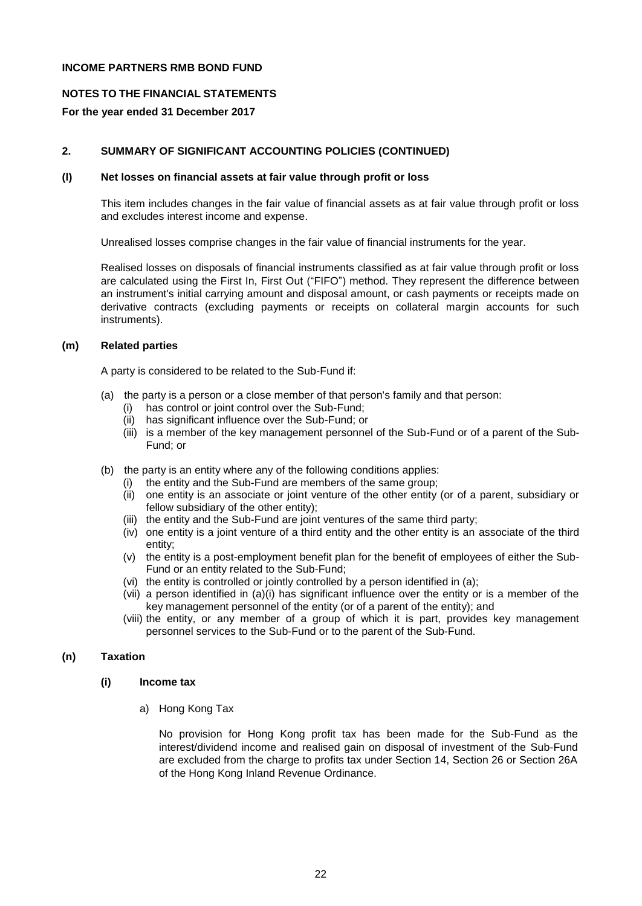**INCOME PARTNERS RMB BOND FUND**

**NOTES TO THE FINANCIAL STATEMENTS**

**For the year ended 31 December 2017**

## 2. SUMMARY OF SIGNIFICANT ACCOUNTING POLICIES (CONTINUED)

### (l) Net losses on financial assets at fair value through profit or loss

This item includes changes in the fair value of financial assets as at fair value through profit or loss and excludes interest income and expense.

Unrealised losses comprise changes in the fair value of financial instruments for the year.

Realised losses on disposals of financial instruments classified as at fair value through profit or loss are calculated using the First In, First Out ("FIFO") method. They represent the difference between an instrument's initial carrying amount and disposal amount, or cash payments or receipts made on derivative contracts (excluding payments or receipts on collateral margin accounts for such instruments).

### (m) Related parties

A party is considered to be related to the Sub-Fund if:

(a) the party is a person or a close member of that person's family and that person:
   - (i) has control or joint control over the Sub-Fund;
   - (ii) has significant influence over the Sub-Fund; or
   - (iii) is a member of the key management personnel of the Sub-Fund or of a parent of the Sub-Fund; or

(b) the party is an entity where any of the following conditions applies:
   - (i) the entity and the Sub-Fund are members of the same group;
   - (ii) one entity is an associate or joint venture of the other entity (or of a parent, subsidiary or fellow subsidiary of the other entity);
   - (iii) the entity and the Sub-Fund are joint ventures of the same third party;
   - (iv) one entity is a joint venture of a third entity and the other entity is an associate of the third entity;
   - (v) the entity is a post-employment benefit plan for the benefit of employees of either the Sub-Fund or an entity related to the Sub-Fund;
   - (vi) the entity is controlled or jointly controlled by a person identified in (a);
   - (vii) a person identified in (a)(i) has significant influence over the entity or is a member of the key management personnel of the entity (or of a parent of the entity); and
   - (viii) the entity, or any member of a group of which it is part, provides key management personnel services to the Sub-Fund or to the parent of the Sub-Fund.

### (n) Taxation

#### (i) Income tax

a) Hong Kong Tax

No provision for Hong Kong profit tax has been made for the Sub-Fund as the interest/dividend income and realised gain on disposal of investment of the Sub-Fund are excluded from the charge to profits tax under Section 14, Section 26 or Section 26A of the Hong Kong Inland Revenue Ordinance.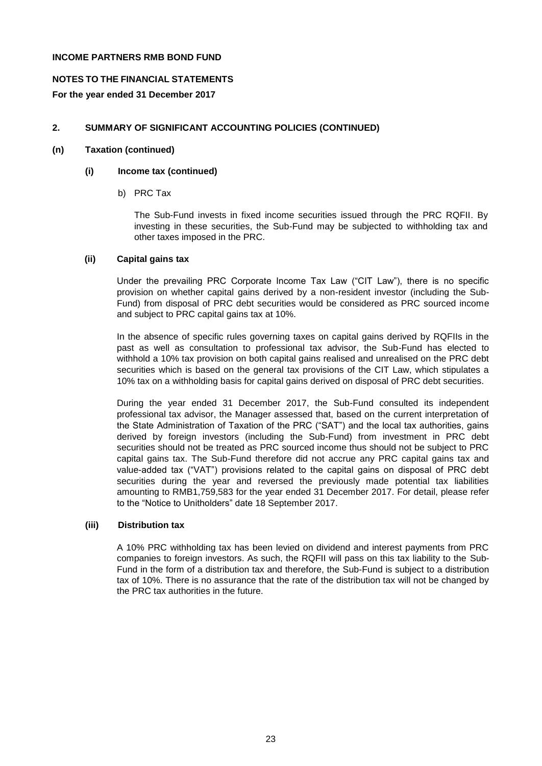**INCOME PARTNERS RMB BOND FUND**

**NOTES TO THE FINANCIAL STATEMENTS**

**For the year ended 31 December 2017**

## 2. SUMMARY OF SIGNIFICANT ACCOUNTING POLICIES (CONTINUED)

### (n) Taxation (continued)

#### (i) Income tax (continued)

b) PRC Tax

The Sub-Fund invests in fixed income securities issued through the PRC RQFII. By investing in these securities, the Sub-Fund may be subjected to withholding tax and other taxes imposed in the PRC.

#### (ii) Capital gains tax

Under the prevailing PRC Corporate Income Tax Law ("CIT Law"), there is no specific provision on whether capital gains derived by a non-resident investor (including the Sub-Fund) from disposal of PRC debt securities would be considered as PRC sourced income and subject to PRC capital gains tax at 10%.

In the absence of specific rules governing taxes on capital gains derived by RQFIIs in the past as well as consultation to professional tax advisor, the Sub-Fund has elected to withhold a 10% tax provision on both capital gains realised and unrealised on the PRC debt securities which is based on the general tax provisions of the CIT Law, which stipulates a 10% tax on a withholding basis for capital gains derived on disposal of PRC debt securities.

During the year ended 31 December 2017, the Sub-Fund consulted its independent professional tax advisor, the Manager assessed that, based on the current interpretation of the State Administration of Taxation of the PRC ("SAT") and the local tax authorities, gains derived by foreign investors (including the Sub-Fund) from investment in PRC debt securities should not be treated as PRC sourced income thus should not be subject to PRC capital gains tax. The Sub-Fund therefore did not accrue any PRC capital gains tax and value-added tax ("VAT") provisions related to the capital gains on disposal of PRC debt securities during the year and reversed the previously made potential tax liabilities amounting to RMB1,759,583 for the year ended 31 December 2017. For detail, please refer to the "Notice to Unitholders" date 18 September 2017.

#### (iii) Distribution tax

A 10% PRC withholding tax has been levied on dividend and interest payments from PRC companies to foreign investors. As such, the RQFII will pass on this tax liability to the Sub-Fund in the form of a distribution tax and therefore, the Sub-Fund is subject to a distribution tax of 10%. There is no assurance that the rate of the distribution tax will not be changed by the PRC tax authorities in the future.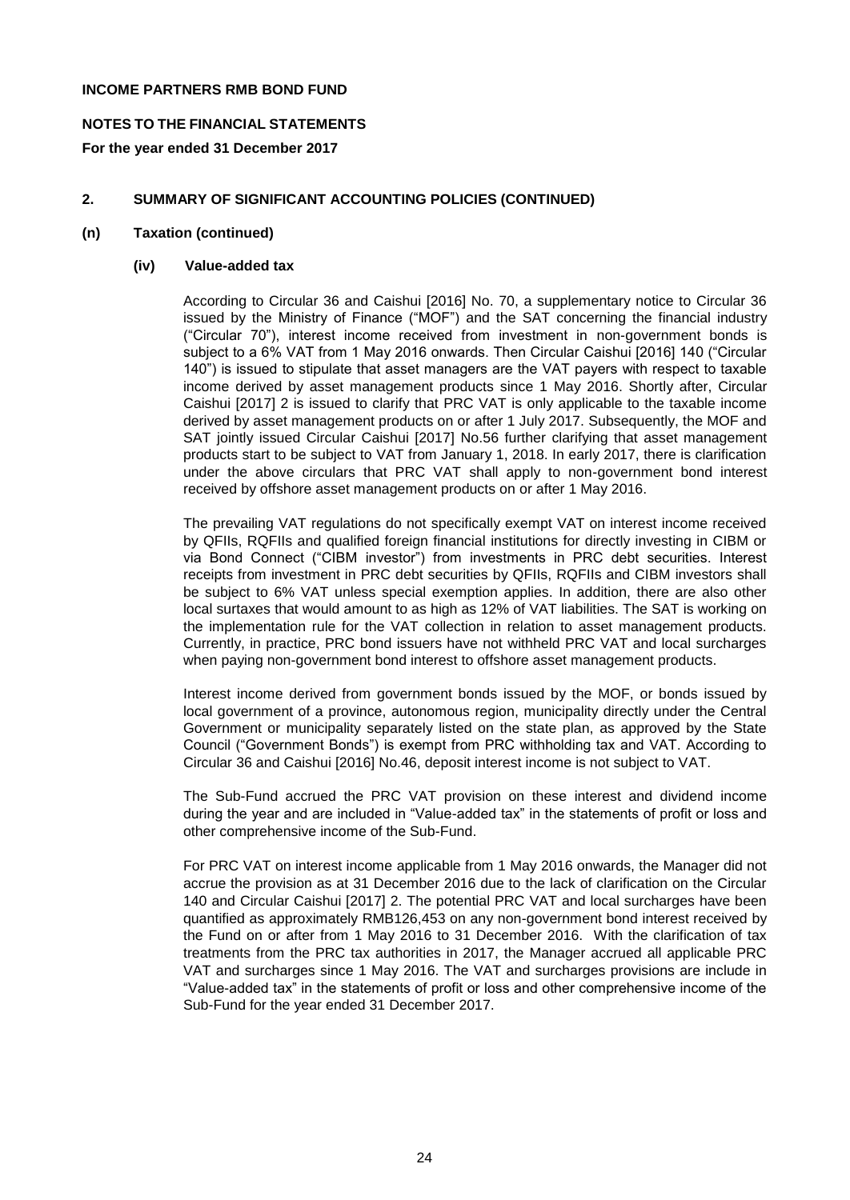**INCOME PARTNERS RMB BOND FUND**

**NOTES TO THE FINANCIAL STATEMENTS**

**For the year ended 31 December 2017**

## 2. SUMMARY OF SIGNIFICANT ACCOUNTING POLICIES (CONTINUED)

### (n) Taxation (continued)

#### (iv) Value-added tax

According to Circular 36 and Caishui [2016] No. 70, a supplementary notice to Circular 36 issued by the Ministry of Finance ("MOF") and the SAT concerning the financial industry ("Circular 70"), interest income received from investment in non-government bonds is subject to a 6% VAT from 1 May 2016 onwards. Then Circular Caishui [2016] 140 ("Circular 140") is issued to stipulate that asset managers are the VAT payers with respect to taxable income derived by asset management products since 1 May 2016. Shortly after, Circular Caishui [2017] 2 is issued to clarify that PRC VAT is only applicable to the taxable income derived by asset management products on or after 1 July 2017. Subsequently, the MOF and SAT jointly issued Circular Caishui [2017] No.56 further clarifying that asset management products start to be subject to VAT from January 1, 2018. In early 2017, there is clarification under the above circulars that PRC VAT shall apply to non-government bond interest received by offshore asset management products on or after 1 May 2016.

The prevailing VAT regulations do not specifically exempt VAT on interest income received by QFIIs, RQFIIs and qualified foreign financial institutions for directly investing in CIBM or via Bond Connect ("CIBM investor") from investments in PRC debt securities. Interest receipts from investment in PRC debt securities by QFIIs, RQFIIs and CIBM investors shall be subject to 6% VAT unless special exemption applies. In addition, there are also other local surtaxes that would amount to as high as 12% of VAT liabilities. The SAT is working on the implementation rule for the VAT collection in relation to asset management products. Currently, in practice, PRC bond issuers have not withheld PRC VAT and local surcharges when paying non-government bond interest to offshore asset management products.

Interest income derived from government bonds issued by the MOF, or bonds issued by local government of a province, autonomous region, municipality directly under the Central Government or municipality separately listed on the state plan, as approved by the State Council ("Government Bonds") is exempt from PRC withholding tax and VAT. According to Circular 36 and Caishui [2016] No.46, deposit interest income is not subject to VAT.

The Sub-Fund accrued the PRC VAT provision on these interest and dividend income during the year and are included in "Value-added tax" in the statements of profit or loss and other comprehensive income of the Sub-Fund.

For PRC VAT on interest income applicable from 1 May 2016 onwards, the Manager did not accrue the provision as at 31 December 2016 due to the lack of clarification on the Circular 140 and Circular Caishui [2017] 2. The potential PRC VAT and local surcharges have been quantified as approximately RMB126,453 on any non-government bond interest received by the Fund on or after from 1 May 2016 to 31 December 2016. With the clarification of tax treatments from the PRC tax authorities in 2017, the Manager accrued all applicable PRC VAT and surcharges since 1 May 2016. The VAT and surcharges provisions are include in "Value-added tax" in the statements of profit or loss and other comprehensive income of the Sub-Fund for the year ended 31 December 2017.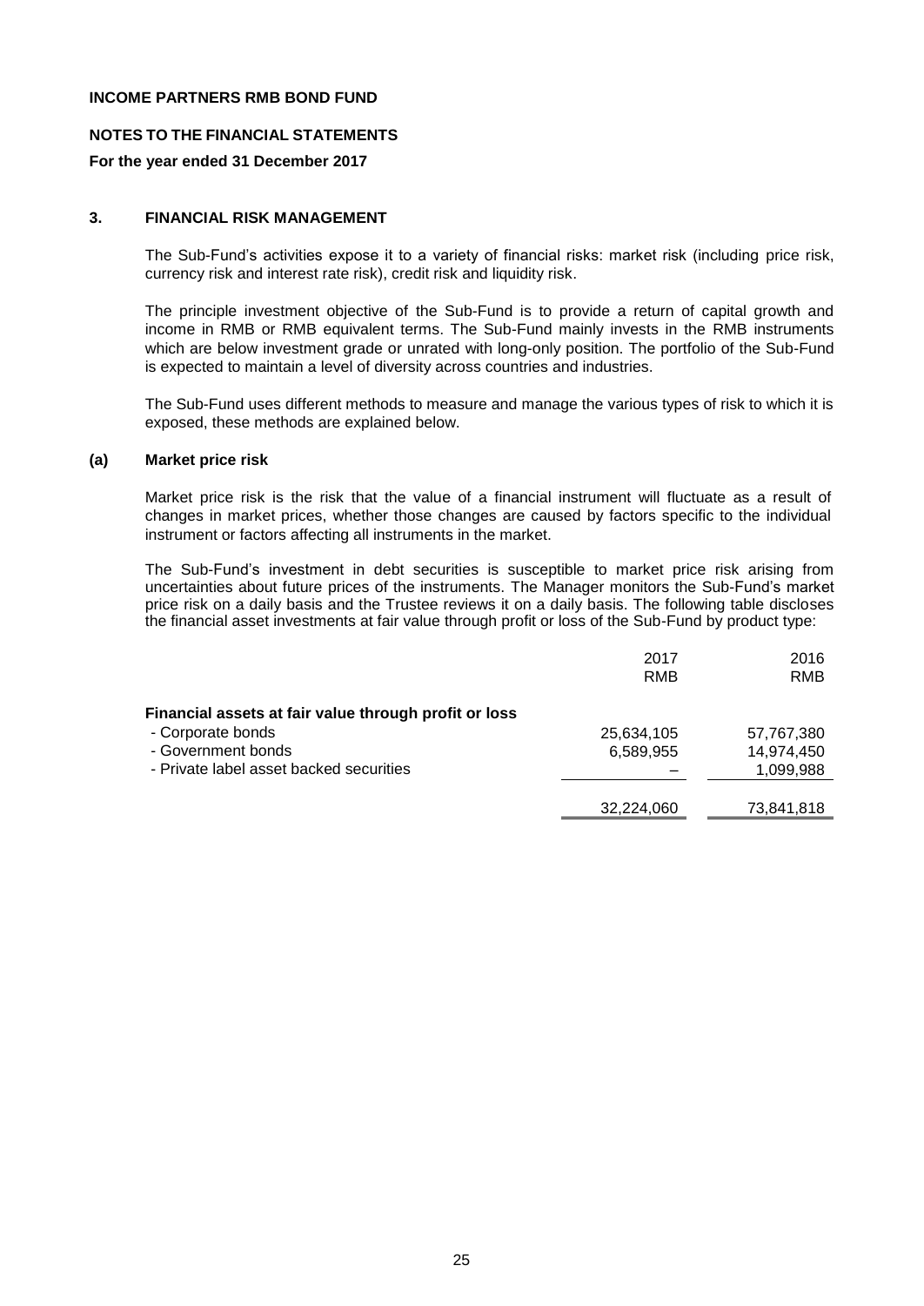**INCOME PARTNERS RMB BOND FUND**

**NOTES TO THE FINANCIAL STATEMENTS**

**For the year ended 31 December 2017**

## 3. FINANCIAL RISK MANAGEMENT

The Sub-Fund's activities expose it to a variety of financial risks: market risk (including price risk, currency risk and interest rate risk), credit risk and liquidity risk.

The principle investment objective of the Sub-Fund is to provide a return of capital growth and income in RMB or RMB equivalent terms. The Sub-Fund mainly invests in the RMB instruments which are below investment grade or unrated with long-only position. The portfolio of the Sub-Fund is expected to maintain a level of diversity across countries and industries.

The Sub-Fund uses different methods to measure and manage the various types of risk to which it is exposed, these methods are explained below.

### (a) Market price risk

Market price risk is the risk that the value of a financial instrument will fluctuate as a result of changes in market prices, whether those changes are caused by factors specific to the individual instrument or factors affecting all instruments in the market.

The Sub-Fund's investment in debt securities is susceptible to market price risk arising from uncertainties about future prices of the instruments. The Manager monitors the Sub-Fund's market price risk on a daily basis and the Trustee reviews it on a daily basis. The following table discloses the financial asset investments at fair value through profit or loss of the Sub-Fund by product type:

| | 2017 RMB | 2016 RMB |
|---|---|---|
| **Financial assets at fair value through profit or loss** | | |
| - Corporate bonds | 25,634,105 | 57,767,380 |
| - Government bonds | 6,589,955 | 14,974,450 |
| - Private label asset backed securities | – | 1,099,988 |
| | 32,224,060 | 73,841,818 |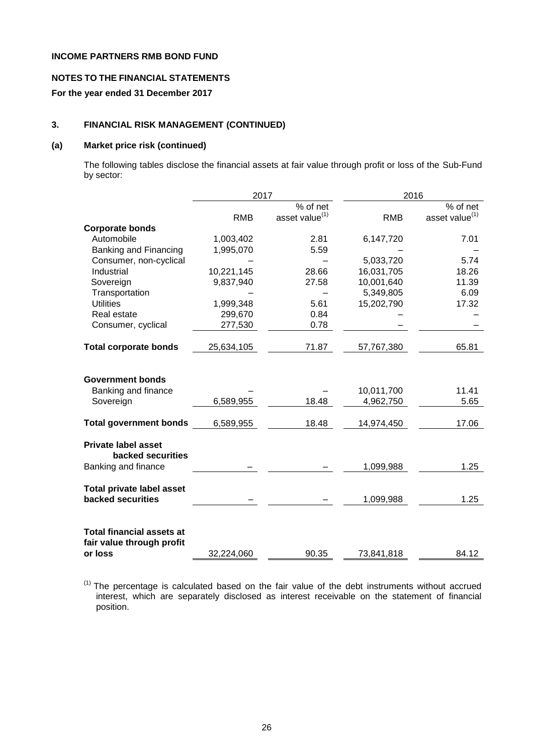**INCOME PARTNERS RMB BOND FUND**

**NOTES TO THE FINANCIAL STATEMENTS**

**For the year ended 31 December 2017**

## 3. FINANCIAL RISK MANAGEMENT (CONTINUED)

### (a) Market price risk (continued)

The following tables disclose the financial assets at fair value through profit or loss of the Sub-Fund by sector:

| | 2017 | | 2016 | |
|---|---|---|---|---|
| | RMB | % of net asset value[(1)] | RMB | % of net asset value[(1)] |
| **Corporate bonds** | | | | |
| Automobile | 1,003,402 | 2.81 | 6,147,720 | 7.01 |
| Banking and Financing | 1,995,070 | 5.59 | – | – |
| Consumer, non-cyclical | – | – | 5,033,720 | 5.74 |
| Industrial | 10,221,145 | 28.66 | 16,031,705 | 18.26 |
| Sovereign | 9,837,940 | 27.58 | 10,001,640 | 11.39 |
| Transportation | – | – | 5,349,805 | 6.09 |
| Utilities | 1,999,348 | 5.61 | 15,202,790 | 17.32 |
| Real estate | 299,670 | 0.84 | – | – |
| Consumer, cyclical | 277,530 | 0.78 | – | – |
| **Total corporate bonds** | 25,634,105 | 71.87 | 57,767,380 | 65.81 |
| **Government bonds** | | | | |
| Banking and finance | – | – | 10,011,700 | 11.41 |
| Sovereign | 6,589,955 | 18.48 | 4,962,750 | 5.65 |
| **Total government bonds** | 6,589,955 | 18.48 | 14,974,450 | 17.06 |
| **Private label asset backed securities** | | | | |
| Banking and finance | – | – | 1,099,988 | 1.25 |
| **Total private label asset backed securities** | – | – | 1,099,988 | 1.25 |
| **Total financial assets at fair value through profit or loss** | 32,224,060 | 90.35 | 73,841,818 | 84.12 |

(1) The percentage is calculated based on the fair value of the debt instruments without accrued interest, which are separately disclosed as interest receivable on the statement of financial position.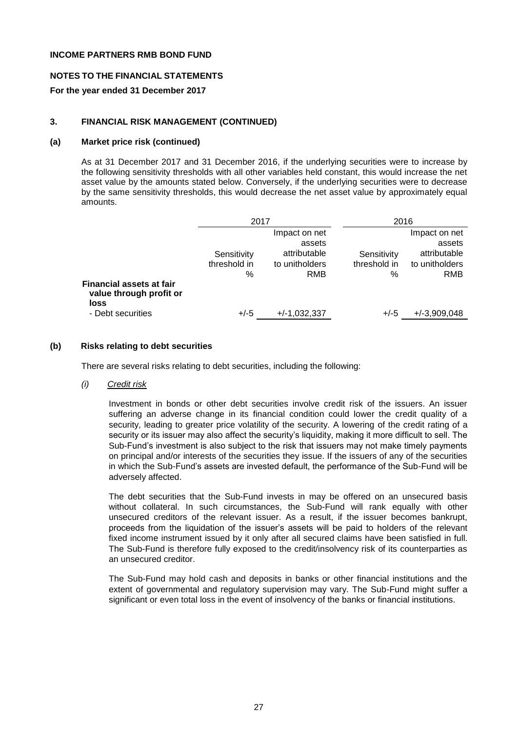**INCOME PARTNERS RMB BOND FUND**

**NOTES TO THE FINANCIAL STATEMENTS**

**For the year ended 31 December 2017**

### 3. FINANCIAL RISK MANAGEMENT (CONTINUED)

#### (a) Market price risk (continued)

As at 31 December 2017 and 31 December 2016, if the underlying securities were to increase by the following sensitivity thresholds with all other variables held constant, this would increase the net asset value by the amounts stated below. Conversely, if the underlying securities were to decrease by the same sensitivity thresholds, this would decrease the net asset value by approximately equal amounts.

| | 2017 | | 2016 | |
|---|---|---|---|---|
| | Sensitivity threshold in % | Impact on net assets attributable to unitholders RMB | Sensitivity threshold in % | Impact on net assets attributable to unitholders RMB |
| **Financial assets at fair value through profit or loss** | | | | |
| - Debt securities | +/-5 | +/-1,032,337 | +/-5 | +/-3,909,048 |

#### (b) Risks relating to debt securities

There are several risks relating to debt securities, including the following:

*(i)* *Credit risk*

Investment in bonds or other debt securities involve credit risk of the issuers. An issuer suffering an adverse change in its financial condition could lower the credit quality of a security, leading to greater price volatility of the security. A lowering of the credit rating of a security or its issuer may also affect the security's liquidity, making it more difficult to sell. The Sub-Fund's investment is also subject to the risk that issuers may not make timely payments on principal and/or interests of the securities they issue. If the issuers of any of the securities in which the Sub-Fund's assets are invested default, the performance of the Sub-Fund will be adversely affected.

The debt securities that the Sub-Fund invests in may be offered on an unsecured basis without collateral. In such circumstances, the Sub-Fund will rank equally with other unsecured creditors of the relevant issuer. As a result, if the issuer becomes bankrupt, proceeds from the liquidation of the issuer's assets will be paid to holders of the relevant fixed income instrument issued by it only after all secured claims have been satisfied in full. The Sub-Fund is therefore fully exposed to the credit/insolvency risk of its counterparties as an unsecured creditor.

The Sub-Fund may hold cash and deposits in banks or other financial institutions and the extent of governmental and regulatory supervision may vary. The Sub-Fund might suffer a significant or even total loss in the event of insolvency of the banks or financial institutions.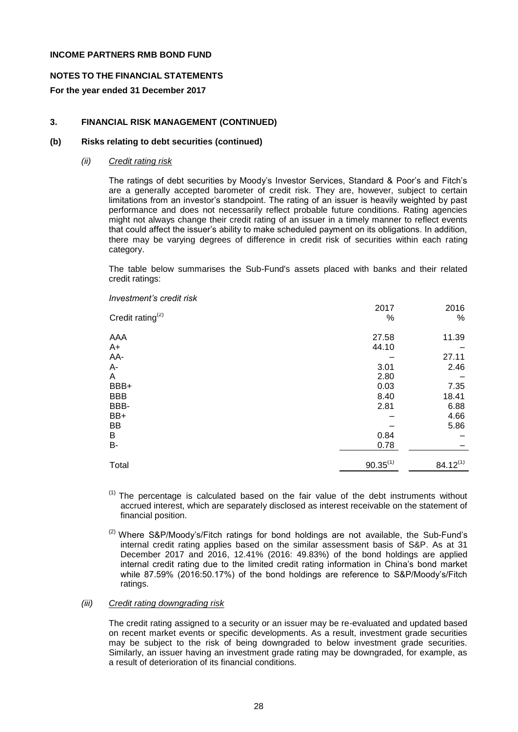**INCOME PARTNERS RMB BOND FUND**

**NOTES TO THE FINANCIAL STATEMENTS**

**For the year ended 31 December 2017**

## 3. FINANCIAL RISK MANAGEMENT (CONTINUED)

### (b) Risks relating to debt securities (continued)

#### *(ii) Credit rating risk*

The ratings of debt securities by Moody's Investor Services, Standard & Poor's and Fitch's are a generally accepted barometer of credit risk. They are, however, subject to certain limitations from an investor's standpoint. The rating of an issuer is heavily weighted by past performance and does not necessarily reflect probable future conditions. Rating agencies might not always change their credit rating of an issuer in a timely manner to reflect events that could affect the issuer's ability to make scheduled payment on its obligations. In addition, there may be varying degrees of difference in credit risk of securities within each rating category.

The table below summarises the Sub-Fund's assets placed with banks and their related credit ratings:

*Investment's credit risk*

| Credit rating[(2)] | 2017 % | 2016 % |
|---|---|---|
| AAA | 27.58 | 11.39 |
| A+ | 44.10 | – |
| AA- | – | 27.11 |
| A- | 3.01 | 2.46 |
| A | 2.80 | – |
| BBB+ | 0.03 | 7.35 |
| BBB | 8.40 | 18.41 |
| BBB- | 2.81 | 6.88 |
| BB+ | – | 4.66 |
| BB | – | 5.86 |
| B | 0.84 | – |
| B- | 0.78 | – |
| Total | 90.35[(1)] | 84.12[(1)] |

[(1)] The percentage is calculated based on the fair value of the debt instruments without accrued interest, which are separately disclosed as interest receivable on the statement of financial position.

[(2)] Where S&P/Moody's/Fitch ratings for bond holdings are not available, the Sub-Fund's internal credit rating applies based on the similar assessment basis of S&P. As at 31 December 2017 and 2016, 12.41% (2016: 49.83%) of the bond holdings are applied internal credit rating due to the limited credit rating information in China's bond market while 87.59% (2016:50.17%) of the bond holdings are reference to S&P/Moody's/Fitch ratings.

#### *(iii) Credit rating downgrading risk*

The credit rating assigned to a security or an issuer may be re-evaluated and updated based on recent market events or specific developments. As a result, investment grade securities may be subject to the risk of being downgraded to below investment grade securities. Similarly, an issuer having an investment grade rating may be downgraded, for example, as a result of deterioration of its financial conditions.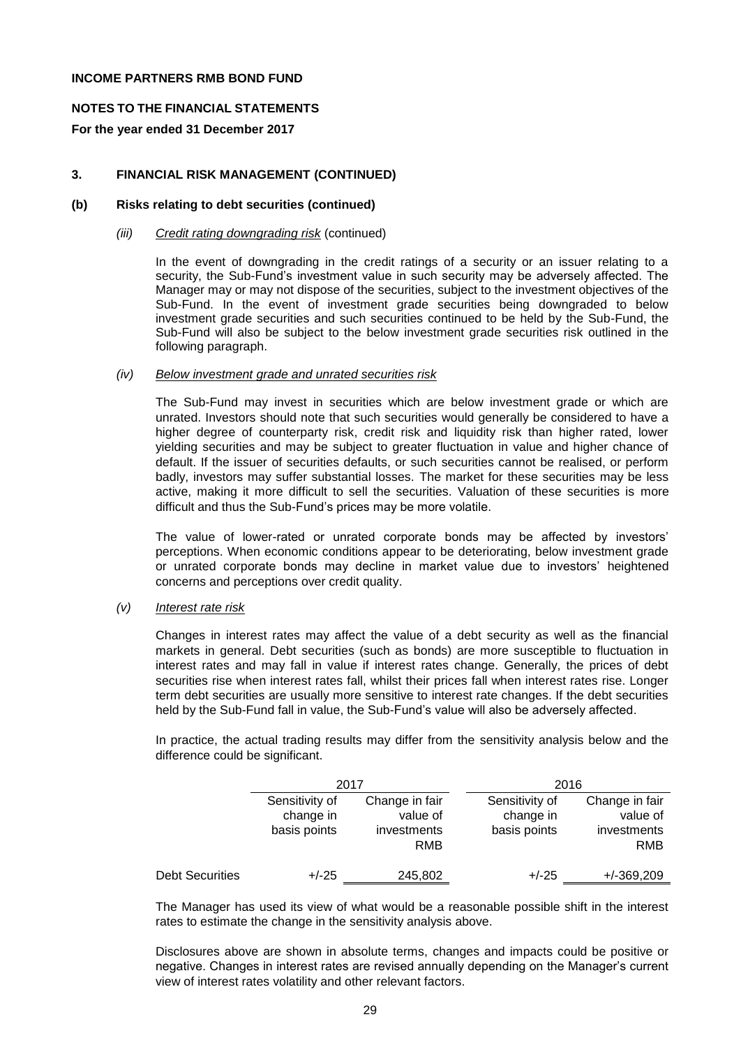**INCOME PARTNERS RMB BOND FUND**

**NOTES TO THE FINANCIAL STATEMENTS**

**For the year ended 31 December 2017**

## 3. FINANCIAL RISK MANAGEMENT (CONTINUED)

### (b) Risks relating to debt securities (continued)

*(iii)* *Credit rating downgrading risk* (continued)

In the event of downgrading in the credit ratings of a security or an issuer relating to a security, the Sub-Fund's investment value in such security may be adversely affected. The Manager may or may not dispose of the securities, subject to the investment objectives of the Sub-Fund. In the event of investment grade securities being downgraded to below investment grade securities and such securities continued to be held by the Sub-Fund, the Sub-Fund will also be subject to the below investment grade securities risk outlined in the following paragraph.

*(iv)* *Below investment grade and unrated securities risk*

The Sub-Fund may invest in securities which are below investment grade or which are unrated. Investors should note that such securities would generally be considered to have a higher degree of counterparty risk, credit risk and liquidity risk than higher rated, lower yielding securities and may be subject to greater fluctuation in value and higher chance of default. If the issuer of securities defaults, or such securities cannot be realised, or perform badly, investors may suffer substantial losses. The market for these securities may be less active, making it more difficult to sell the securities. Valuation of these securities is more difficult and thus the Sub-Fund's prices may be more volatile.

The value of lower-rated or unrated corporate bonds may be affected by investors' perceptions. When economic conditions appear to be deteriorating, below investment grade or unrated corporate bonds may decline in market value due to investors' heightened concerns and perceptions over credit quality.

*(v)* *Interest rate risk*

Changes in interest rates may affect the value of a debt security as well as the financial markets in general. Debt securities (such as bonds) are more susceptible to fluctuation in interest rates and may fall in value if interest rates change. Generally, the prices of debt securities rise when interest rates fall, whilst their prices fall when interest rates rise. Longer term debt securities are usually more sensitive to interest rate changes. If the debt securities held by the Sub-Fund fall in value, the Sub-Fund's value will also be adversely affected.

In practice, the actual trading results may differ from the sensitivity analysis below and the difference could be significant.

| | 2017 | | 2016 | |
|---|---|---|---|---|
| | Sensitivity of change in basis points | Change in fair value of investments RMB | Sensitivity of change in basis points | Change in fair value of investments RMB |
| Debt Securities | +/-25 | 245,802 | +/-25 | +/-369,209 |

The Manager has used its view of what would be a reasonable possible shift in the interest rates to estimate the change in the sensitivity analysis above.

Disclosures above are shown in absolute terms, changes and impacts could be positive or negative. Changes in interest rates are revised annually depending on the Manager's current view of interest rates volatility and other relevant factors.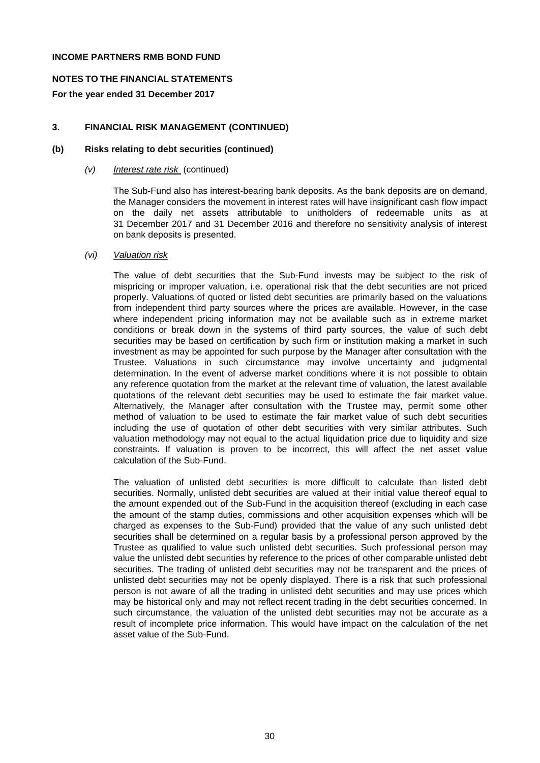**INCOME PARTNERS RMB BOND FUND**

**NOTES TO THE FINANCIAL STATEMENTS**

**For the year ended 31 December 2017**

## 3. FINANCIAL RISK MANAGEMENT (CONTINUED)

### (b) Risks relating to debt securities (continued)

#### *(v) Interest rate risk* (continued)

The Sub-Fund also has interest-bearing bank deposits. As the bank deposits are on demand, the Manager considers the movement in interest rates will have insignificant cash flow impact on the daily net assets attributable to unitholders of redeemable units as at 31 December 2017 and 31 December 2016 and therefore no sensitivity analysis of interest on bank deposits is presented.

#### *(vi) Valuation risk*

The value of debt securities that the Sub-Fund invests may be subject to the risk of mispricing or improper valuation, i.e. operational risk that the debt securities are not priced properly. Valuations of quoted or listed debt securities are primarily based on the valuations from independent third party sources where the prices are available. However, in the case where independent pricing information may not be available such as in extreme market conditions or break down in the systems of third party sources, the value of such debt securities may be based on certification by such firm or institution making a market in such investment as may be appointed for such purpose by the Manager after consultation with the Trustee. Valuations in such circumstance may involve uncertainty and judgmental determination. In the event of adverse market conditions where it is not possible to obtain any reference quotation from the market at the relevant time of valuation, the latest available quotations of the relevant debt securities may be used to estimate the fair market value. Alternatively, the Manager after consultation with the Trustee may, permit some other method of valuation to be used to estimate the fair market value of such debt securities including the use of quotation of other debt securities with very similar attributes. Such valuation methodology may not equal to the actual liquidation price due to liquidity and size constraints. If valuation is proven to be incorrect, this will affect the net asset value calculation of the Sub-Fund.

The valuation of unlisted debt securities is more difficult to calculate than listed debt securities. Normally, unlisted debt securities are valued at their initial value thereof equal to the amount expended out of the Sub-Fund in the acquisition thereof (excluding in each case the amount of the stamp duties, commissions and other acquisition expenses which will be charged as expenses to the Sub-Fund) provided that the value of any such unlisted debt securities shall be determined on a regular basis by a professional person approved by the Trustee as qualified to value such unlisted debt securities. Such professional person may value the unlisted debt securities by reference to the prices of other comparable unlisted debt securities. The trading of unlisted debt securities may not be transparent and the prices of unlisted debt securities may not be openly displayed. There is a risk that such professional person is not aware of all the trading in unlisted debt securities and may use prices which may be historical only and may not reflect recent trading in the debt securities concerned. In such circumstance, the valuation of the unlisted debt securities may not be accurate as a result of incomplete price information. This would have impact on the calculation of the net asset value of the Sub-Fund.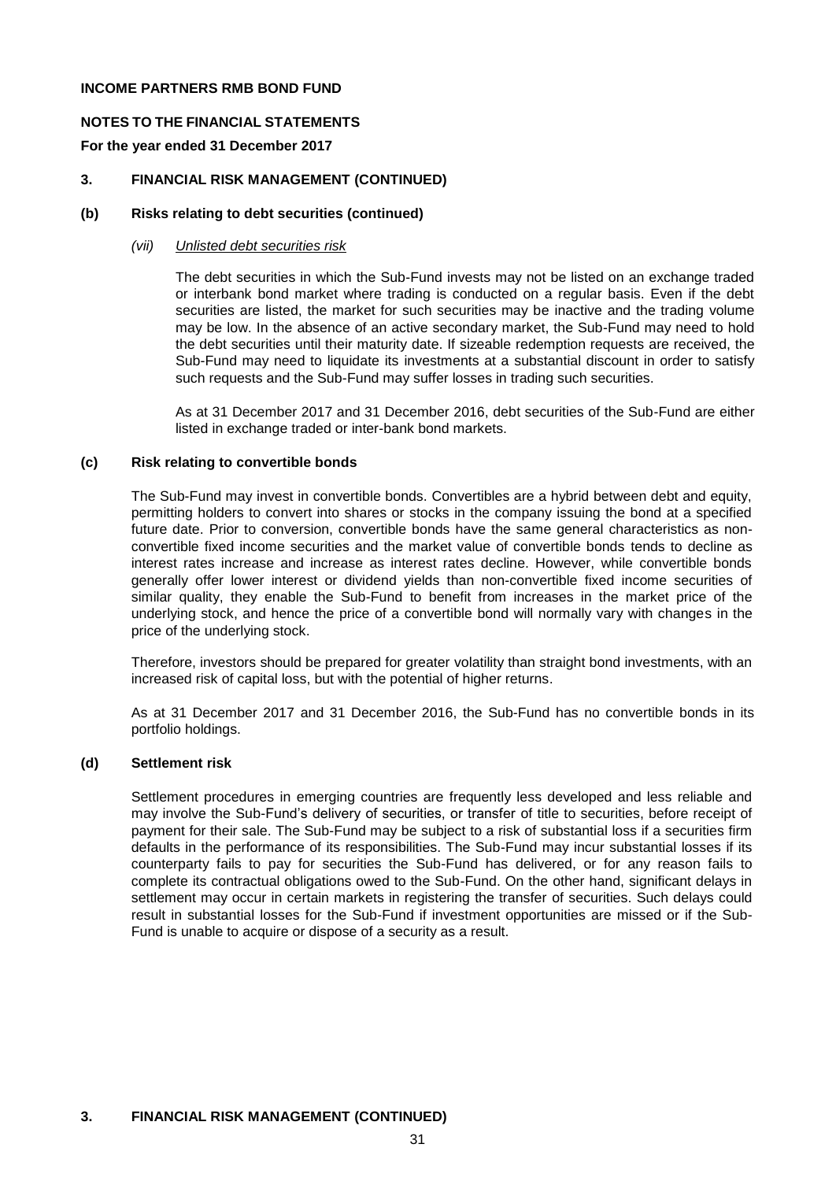**INCOME PARTNERS RMB BOND FUND**

**NOTES TO THE FINANCIAL STATEMENTS**

**For the year ended 31 December 2017**

## 3. FINANCIAL RISK MANAGEMENT (CONTINUED)

### (b) Risks relating to debt securities (continued)

*(vii)* *Unlisted debt securities risk*

The debt securities in which the Sub-Fund invests may not be listed on an exchange traded or interbank bond market where trading is conducted on a regular basis. Even if the debt securities are listed, the market for such securities may be inactive and the trading volume may be low. In the absence of an active secondary market, the Sub-Fund may need to hold the debt securities until their maturity date. If sizeable redemption requests are received, the Sub-Fund may need to liquidate its investments at a substantial discount in order to satisfy such requests and the Sub-Fund may suffer losses in trading such securities.

As at 31 December 2017 and 31 December 2016, debt securities of the Sub-Fund are either listed in exchange traded or inter-bank bond markets.

### (c) Risk relating to convertible bonds

The Sub-Fund may invest in convertible bonds. Convertibles are a hybrid between debt and equity, permitting holders to convert into shares or stocks in the company issuing the bond at a specified future date. Prior to conversion, convertible bonds have the same general characteristics as non-convertible fixed income securities and the market value of convertible bonds tends to decline as interest rates increase and increase as interest rates decline. However, while convertible bonds generally offer lower interest or dividend yields than non-convertible fixed income securities of similar quality, they enable the Sub-Fund to benefit from increases in the market price of the underlying stock, and hence the price of a convertible bond will normally vary with changes in the price of the underlying stock.

Therefore, investors should be prepared for greater volatility than straight bond investments, with an increased risk of capital loss, but with the potential of higher returns.

As at 31 December 2017 and 31 December 2016, the Sub-Fund has no convertible bonds in its portfolio holdings.

### (d) Settlement risk

Settlement procedures in emerging countries are frequently less developed and less reliable and may involve the Sub-Fund's delivery of securities, or transfer of title to securities, before receipt of payment for their sale. The Sub-Fund may be subject to a risk of substantial loss if a securities firm defaults in the performance of its responsibilities. The Sub-Fund may incur substantial losses if its counterparty fails to pay for securities the Sub-Fund has delivered, or for any reason fails to complete its contractual obligations owed to the Sub-Fund. On the other hand, significant delays in settlement may occur in certain markets in registering the transfer of securities. Such delays could result in substantial losses for the Sub-Fund if investment opportunities are missed or if the Sub-Fund is unable to acquire or dispose of a security as a result.

## 3. FINANCIAL RISK MANAGEMENT (CONTINUED)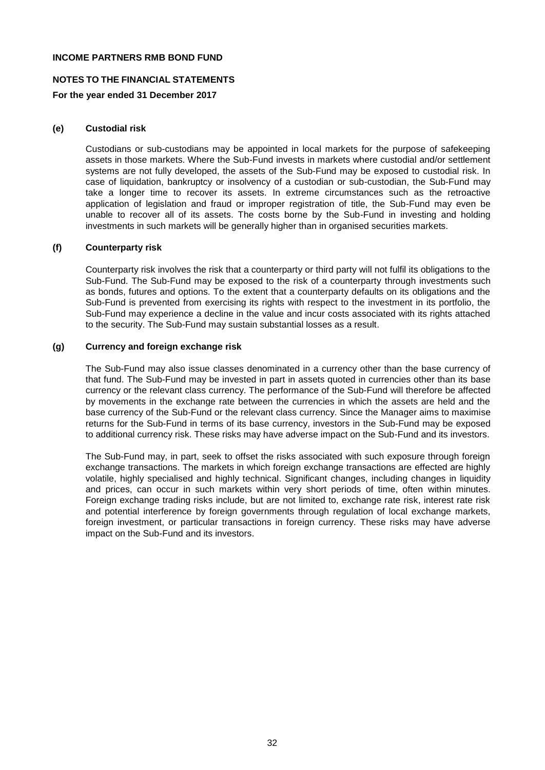#### (e) Custodial risk

Custodians or sub-custodians may be appointed in local markets for the purpose of safekeeping assets in those markets. Where the Sub-Fund invests in markets where custodial and/or settlement systems are not fully developed, the assets of the Sub-Fund may be exposed to custodial risk. In case of liquidation, bankruptcy or insolvency of a custodian or sub-custodian, the Sub-Fund may take a longer time to recover its assets. In extreme circumstances such as the retroactive application of legislation and fraud or improper registration of title, the Sub-Fund may even be unable to recover all of its assets. The costs borne by the Sub-Fund in investing and holding investments in such markets will be generally higher than in organised securities markets.

#### (f) Counterparty risk

Counterparty risk involves the risk that a counterparty or third party will not fulfil its obligations to the Sub-Fund. The Sub-Fund may be exposed to the risk of a counterparty through investments such as bonds, futures and options. To the extent that a counterparty defaults on its obligations and the Sub-Fund is prevented from exercising its rights with respect to the investment in its portfolio, the Sub-Fund may experience a decline in the value and incur costs associated with its rights attached to the security. The Sub-Fund may sustain substantial losses as a result.

#### (g) Currency and foreign exchange risk

The Sub-Fund may also issue classes denominated in a currency other than the base currency of that fund. The Sub-Fund may be invested in part in assets quoted in currencies other than its base currency or the relevant class currency. The performance of the Sub-Fund will therefore be affected by movements in the exchange rate between the currencies in which the assets are held and the base currency of the Sub-Fund or the relevant class currency. Since the Manager aims to maximise returns for the Sub-Fund in terms of its base currency, investors in the Sub-Fund may be exposed to additional currency risk. These risks may have adverse impact on the Sub-Fund and its investors.

The Sub-Fund may, in part, seek to offset the risks associated with such exposure through foreign exchange transactions. The markets in which foreign exchange transactions are effected are highly volatile, highly specialised and highly technical. Significant changes, including changes in liquidity and prices, can occur in such markets within very short periods of time, often within minutes. Foreign exchange trading risks include, but are not limited to, exchange rate risk, interest rate risk and potential interference by foreign governments through regulation of local exchange markets, foreign investment, or particular transactions in foreign currency. These risks may have adverse impact on the Sub-Fund and its investors.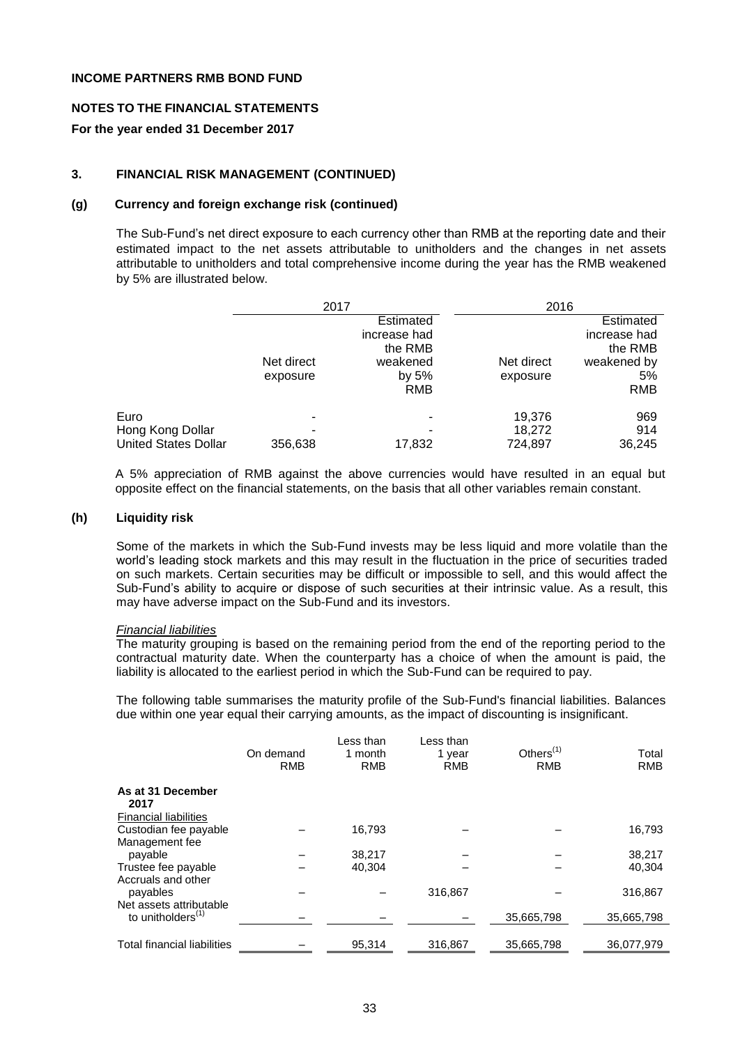**INCOME PARTNERS RMB BOND FUND**

**NOTES TO THE FINANCIAL STATEMENTS**

**For the year ended 31 December 2017**

## 3. FINANCIAL RISK MANAGEMENT (CONTINUED)

### (g) Currency and foreign exchange risk (continued)

The Sub-Fund's net direct exposure to each currency other than RMB at the reporting date and their estimated impact to the net assets attributable to unitholders and the changes in net assets attributable to unitholders and total comprehensive income during the year has the RMB weakened by 5% are illustrated below.

| | 2017 | | 2016 | |
|---|---|---|---|---|
| | Net direct exposure | Estimated increase had the RMB weakened by 5% RMB | Net direct exposure | Estimated increase had the RMB weakened by 5% RMB |
| Euro | - | - | 19,376 | 969 |
| Hong Kong Dollar | - | - | 18,272 | 914 |
| United States Dollar | 356,638 | 17,832 | 724,897 | 36,245 |

A 5% appreciation of RMB against the above currencies would have resulted in an equal but opposite effect on the financial statements, on the basis that all other variables remain constant.

### (h) Liquidity risk

Some of the markets in which the Sub-Fund invests may be less liquid and more volatile than the world's leading stock markets and this may result in the fluctuation in the price of securities traded on such markets. Certain securities may be difficult or impossible to sell, and this would affect the Sub-Fund's ability to acquire or dispose of such securities at their intrinsic value. As a result, this may have adverse impact on the Sub-Fund and its investors.

*Financial liabilities*

The maturity grouping is based on the remaining period from the end of the reporting period to the contractual maturity date. When the counterparty has a choice of when the amount is paid, the liability is allocated to the earliest period in which the Sub-Fund can be required to pay.

The following table summarises the maturity profile of the Sub-Fund's financial liabilities. Balances due within one year equal their carrying amounts, as the impact of discounting is insignificant.

| | On demand RMB | Less than 1 month RMB | Less than 1 year RMB | Others[(1)] RMB | Total RMB |
|---|---|---|---|---|---|
| **As at 31 December 2017** | | | | | |
| Financial liabilities | | | | | |
| Custodian fee payable | – | 16,793 | – | – | 16,793 |
| Management fee payable | – | 38,217 | – | – | 38,217 |
| Trustee fee payable | – | 40,304 | – | – | 40,304 |
| Accruals and other payables | – | – | 316,867 | – | 316,867 |
| Net assets attributable to unitholders[(1)] | – | – | – | 35,665,798 | 35,665,798 |
| Total financial liabilities | – | 95,314 | 316,867 | 35,665,798 | 36,077,979 |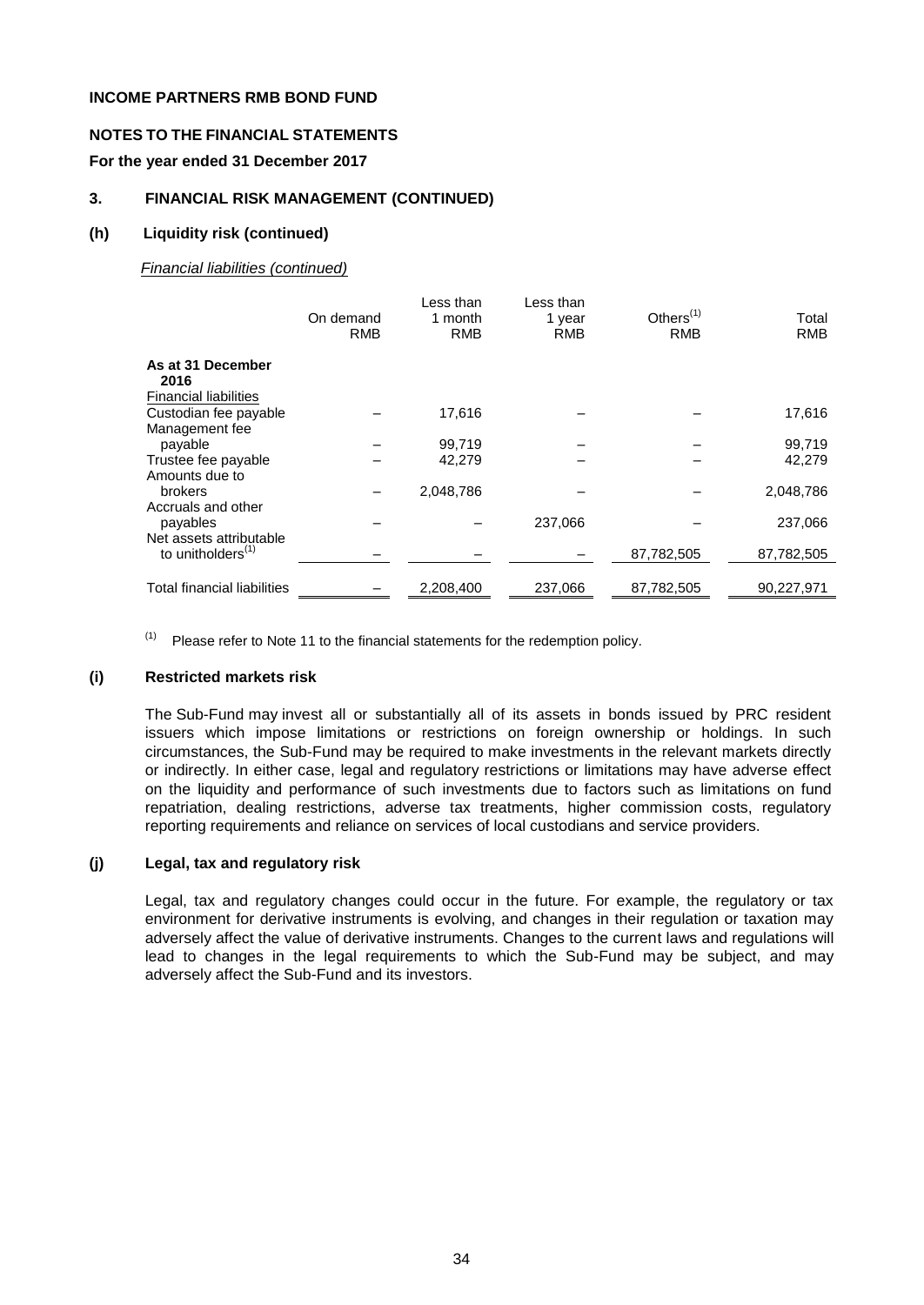**INCOME PARTNERS RMB BOND FUND**

**NOTES TO THE FINANCIAL STATEMENTS**

**For the year ended 31 December 2017**

## 3. FINANCIAL RISK MANAGEMENT (CONTINUED)

### (h) Liquidity risk (continued)

*Financial liabilities (continued)*

| | On demand RMB | Less than 1 month RMB | Less than 1 year RMB | Others[1] RMB | Total RMB |
|---|---|---|---|---|---|
| **As at 31 December 2016** | | | | | |
| Financial liabilities | | | | | |
| Custodian fee payable | – | 17,616 | – | – | 17,616 |
| Management fee payable | – | 99,719 | – | – | 99,719 |
| Trustee fee payable | – | 42,279 | – | – | 42,279 |
| Amounts due to brokers | – | 2,048,786 | – | – | 2,048,786 |
| Accruals and other payables | – | – | 237,066 | – | 237,066 |
| Net assets attributable to unitholders[1] | – | – | – | 87,782,505 | 87,782,505 |
| Total financial liabilities | – | 2,208,400 | 237,066 | 87,782,505 | 90,227,971 |

[1] Please refer to Note 11 to the financial statements for the redemption policy.

### (i) Restricted markets risk

The Sub-Fund may invest all or substantially all of its assets in bonds issued by PRC resident issuers which impose limitations or restrictions on foreign ownership or holdings. In such circumstances, the Sub-Fund may be required to make investments in the relevant markets directly or indirectly. In either case, legal and regulatory restrictions or limitations may have adverse effect on the liquidity and performance of such investments due to factors such as limitations on fund repatriation, dealing restrictions, adverse tax treatments, higher commission costs, regulatory reporting requirements and reliance on services of local custodians and service providers.

### (j) Legal, tax and regulatory risk

Legal, tax and regulatory changes could occur in the future. For example, the regulatory or tax environment for derivative instruments is evolving, and changes in their regulation or taxation may adversely affect the value of derivative instruments. Changes to the current laws and regulations will lead to changes in the legal requirements to which the Sub-Fund may be subject, and may adversely affect the Sub-Fund and its investors.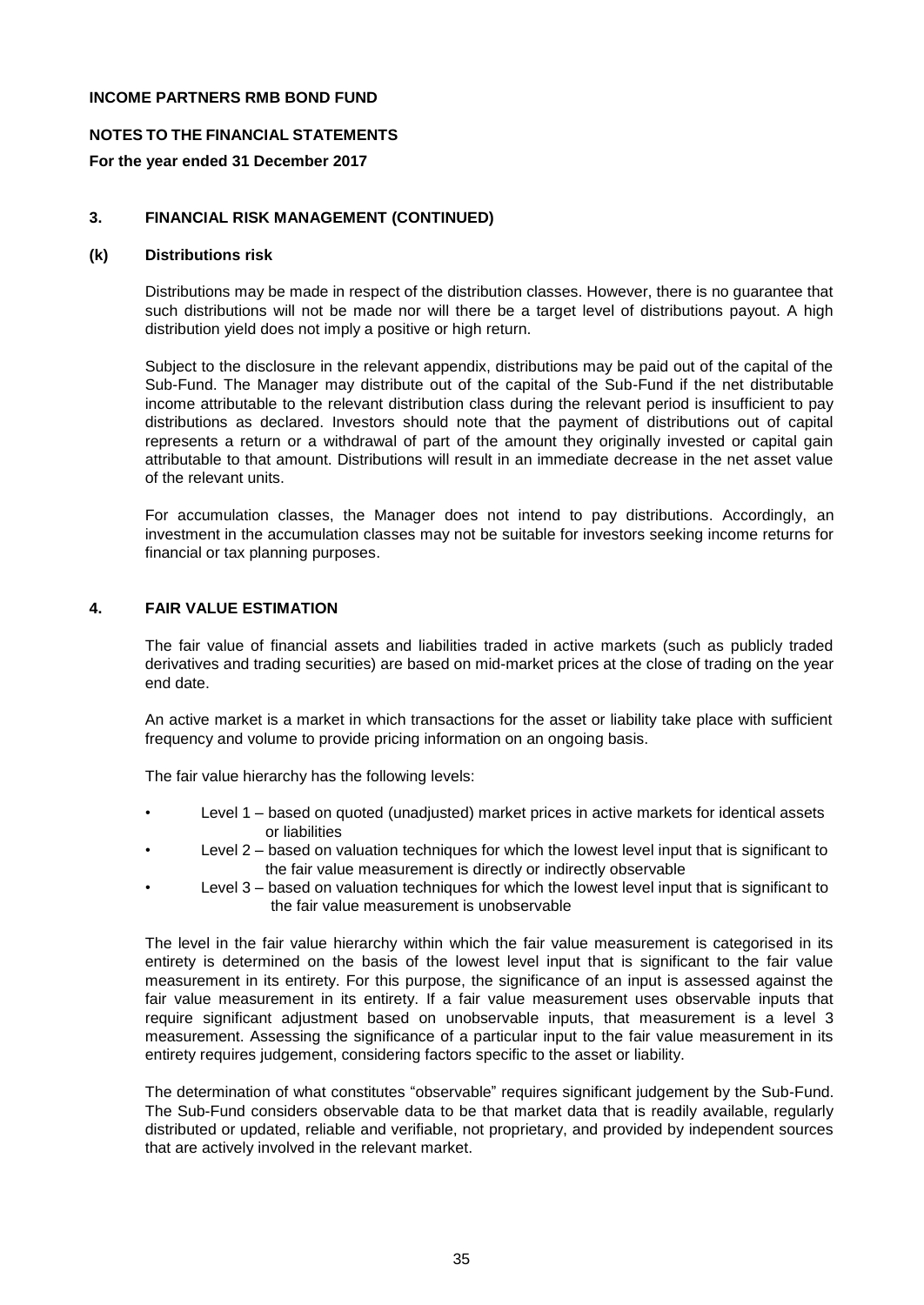**INCOME PARTNERS RMB BOND FUND**

**NOTES TO THE FINANCIAL STATEMENTS**

**For the year ended 31 December 2017**

### 3. FINANCIAL RISK MANAGEMENT (CONTINUED)

#### (k) Distributions risk

Distributions may be made in respect of the distribution classes. However, there is no guarantee that such distributions will not be made nor will there be a target level of distributions payout. A high distribution yield does not imply a positive or high return.

Subject to the disclosure in the relevant appendix, distributions may be paid out of the capital of the Sub-Fund. The Manager may distribute out of the capital of the Sub-Fund if the net distributable income attributable to the relevant distribution class during the relevant period is insufficient to pay distributions as declared. Investors should note that the payment of distributions out of capital represents a return or a withdrawal of part of the amount they originally invested or capital gain attributable to that amount. Distributions will result in an immediate decrease in the net asset value of the relevant units.

For accumulation classes, the Manager does not intend to pay distributions. Accordingly, an investment in the accumulation classes may not be suitable for investors seeking income returns for financial or tax planning purposes.

### 4. FAIR VALUE ESTIMATION

The fair value of financial assets and liabilities traded in active markets (such as publicly traded derivatives and trading securities) are based on mid-market prices at the close of trading on the year end date.

An active market is a market in which transactions for the asset or liability take place with sufficient frequency and volume to provide pricing information on an ongoing basis.

The fair value hierarchy has the following levels:

- Level 1 – based on quoted (unadjusted) market prices in active markets for identical assets or liabilities
- Level 2 – based on valuation techniques for which the lowest level input that is significant to the fair value measurement is directly or indirectly observable
- Level 3 – based on valuation techniques for which the lowest level input that is significant to the fair value measurement is unobservable

The level in the fair value hierarchy within which the fair value measurement is categorised in its entirety is determined on the basis of the lowest level input that is significant to the fair value measurement in its entirety. For this purpose, the significance of an input is assessed against the fair value measurement in its entirety. If a fair value measurement uses observable inputs that require significant adjustment based on unobservable inputs, that measurement is a level 3 measurement. Assessing the significance of a particular input to the fair value measurement in its entirety requires judgement, considering factors specific to the asset or liability.

The determination of what constitutes "observable" requires significant judgement by the Sub-Fund. The Sub-Fund considers observable data to be that market data that is readily available, regularly distributed or updated, reliable and verifiable, not proprietary, and provided by independent sources that are actively involved in the relevant market.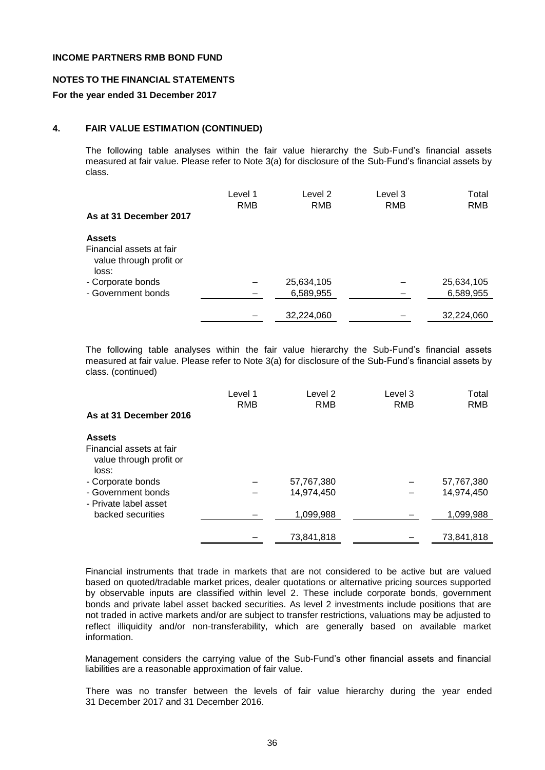**INCOME PARTNERS RMB BOND FUND**

**NOTES TO THE FINANCIAL STATEMENTS**

**For the year ended 31 December 2017**

## 4. FAIR VALUE ESTIMATION (CONTINUED)

The following table analyses within the fair value hierarchy the Sub-Fund's financial assets measured at fair value. Please refer to Note 3(a) for disclosure of the Sub-Fund's financial assets by class.

| As at 31 December 2017 | Level 1 RMB | Level 2 RMB | Level 3 RMB | Total RMB |
|---|---|---|---|---|
| **Assets** | | | | |
| Financial assets at fair value through profit or loss: | | | | |
| - Corporate bonds | – | 25,634,105 | – | 25,634,105 |
| - Government bonds | – | 6,589,955 | – | 6,589,955 |
| | – | 32,224,060 | – | 32,224,060 |

The following table analyses within the fair value hierarchy the Sub-Fund's financial assets measured at fair value. Please refer to Note 3(a) for disclosure of the Sub-Fund's financial assets by class. (continued)

| As at 31 December 2016 | Level 1 RMB | Level 2 RMB | Level 3 RMB | Total RMB |
|---|---|---|---|---|
| **Assets** | | | | |
| Financial assets at fair value through profit or loss: | | | | |
| - Corporate bonds | – | 57,767,380 | – | 57,767,380 |
| - Government bonds | – | 14,974,450 | – | 14,974,450 |
| - Private label asset backed securities | – | 1,099,988 | – | 1,099,988 |
| | – | 73,841,818 | – | 73,841,818 |

Financial instruments that trade in markets that are not considered to be active but are valued based on quoted/tradable market prices, dealer quotations or alternative pricing sources supported by observable inputs are classified within level 2. These include corporate bonds, government bonds and private label asset backed securities. As level 2 investments include positions that are not traded in active markets and/or are subject to transfer restrictions, valuations may be adjusted to reflect illiquidity and/or non-transferability, which are generally based on available market information.

Management considers the carrying value of the Sub-Fund's other financial assets and financial liabilities are a reasonable approximation of fair value.

There was no transfer between the levels of fair value hierarchy during the year ended 31 December 2017 and 31 December 2016.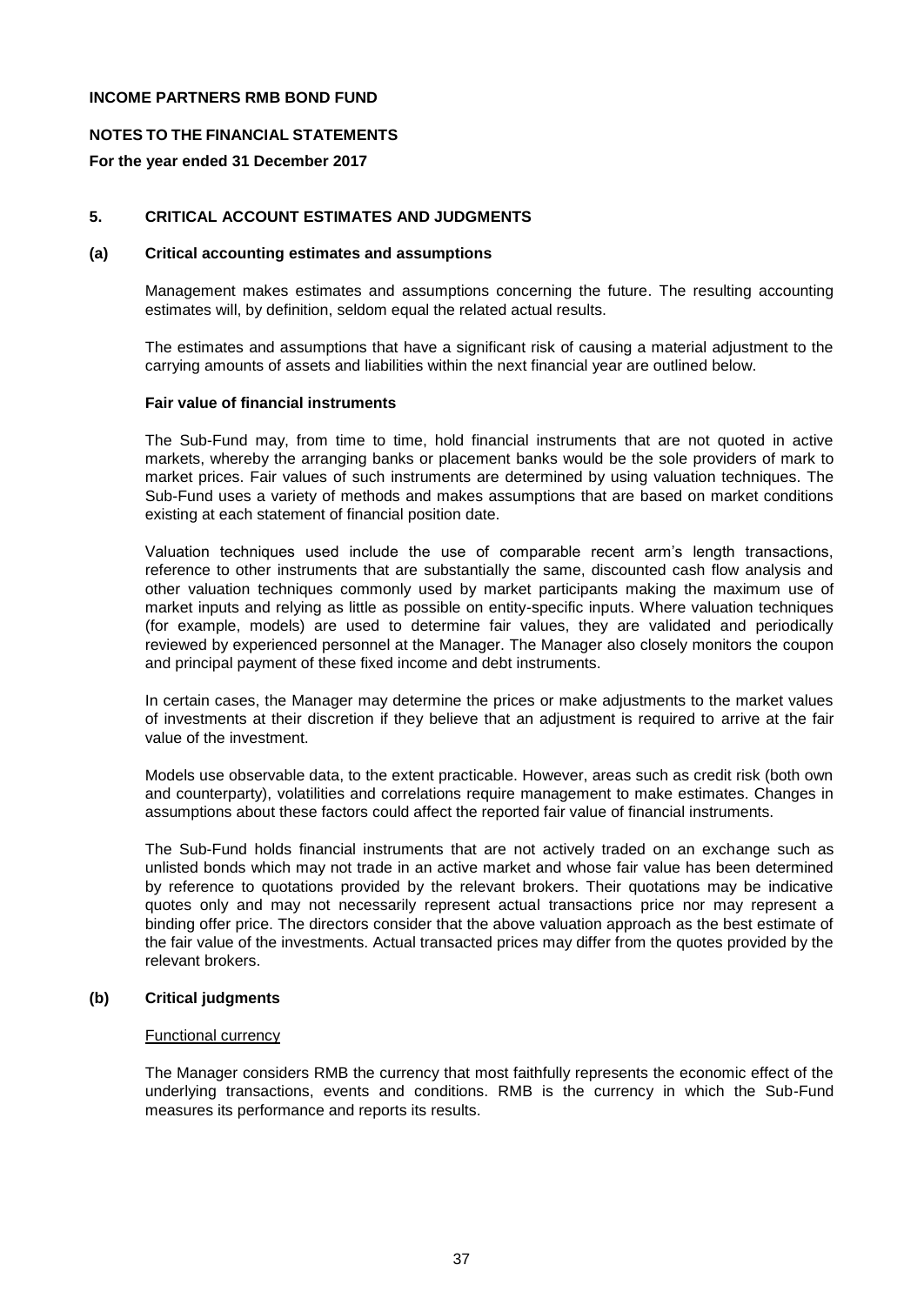## 5. CRITICAL ACCOUNT ESTIMATES AND JUDGMENTS

### (a) Critical accounting estimates and assumptions

Management makes estimates and assumptions concerning the future. The resulting accounting estimates will, by definition, seldom equal the related actual results.

The estimates and assumptions that have a significant risk of causing a material adjustment to the carrying amounts of assets and liabilities within the next financial year are outlined below.

**Fair value of financial instruments**

The Sub-Fund may, from time to time, hold financial instruments that are not quoted in active markets, whereby the arranging banks or placement banks would be the sole providers of mark to market prices. Fair values of such instruments are determined by using valuation techniques. The Sub-Fund uses a variety of methods and makes assumptions that are based on market conditions existing at each statement of financial position date.

Valuation techniques used include the use of comparable recent arm's length transactions, reference to other instruments that are substantially the same, discounted cash flow analysis and other valuation techniques commonly used by market participants making the maximum use of market inputs and relying as little as possible on entity-specific inputs. Where valuation techniques (for example, models) are used to determine fair values, they are validated and periodically reviewed by experienced personnel at the Manager. The Manager also closely monitors the coupon and principal payment of these fixed income and debt instruments.

In certain cases, the Manager may determine the prices or make adjustments to the market values of investments at their discretion if they believe that an adjustment is required to arrive at the fair value of the investment.

Models use observable data, to the extent practicable. However, areas such as credit risk (both own and counterparty), volatilities and correlations require management to make estimates. Changes in assumptions about these factors could affect the reported fair value of financial instruments.

The Sub-Fund holds financial instruments that are not actively traded on an exchange such as unlisted bonds which may not trade in an active market and whose fair value has been determined by reference to quotations provided by the relevant brokers. Their quotations may be indicative quotes only and may not necessarily represent actual transactions price nor may represent a binding offer price. The directors consider that the above valuation approach as the best estimate of the fair value of the investments. Actual transacted prices may differ from the quotes provided by the relevant brokers.

### (b) Critical judgments

Functional currency

The Manager considers RMB the currency that most faithfully represents the economic effect of the underlying transactions, events and conditions. RMB is the currency in which the Sub-Fund measures its performance and reports its results.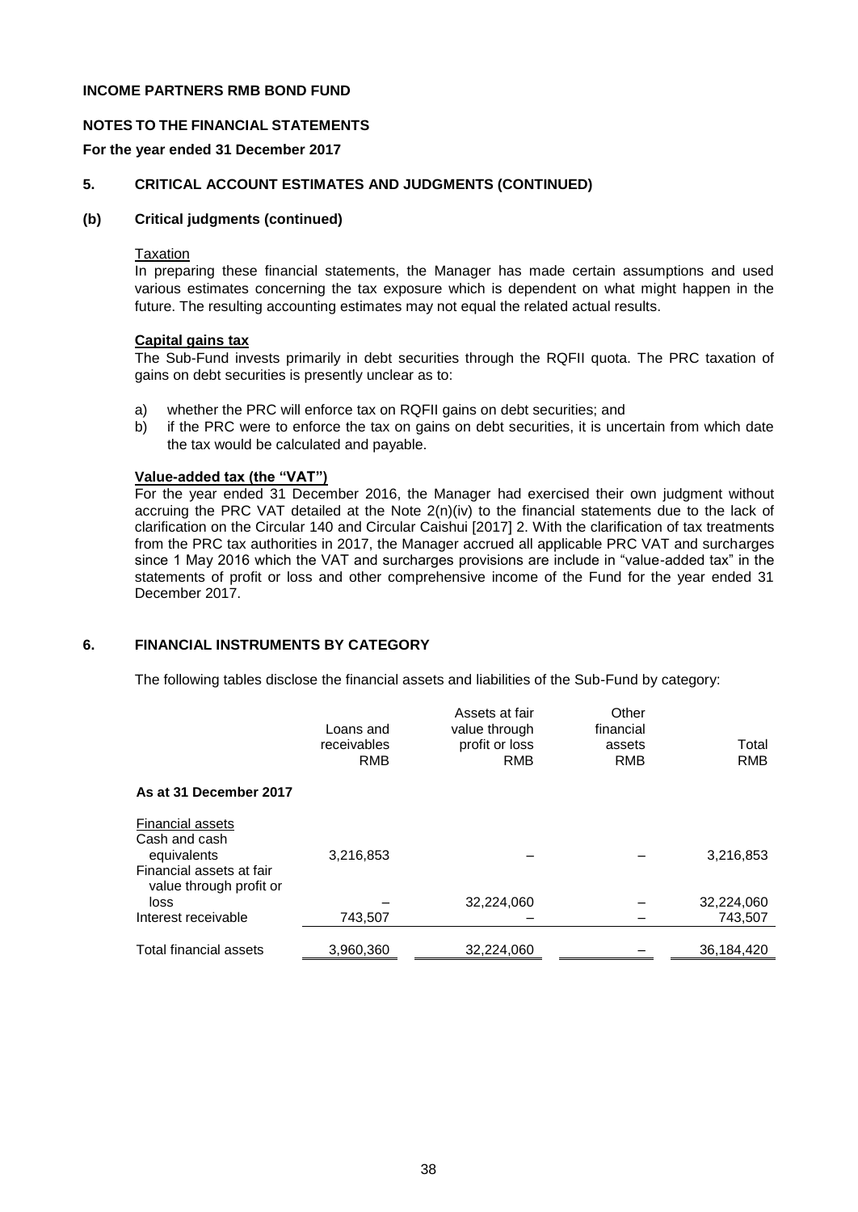**INCOME PARTNERS RMB BOND FUND**

**NOTES TO THE FINANCIAL STATEMENTS**

**For the year ended 31 December 2017**

## 5. CRITICAL ACCOUNT ESTIMATES AND JUDGMENTS (CONTINUED)

### (b) Critical judgments (continued)

Taxation

In preparing these financial statements, the Manager has made certain assumptions and used various estimates concerning the tax exposure which is dependent on what might happen in the future. The resulting accounting estimates may not equal the related actual results.

**Capital gains tax**

The Sub-Fund invests primarily in debt securities through the RQFII quota. The PRC taxation of gains on debt securities is presently unclear as to:

a) whether the PRC will enforce tax on RQFII gains on debt securities; and
b) if the PRC were to enforce the tax on gains on debt securities, it is uncertain from which date the tax would be calculated and payable.

**Value-added tax (the "VAT")**

For the year ended 31 December 2016, the Manager had exercised their own judgment without accruing the PRC VAT detailed at the Note 2(n)(iv) to the financial statements due to the lack of clarification on the Circular 140 and Circular Caishui [2017] 2. With the clarification of tax treatments from the PRC tax authorities in 2017, the Manager accrued all applicable PRC VAT and surcharges since 1 May 2016 which the VAT and surcharges provisions are include in "value-added tax" in the statements of profit or loss and other comprehensive income of the Fund for the year ended 31 December 2017.

## 6. FINANCIAL INSTRUMENTS BY CATEGORY

The following tables disclose the financial assets and liabilities of the Sub-Fund by category:

| | Loans and receivables RMB | Assets at fair value through profit or loss RMB | Other financial assets RMB | Total RMB |
|---|---|---|---|---|
| **As at 31 December 2017** | | | | |
| Financial assets | | | | |
| Cash and cash equivalents | 3,216,853 | – | – | 3,216,853 |
| Financial assets at fair value through profit or loss | – | 32,224,060 | – | 32,224,060 |
| Interest receivable | 743,507 | – | – | 743,507 |
| Total financial assets | 3,960,360 | 32,224,060 | – | 36,184,420 |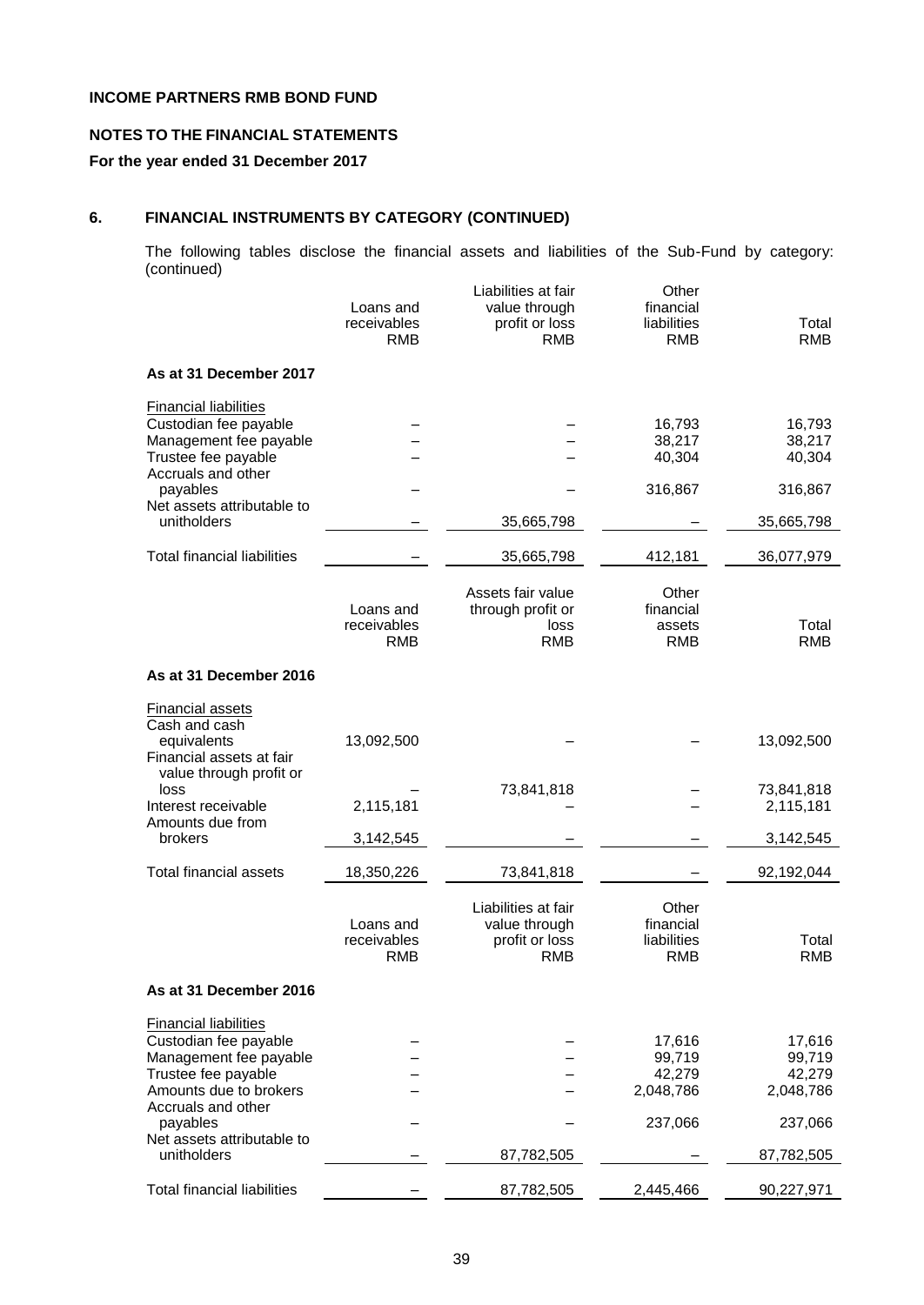**INCOME PARTNERS RMB BOND FUND**

**NOTES TO THE FINANCIAL STATEMENTS**

**For the year ended 31 December 2017**

## 6. FINANCIAL INSTRUMENTS BY CATEGORY (CONTINUED)

The following tables disclose the financial assets and liabilities of the Sub-Fund by category: (continued)

| | Loans and receivables RMB | Liabilities at fair value through profit or loss RMB | Other financial liabilities RMB | Total RMB |
|---|---|---|---|---|
| **As at 31 December 2017** | | | | |
| Financial liabilities | | | | |
| Custodian fee payable | – | – | 16,793 | 16,793 |
| Management fee payable | – | – | 38,217 | 38,217 |
| Trustee fee payable | – | – | 40,304 | 40,304 |
| Accruals and other payables | – | – | 316,867 | 316,867 |
| Net assets attributable to unitholders | – | 35,665,798 | – | 35,665,798 |
| Total financial liabilities | – | 35,665,798 | 412,181 | 36,077,979 |

| | Loans and receivables RMB | Assets fair value through profit or loss RMB | Other financial assets RMB | Total RMB |
|---|---|---|---|---|
| **As at 31 December 2016** | | | | |
| Financial assets | | | | |
| Cash and cash equivalents | 13,092,500 | – | – | 13,092,500 |
| Financial assets at fair value through profit or loss | – | 73,841,818 | – | 73,841,818 |
| Interest receivable | 2,115,181 | – | – | 2,115,181 |
| Amounts due from brokers | 3,142,545 | – | – | 3,142,545 |
| Total financial assets | 18,350,226 | 73,841,818 | – | 92,192,044 |

| | Loans and receivables RMB | Liabilities at fair value through profit or loss RMB | Other financial liabilities RMB | Total RMB |
|---|---|---|---|---|
| **As at 31 December 2016** | | | | |
| Financial liabilities | | | | |
| Custodian fee payable | – | – | 17,616 | 17,616 |
| Management fee payable | – | – | 99,719 | 99,719 |
| Trustee fee payable | – | – | 42,279 | 42,279 |
| Amounts due to brokers | – | – | 2,048,786 | 2,048,786 |
| Accruals and other payables | – | – | 237,066 | 237,066 |
| Net assets attributable to unitholders | – | 87,782,505 | – | 87,782,505 |
| Total financial liabilities | – | 87,782,505 | 2,445,466 | 90,227,971 |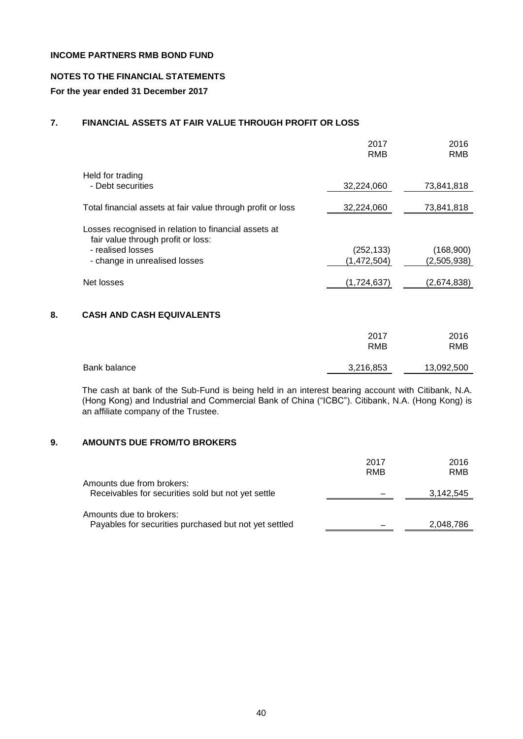**INCOME PARTNERS RMB BOND FUND**

**NOTES TO THE FINANCIAL STATEMENTS**

**For the year ended 31 December 2017**

## 7. FINANCIAL ASSETS AT FAIR VALUE THROUGH PROFIT OR LOSS

| | 2017<br>RMB | 2016<br>RMB |
|---|---|---|
| Held for trading | | |
| - Debt securities | 32,224,060 | 73,841,818 |
| Total financial assets at fair value through profit or loss | 32,224,060 | 73,841,818 |
| Losses recognised in relation to financial assets at fair value through profit or loss: | | |
| - realised losses | (252,133) | (168,900) |
| - change in unrealised losses | (1,472,504) | (2,505,938) |
| Net losses | (1,724,637) | (2,674,838) |

## 8. CASH AND CASH EQUIVALENTS

| | 2017<br>RMB | 2016<br>RMB |
|---|---|---|
| Bank balance | 3,216,853 | 13,092,500 |

The cash at bank of the Sub-Fund is being held in an interest bearing account with Citibank, N.A. (Hong Kong) and Industrial and Commercial Bank of China ("ICBC"). Citibank, N.A. (Hong Kong) is an affiliate company of the Trustee.

## 9. AMOUNTS DUE FROM/TO BROKERS

| | 2017<br>RMB | 2016<br>RMB |
|---|---|---|
| Amounts due from brokers: | | |
| Receivables for securities sold but not yet settle | – | 3,142,545 |
| Amounts due to brokers: | | |
| Payables for securities purchased but not yet settled | – | 2,048,786 |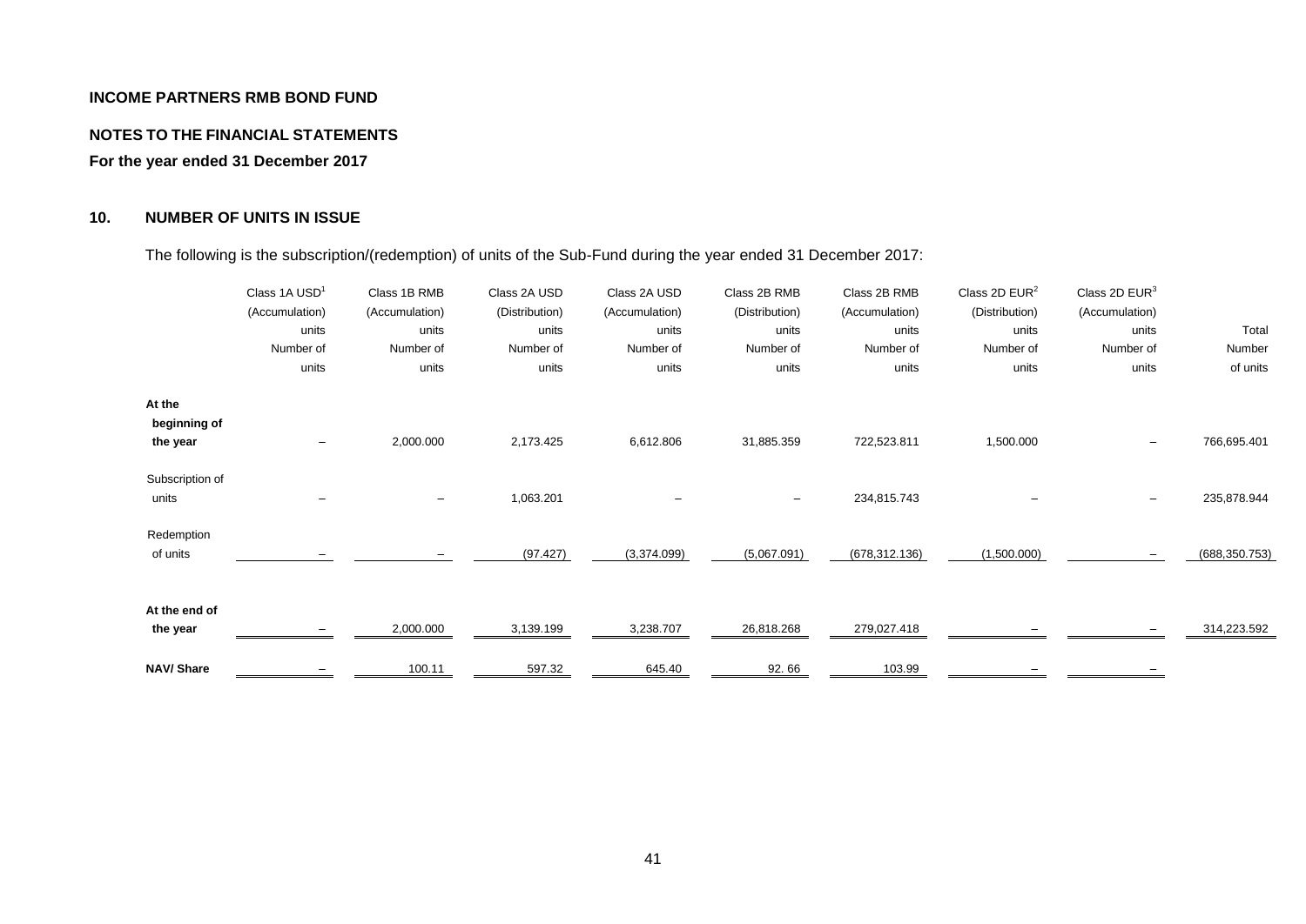**INCOME PARTNERS RMB BOND FUND**

**NOTES TO THE FINANCIAL STATEMENTS**

**For the year ended 31 December 2017**

## 10. NUMBER OF UNITS IN ISSUE

The following is the subscription/(redemption) of units of the Sub-Fund during the year ended 31 December 2017:

| | Class 1A USD[1] (Accumulation) units Number of units | Class 1B RMB (Accumulation) units Number of units | Class 2A USD (Distribution) units Number of units | Class 2A USD (Accumulation) units Number of units | Class 2B RMB (Distribution) units Number of units | Class 2B RMB (Accumulation) units Number of units | Class 2D EUR[2] (Distribution) units Number of units | Class 2D EUR[3] (Accumulation) units Number of units | Total Number of units |
|---|---|---|---|---|---|---|---|---|---|
| **At the beginning of the year** | – | 2,000.000 | 2,173.425 | 6,612.806 | 31,885.359 | 722,523.811 | 1,500.000 | – | 766,695.401 |
| Subscription of units | – | – | 1,063.201 | – | – | 234,815.743 | – | – | 235,878.944 |
| Redemption of units | – | – | (97.427) | (3,374.099) | (5,067.091) | (678,312.136) | (1,500.000) | – | (688,350.753) |
| **At the end of the year** | – | 2,000.000 | 3,139.199 | 3,238.707 | 26,818.268 | 279,027.418 | – | – | 314,223.592 |
| **NAV/ Share** | – | 100.11 | 597.32 | 645.40 | 92. 66 | 103.99 | – | – | |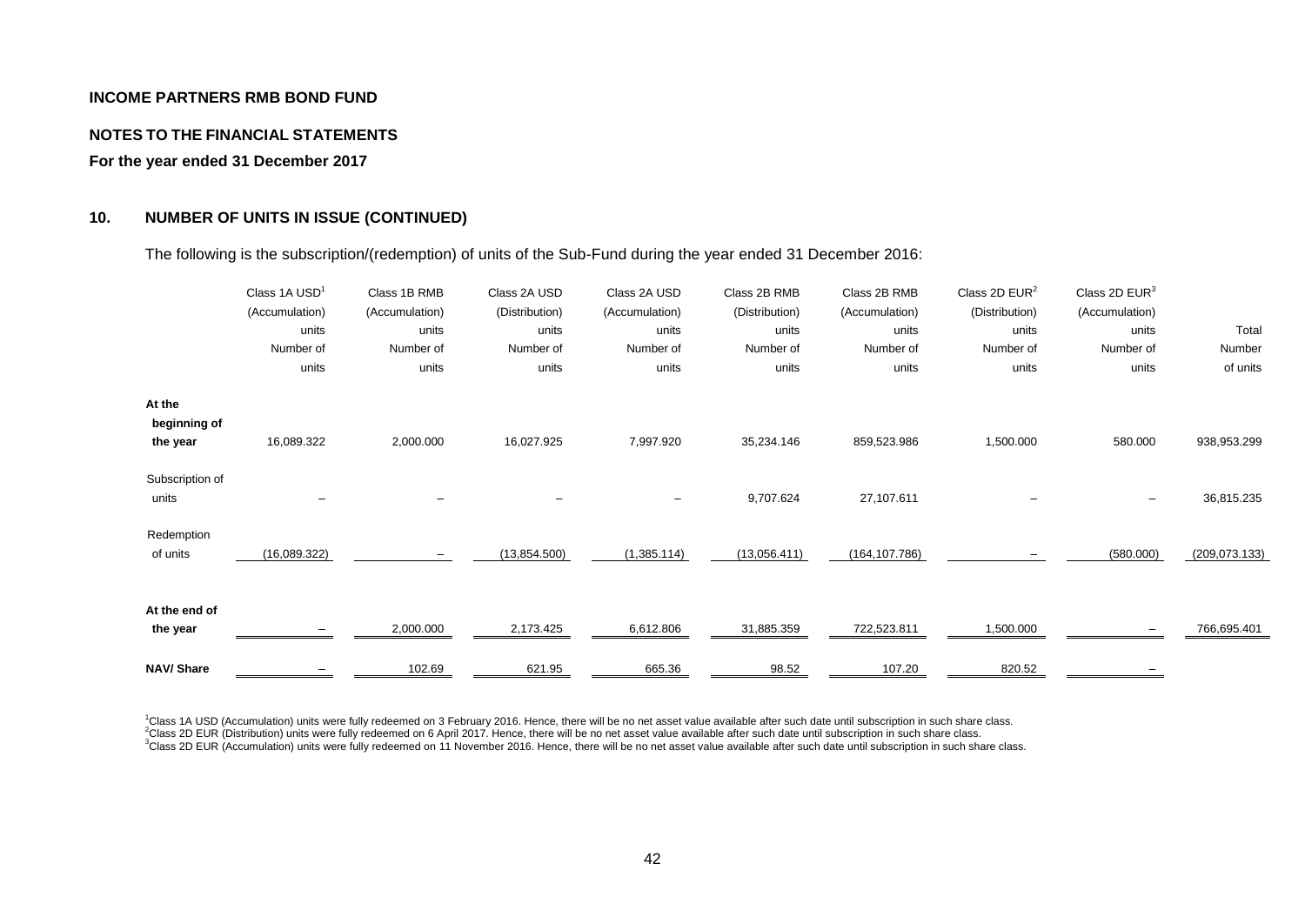**INCOME PARTNERS RMB BOND FUND**

**NOTES TO THE FINANCIAL STATEMENTS**

**For the year ended 31 December 2017**

## 10. NUMBER OF UNITS IN ISSUE (CONTINUED)

The following is the subscription/(redemption) of units of the Sub-Fund during the year ended 31 December 2016:

| | Class 1A USD[1] (Accumulation) units Number of units | Class 1B RMB (Accumulation) units Number of units | Class 2A USD (Distribution) units Number of units | Class 2A USD (Accumulation) units Number of units | Class 2B RMB (Distribution) units Number of units | Class 2B RMB (Accumulation) units Number of units | Class 2D EUR[2] (Distribution) units Number of units | Class 2D EUR[3] (Accumulation) units Number of units | Total Number of units |
|---|---|---|---|---|---|---|---|---|---|
| **At the beginning of the year** | 16,089.322 | 2,000.000 | 16,027.925 | 7,997.920 | 35,234.146 | 859,523.986 | 1,500.000 | 580.000 | 938,953.299 |
| Subscription of units | – | – | – | – | 9,707.624 | 27,107.611 | – | – | 36,815.235 |
| Redemption of units | (16,089.322) | – | (13,854.500) | (1,385.114) | (13,056.411) | (164,107.786) | – | (580.000) | (209,073.133) |
| **At the end of the year** | – | 2,000.000 | 2,173.425 | 6,612.806 | 31,885.359 | 722,523.811 | 1,500.000 | – | 766,695.401 |
| **NAV/ Share** | – | 102.69 | 621.95 | 665.36 | 98.52 | 107.20 | 820.52 | – | |

[1]Class 1A USD (Accumulation) units were fully redeemed on 3 February 2016. Hence, there will be no net asset value available after such date until subscription in such share class.
[2]Class 2D EUR (Distribution) units were fully redeemed on 6 April 2017. Hence, there will be no net asset value available after such date until subscription in such share class.
[3]Class 2D EUR (Accumulation) units were fully redeemed on 11 November 2016. Hence, there will be no net asset value available after such date until subscription in such share class.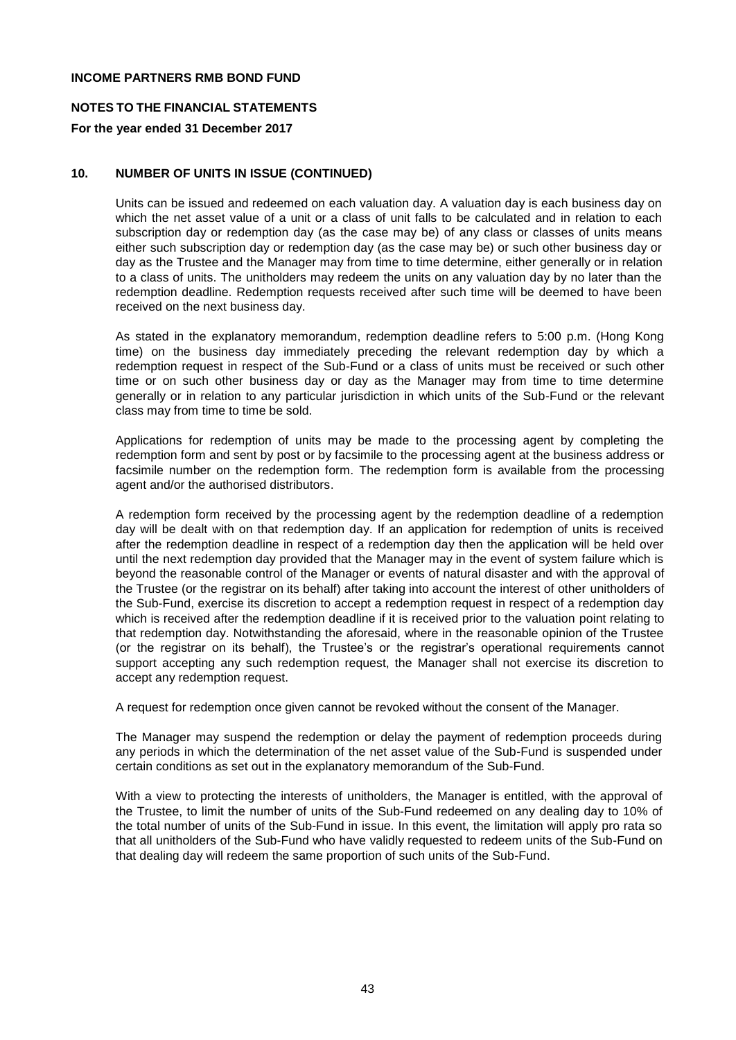**INCOME PARTNERS RMB BOND FUND**

**NOTES TO THE FINANCIAL STATEMENTS**

**For the year ended 31 December 2017**

## 10. NUMBER OF UNITS IN ISSUE (CONTINUED)

Units can be issued and redeemed on each valuation day. A valuation day is each business day on which the net asset value of a unit or a class of unit falls to be calculated and in relation to each subscription day or redemption day (as the case may be) of any class or classes of units means either such subscription day or redemption day (as the case may be) or such other business day or day as the Trustee and the Manager may from time to time determine, either generally or in relation to a class of units. The unitholders may redeem the units on any valuation day by no later than the redemption deadline. Redemption requests received after such time will be deemed to have been received on the next business day.

As stated in the explanatory memorandum, redemption deadline refers to 5:00 p.m. (Hong Kong time) on the business day immediately preceding the relevant redemption day by which a redemption request in respect of the Sub-Fund or a class of units must be received or such other time or on such other business day or day as the Manager may from time to time determine generally or in relation to any particular jurisdiction in which units of the Sub-Fund or the relevant class may from time to time be sold.

Applications for redemption of units may be made to the processing agent by completing the redemption form and sent by post or by facsimile to the processing agent at the business address or facsimile number on the redemption form. The redemption form is available from the processing agent and/or the authorised distributors.

A redemption form received by the processing agent by the redemption deadline of a redemption day will be dealt with on that redemption day. If an application for redemption of units is received after the redemption deadline in respect of a redemption day then the application will be held over until the next redemption day provided that the Manager may in the event of system failure which is beyond the reasonable control of the Manager or events of natural disaster and with the approval of the Trustee (or the registrar on its behalf) after taking into account the interest of other unitholders of the Sub-Fund, exercise its discretion to accept a redemption request in respect of a redemption day which is received after the redemption deadline if it is received prior to the valuation point relating to that redemption day. Notwithstanding the aforesaid, where in the reasonable opinion of the Trustee (or the registrar on its behalf), the Trustee's or the registrar's operational requirements cannot support accepting any such redemption request, the Manager shall not exercise its discretion to accept any redemption request.

A request for redemption once given cannot be revoked without the consent of the Manager.

The Manager may suspend the redemption or delay the payment of redemption proceeds during any periods in which the determination of the net asset value of the Sub-Fund is suspended under certain conditions as set out in the explanatory memorandum of the Sub-Fund.

With a view to protecting the interests of unitholders, the Manager is entitled, with the approval of the Trustee, to limit the number of units of the Sub-Fund redeemed on any dealing day to 10% of the total number of units of the Sub-Fund in issue. In this event, the limitation will apply pro rata so that all unitholders of the Sub-Fund who have validly requested to redeem units of the Sub-Fund on that dealing day will redeem the same proportion of such units of the Sub-Fund.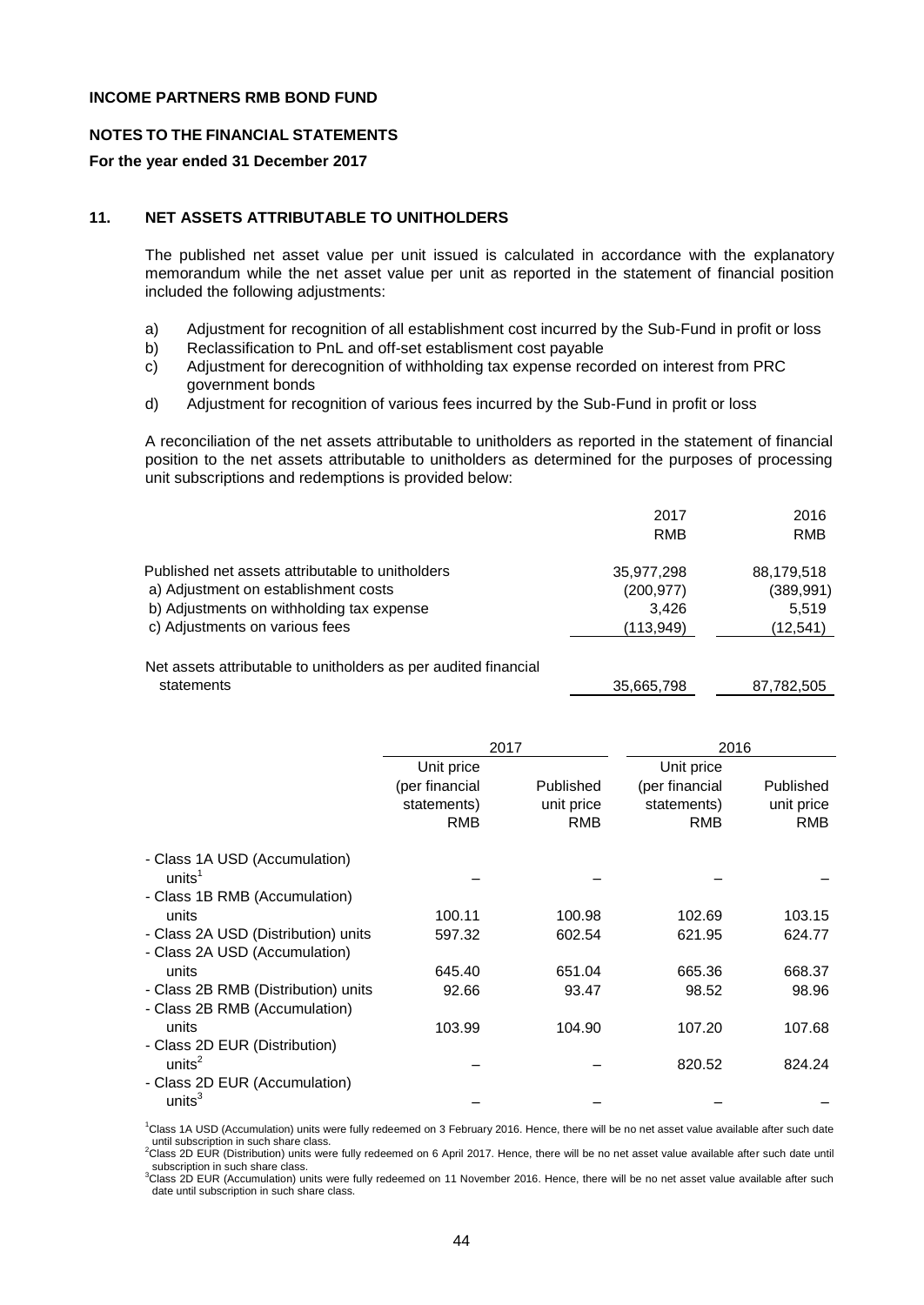**INCOME PARTNERS RMB BOND FUND**

**NOTES TO THE FINANCIAL STATEMENTS**

**For the year ended 31 December 2017**

## 11. NET ASSETS ATTRIBUTABLE TO UNITHOLDERS

The published net asset value per unit issued is calculated in accordance with the explanatory memorandum while the net asset value per unit as reported in the statement of financial position included the following adjustments:

a) Adjustment for recognition of all establishment cost incurred by the Sub-Fund in profit or loss
b) Reclassification to PnL and off-set establishment cost payable
c) Adjustment for derecognition of withholding tax expense recorded on interest from PRC government bonds
d) Adjustment for recognition of various fees incurred by the Sub-Fund in profit or loss

A reconciliation of the net assets attributable to unitholders as reported in the statement of financial position to the net assets attributable to unitholders as determined for the purposes of processing unit subscriptions and redemptions is provided below:

| | 2017 RMB | 2016 RMB |
|---|---|---|
| Published net assets attributable to unitholders | 35,977,298 | 88,179,518 |
| a) Adjustment on establishment costs | (200,977) | (389,991) |
| b) Adjustments on withholding tax expense | 3,426 | 5,519 |
| c) Adjustments on various fees | (113,949) | (12,541) |
| Net assets attributable to unitholders as per audited financial statements | 35,665,798 | 87,782,505 |

| | 2017 | | 2016 | |
|---|---|---|---|---|
| | Unit price (per financial statements) RMB | Published unit price RMB | Unit price (per financial statements) RMB | Published unit price RMB |
| - Class 1A USD (Accumulation) units[1] | – | – | – | – |
| - Class 1B RMB (Accumulation) units | 100.11 | 100.98 | 102.69 | 103.15 |
| - Class 2A USD (Distribution) units | 597.32 | 602.54 | 621.95 | 624.77 |
| - Class 2A USD (Accumulation) units | 645.40 | 651.04 | 665.36 | 668.37 |
| - Class 2B RMB (Distribution) units | 92.66 | 93.47 | 98.52 | 98.96 |
| - Class 2B RMB (Accumulation) units | 103.99 | 104.90 | 107.20 | 107.68 |
| - Class 2D EUR (Distribution) units[2] | – | – | 820.52 | 824.24 |
| - Class 2D EUR (Accumulation) units[3] | – | – | – | – |

[1]Class 1A USD (Accumulation) units were fully redeemed on 3 February 2016. Hence, there will be no net asset value available after such date until subscription in such share class.
[2]Class 2D EUR (Distribution) units were fully redeemed on 6 April 2017. Hence, there will be no net asset value available after such date until subscription in such share class.
[3]Class 2D EUR (Accumulation) units were fully redeemed on 11 November 2016. Hence, there will be no net asset value available after such date until subscription in such share class.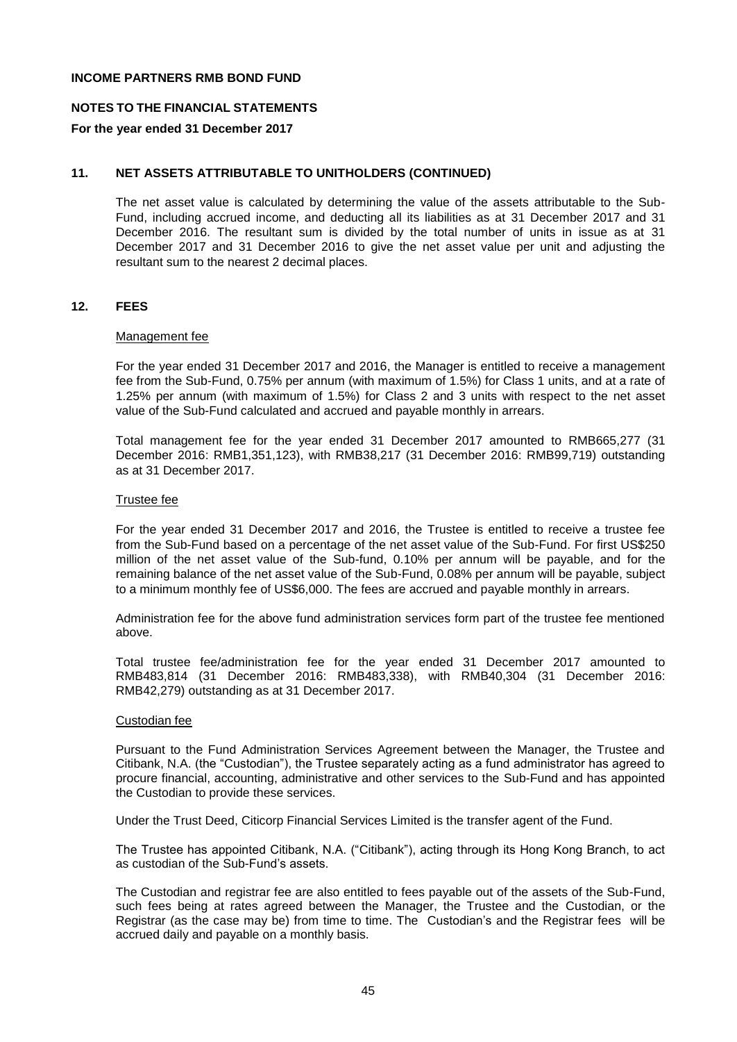**INCOME PARTNERS RMB BOND FUND**

**NOTES TO THE FINANCIAL STATEMENTS**

**For the year ended 31 December 2017**

## 11. NET ASSETS ATTRIBUTABLE TO UNITHOLDERS (CONTINUED)

The net asset value is calculated by determining the value of the assets attributable to the Sub-Fund, including accrued income, and deducting all its liabilities as at 31 December 2017 and 31 December 2016. The resultant sum is divided by the total number of units in issue as at 31 December 2017 and 31 December 2016 to give the net asset value per unit and adjusting the resultant sum to the nearest 2 decimal places.

## 12. FEES

### Management fee

For the year ended 31 December 2017 and 2016, the Manager is entitled to receive a management fee from the Sub-Fund, 0.75% per annum (with maximum of 1.5%) for Class 1 units, and at a rate of 1.25% per annum (with maximum of 1.5%) for Class 2 and 3 units with respect to the net asset value of the Sub-Fund calculated and accrued and payable monthly in arrears.

Total management fee for the year ended 31 December 2017 amounted to RMB665,277 (31 December 2016: RMB1,351,123), with RMB38,217 (31 December 2016: RMB99,719) outstanding as at 31 December 2017.

### Trustee fee

For the year ended 31 December 2017 and 2016, the Trustee is entitled to receive a trustee fee from the Sub-Fund based on a percentage of the net asset value of the Sub-Fund. For first US$250 million of the net asset value of the Sub-fund, 0.10% per annum will be payable, and for the remaining balance of the net asset value of the Sub-Fund, 0.08% per annum will be payable, subject to a minimum monthly fee of US$6,000. The fees are accrued and payable monthly in arrears.

Administration fee for the above fund administration services form part of the trustee fee mentioned above.

Total trustee fee/administration fee for the year ended 31 December 2017 amounted to RMB483,814 (31 December 2016: RMB483,338), with RMB40,304 (31 December 2016: RMB42,279) outstanding as at 31 December 2017.

### Custodian fee

Pursuant to the Fund Administration Services Agreement between the Manager, the Trustee and Citibank, N.A. (the "Custodian"), the Trustee separately acting as a fund administrator has agreed to procure financial, accounting, administrative and other services to the Sub-Fund and has appointed the Custodian to provide these services.

Under the Trust Deed, Citicorp Financial Services Limited is the transfer agent of the Fund.

The Trustee has appointed Citibank, N.A. ("Citibank"), acting through its Hong Kong Branch, to act as custodian of the Sub-Fund's assets.

The Custodian and registrar fee are also entitled to fees payable out of the assets of the Sub-Fund, such fees being at rates agreed between the Manager, the Trustee and the Custodian, or the Registrar (as the case may be) from time to time. The Custodian's and the Registrar fees will be accrued daily and payable on a monthly basis.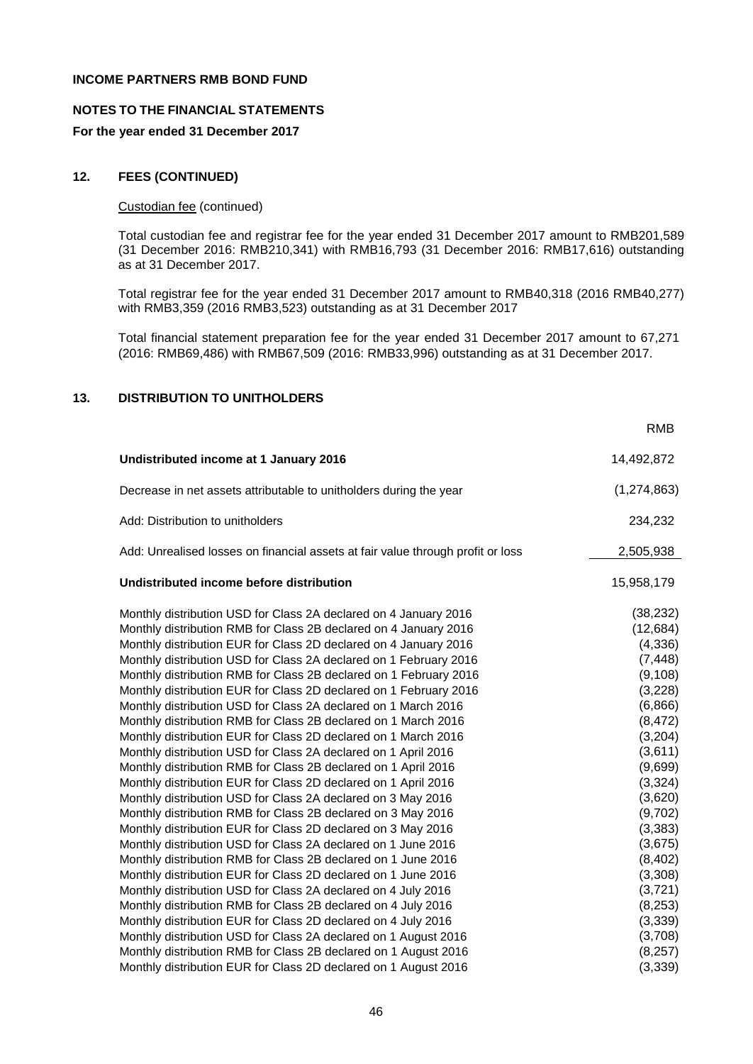**INCOME PARTNERS RMB BOND FUND**

**NOTES TO THE FINANCIAL STATEMENTS**

**For the year ended 31 December 2017**

## 12. FEES (CONTINUED)

Custodian fee (continued)

Total custodian fee and registrar fee for the year ended 31 December 2017 amount to RMB201,589 (31 December 2016: RMB210,341) with RMB16,793 (31 December 2016: RMB17,616) outstanding as at 31 December 2017.

Total registrar fee for the year ended 31 December 2017 amount to RMB40,318 (2016 RMB40,277) with RMB3,359 (2016 RMB3,523) outstanding as at 31 December 2017

Total financial statement preparation fee for the year ended 31 December 2017 amount to 67,271 (2016: RMB69,486) with RMB67,509 (2016: RMB33,996) outstanding as at 31 December 2017.

## 13. DISTRIBUTION TO UNITHOLDERS

| | RMB |
|---|---|
| **Undistributed income at 1 January 2016** | 14,492,872 |
| Decrease in net assets attributable to unitholders during the year | (1,274,863) |
| Add: Distribution to unitholders | 234,232 |
| Add: Unrealised losses on financial assets at fair value through profit or loss | 2,505,938 |
| **Undistributed income before distribution** | 15,958,179 |
| Monthly distribution USD for Class 2A declared on 4 January 2016 | (38,232) |
| Monthly distribution RMB for Class 2B declared on 4 January 2016 | (12,684) |
| Monthly distribution EUR for Class 2D declared on 4 January 2016 | (4,336) |
| Monthly distribution USD for Class 2A declared on 1 February 2016 | (7,448) |
| Monthly distribution RMB for Class 2B declared on 1 February 2016 | (9,108) |
| Monthly distribution EUR for Class 2D declared on 1 February 2016 | (3,228) |
| Monthly distribution USD for Class 2A declared on 1 March 2016 | (6,866) |
| Monthly distribution RMB for Class 2B declared on 1 March 2016 | (8,472) |
| Monthly distribution EUR for Class 2D declared on 1 March 2016 | (3,204) |
| Monthly distribution USD for Class 2A declared on 1 April 2016 | (3,611) |
| Monthly distribution RMB for Class 2B declared on 1 April 2016 | (9,699) |
| Monthly distribution EUR for Class 2D declared on 1 April 2016 | (3,324) |
| Monthly distribution USD for Class 2A declared on 3 May 2016 | (3,620) |
| Monthly distribution RMB for Class 2B declared on 3 May 2016 | (9,702) |
| Monthly distribution EUR for Class 2D declared on 3 May 2016 | (3,383) |
| Monthly distribution USD for Class 2A declared on 1 June 2016 | (3,675) |
| Monthly distribution RMB for Class 2B declared on 1 June 2016 | (8,402) |
| Monthly distribution EUR for Class 2D declared on 1 June 2016 | (3,308) |
| Monthly distribution USD for Class 2A declared on 4 July 2016 | (3,721) |
| Monthly distribution RMB for Class 2B declared on 4 July 2016 | (8,253) |
| Monthly distribution EUR for Class 2D declared on 4 July 2016 | (3,339) |
| Monthly distribution USD for Class 2A declared on 1 August 2016 | (3,708) |
| Monthly distribution RMB for Class 2B declared on 1 August 2016 | (8,257) |
| Monthly distribution EUR for Class 2D declared on 1 August 2016 | (3,339) |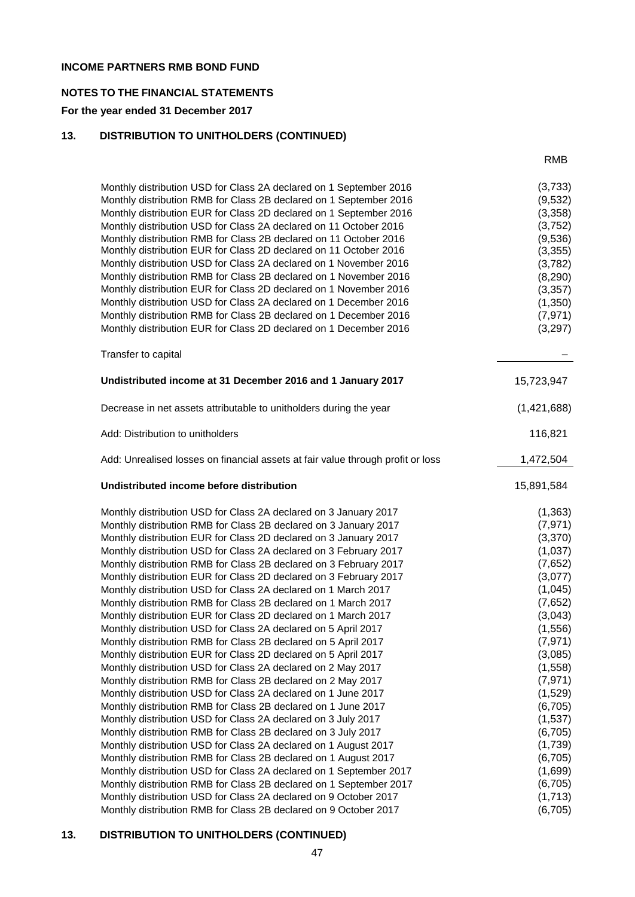**INCOME PARTNERS RMB BOND FUND**

**NOTES TO THE FINANCIAL STATEMENTS**

**For the year ended 31 December 2017**

## 13. DISTRIBUTION TO UNITHOLDERS (CONTINUED)

| | RMB |
|---|---|
| Monthly distribution USD for Class 2A declared on 1 September 2016 | (3,733) |
| Monthly distribution RMB for Class 2B declared on 1 September 2016 | (9,532) |
| Monthly distribution EUR for Class 2D declared on 1 September 2016 | (3,358) |
| Monthly distribution USD for Class 2A declared on 11 October 2016 | (3,752) |
| Monthly distribution RMB for Class 2B declared on 11 October 2016 | (9,536) |
| Monthly distribution EUR for Class 2D declared on 11 October 2016 | (3,355) |
| Monthly distribution USD for Class 2A declared on 1 November 2016 | (3,782) |
| Monthly distribution RMB for Class 2B declared on 1 November 2016 | (8,290) |
| Monthly distribution EUR for Class 2D declared on 1 November 2016 | (3,357) |
| Monthly distribution USD for Class 2A declared on 1 December 2016 | (1,350) |
| Monthly distribution RMB for Class 2B declared on 1 December 2016 | (7,971) |
| Monthly distribution EUR for Class 2D declared on 1 December 2016 | (3,297) |
| Transfer to capital | – |
| **Undistributed income at 31 December 2016 and 1 January 2017** | 15,723,947 |
| Decrease in net assets attributable to unitholders during the year | (1,421,688) |
| Add: Distribution to unitholders | 116,821 |
| Add: Unrealised losses on financial assets at fair value through profit or loss | 1,472,504 |
| **Undistributed income before distribution** | 15,891,584 |
| Monthly distribution USD for Class 2A declared on 3 January 2017 | (1,363) |
| Monthly distribution RMB for Class 2B declared on 3 January 2017 | (7,971) |
| Monthly distribution EUR for Class 2D declared on 3 January 2017 | (3,370) |
| Monthly distribution USD for Class 2A declared on 3 February 2017 | (1,037) |
| Monthly distribution RMB for Class 2B declared on 3 February 2017 | (7,652) |
| Monthly distribution EUR for Class 2D declared on 3 February 2017 | (3,077) |
| Monthly distribution USD for Class 2A declared on 1 March 2017 | (1,045) |
| Monthly distribution RMB for Class 2B declared on 1 March 2017 | (7,652) |
| Monthly distribution EUR for Class 2D declared on 1 March 2017 | (3,043) |
| Monthly distribution USD for Class 2A declared on 5 April 2017 | (1,556) |
| Monthly distribution RMB for Class 2B declared on 5 April 2017 | (7,971) |
| Monthly distribution EUR for Class 2D declared on 5 April 2017 | (3,085) |
| Monthly distribution USD for Class 2A declared on 2 May 2017 | (1,558) |
| Monthly distribution RMB for Class 2B declared on 2 May 2017 | (7,971) |
| Monthly distribution USD for Class 2A declared on 1 June 2017 | (1,529) |
| Monthly distribution RMB for Class 2B declared on 1 June 2017 | (6,705) |
| Monthly distribution USD for Class 2A declared on 3 July 2017 | (1,537) |
| Monthly distribution RMB for Class 2B declared on 3 July 2017 | (6,705) |
| Monthly distribution USD for Class 2A declared on 1 August 2017 | (1,739) |
| Monthly distribution RMB for Class 2B declared on 1 August 2017 | (6,705) |
| Monthly distribution USD for Class 2A declared on 1 September 2017 | (1,699) |
| Monthly distribution RMB for Class 2B declared on 1 September 2017 | (6,705) |
| Monthly distribution USD for Class 2A declared on 9 October 2017 | (1,713) |
| Monthly distribution RMB for Class 2B declared on 9 October 2017 | (6,705) |

## 13. DISTRIBUTION TO UNITHOLDERS (CONTINUED)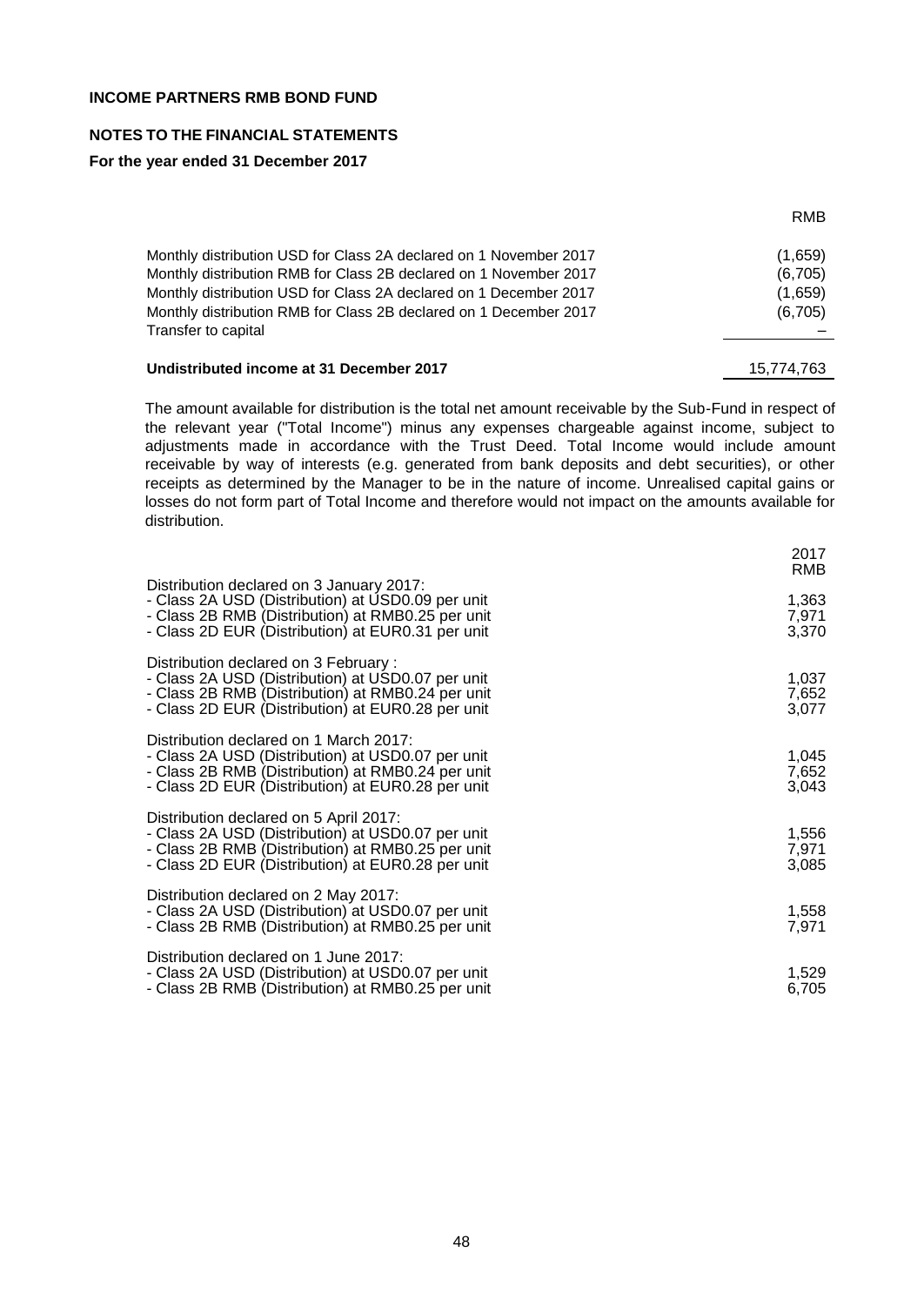**INCOME PARTNERS RMB BOND FUND**

**NOTES TO THE FINANCIAL STATEMENTS**

**For the year ended 31 December 2017**

| | RMB |
|---|---|
| Monthly distribution USD for Class 2A declared on 1 November 2017 | (1,659) |
| Monthly distribution RMB for Class 2B declared on 1 November 2017 | (6,705) |
| Monthly distribution USD for Class 2A declared on 1 December 2017 | (1,659) |
| Monthly distribution RMB for Class 2B declared on 1 December 2017 | (6,705) |
| Transfer to capital | – |
| **Undistributed income at 31 December 2017** | 15,774,763 |

The amount available for distribution is the total net amount receivable by the Sub-Fund in respect of the relevant year ("Total Income") minus any expenses chargeable against income, subject to adjustments made in accordance with the Trust Deed. Total Income would include amount receivable by way of interests (e.g. generated from bank deposits and debt securities), or other receipts as determined by the Manager to be in the nature of income. Unrealised capital gains or losses do not form part of Total Income and therefore would not impact on the amounts available for distribution.

| | 2017 RMB |
|---|---|
| Distribution declared on 3 January 2017: | |
| - Class 2A USD (Distribution) at USD0.09 per unit | 1,363 |
| - Class 2B RMB (Distribution) at RMB0.25 per unit | 7,971 |
| - Class 2D EUR (Distribution) at EUR0.31 per unit | 3,370 |
| Distribution declared on 3 February : | |
| - Class 2A USD (Distribution) at USD0.07 per unit | 1,037 |
| - Class 2B RMB (Distribution) at RMB0.24 per unit | 7,652 |
| - Class 2D EUR (Distribution) at EUR0.28 per unit | 3,077 |
| Distribution declared on 1 March 2017: | |
| - Class 2A USD (Distribution) at USD0.07 per unit | 1,045 |
| - Class 2B RMB (Distribution) at RMB0.24 per unit | 7,652 |
| - Class 2D EUR (Distribution) at EUR0.28 per unit | 3,043 |
| Distribution declared on 5 April 2017: | |
| - Class 2A USD (Distribution) at USD0.07 per unit | 1,556 |
| - Class 2B RMB (Distribution) at RMB0.25 per unit | 7,971 |
| - Class 2D EUR (Distribution) at EUR0.28 per unit | 3,085 |
| Distribution declared on 2 May 2017: | |
| - Class 2A USD (Distribution) at USD0.07 per unit | 1,558 |
| - Class 2B RMB (Distribution) at RMB0.25 per unit | 7,971 |
| Distribution declared on 1 June 2017: | |
| - Class 2A USD (Distribution) at USD0.07 per unit | 1,529 |
| - Class 2B RMB (Distribution) at RMB0.25 per unit | 6,705 |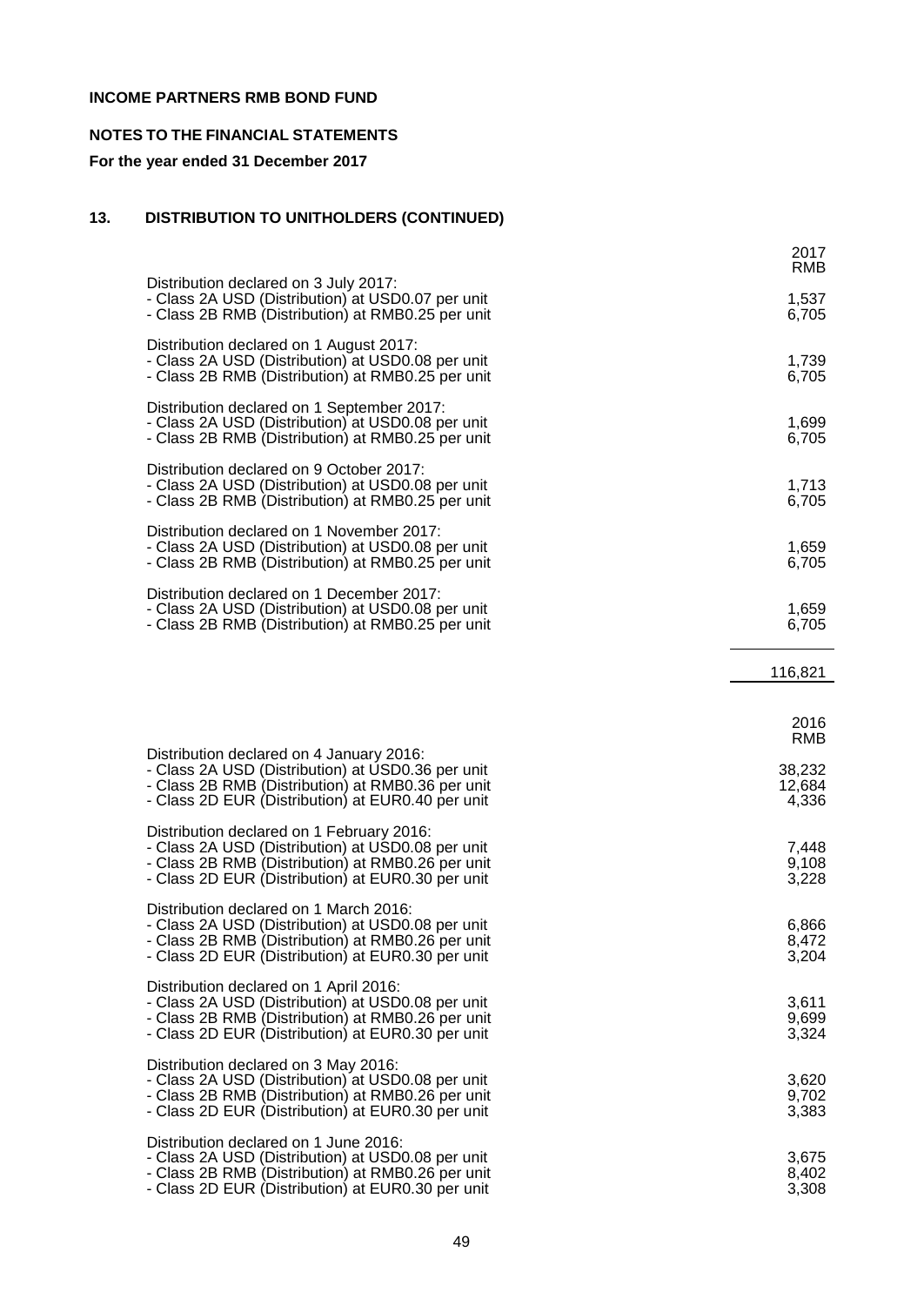**INCOME PARTNERS RMB BOND FUND**

**NOTES TO THE FINANCIAL STATEMENTS**

**For the year ended 31 December 2017**

## 13. DISTRIBUTION TO UNITHOLDERS (CONTINUED)

| | 2017 RMB |
|---|---|
| Distribution declared on 3 July 2017: | |
| - Class 2A USD (Distribution) at USD0.07 per unit | 1,537 |
| - Class 2B RMB (Distribution) at RMB0.25 per unit | 6,705 |
| Distribution declared on 1 August 2017: | |
| - Class 2A USD (Distribution) at USD0.08 per unit | 1,739 |
| - Class 2B RMB (Distribution) at RMB0.25 per unit | 6,705 |
| Distribution declared on 1 September 2017: | |
| - Class 2A USD (Distribution) at USD0.08 per unit | 1,699 |
| - Class 2B RMB (Distribution) at RMB0.25 per unit | 6,705 |
| Distribution declared on 9 October 2017: | |
| - Class 2A USD (Distribution) at USD0.08 per unit | 1,713 |
| - Class 2B RMB (Distribution) at RMB0.25 per unit | 6,705 |
| Distribution declared on 1 November 2017: | |
| - Class 2A USD (Distribution) at USD0.08 per unit | 1,659 |
| - Class 2B RMB (Distribution) at RMB0.25 per unit | 6,705 |
| Distribution declared on 1 December 2017: | |
| - Class 2A USD (Distribution) at USD0.08 per unit | 1,659 |
| - Class 2B RMB (Distribution) at RMB0.25 per unit | 6,705 |
| | 116,821 |

| | 2016 RMB |
|---|---|
| Distribution declared on 4 January 2016: | |
| - Class 2A USD (Distribution) at USD0.36 per unit | 38,232 |
| - Class 2B RMB (Distribution) at RMB0.36 per unit | 12,684 |
| - Class 2D EUR (Distribution) at EUR0.40 per unit | 4,336 |
| Distribution declared on 1 February 2016: | |
| - Class 2A USD (Distribution) at USD0.08 per unit | 7,448 |
| - Class 2B RMB (Distribution) at RMB0.26 per unit | 9,108 |
| - Class 2D EUR (Distribution) at EUR0.30 per unit | 3,228 |
| Distribution declared on 1 March 2016: | |
| - Class 2A USD (Distribution) at USD0.08 per unit | 6,866 |
| - Class 2B RMB (Distribution) at RMB0.26 per unit | 8,472 |
| - Class 2D EUR (Distribution) at EUR0.30 per unit | 3,204 |
| Distribution declared on 1 April 2016: | |
| - Class 2A USD (Distribution) at USD0.08 per unit | 3,611 |
| - Class 2B RMB (Distribution) at RMB0.26 per unit | 9,699 |
| - Class 2D EUR (Distribution) at EUR0.30 per unit | 3,324 |
| Distribution declared on 3 May 2016: | |
| - Class 2A USD (Distribution) at USD0.08 per unit | 3,620 |
| - Class 2B RMB (Distribution) at RMB0.26 per unit | 9,702 |
| - Class 2D EUR (Distribution) at EUR0.30 per unit | 3,383 |
| Distribution declared on 1 June 2016: | |
| - Class 2A USD (Distribution) at USD0.08 per unit | 3,675 |
| - Class 2B RMB (Distribution) at RMB0.26 per unit | 8,402 |
| - Class 2D EUR (Distribution) at EUR0.30 per unit | 3,308 |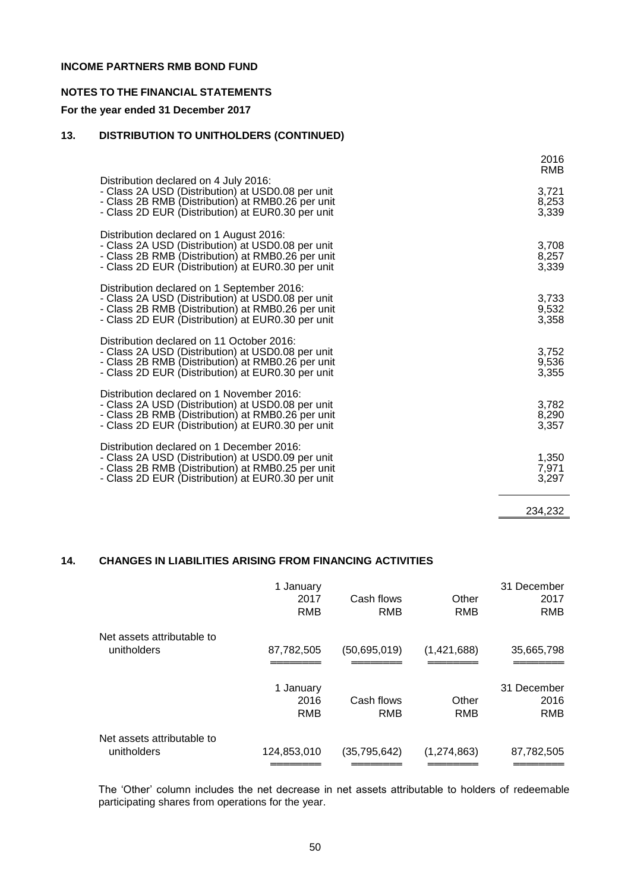**INCOME PARTNERS RMB BOND FUND**

**NOTES TO THE FINANCIAL STATEMENTS**

**For the year ended 31 December 2017**

## 13. DISTRIBUTION TO UNITHOLDERS (CONTINUED)

| | 2016 RMB |
|---|---|
| Distribution declared on 4 July 2016: | |
| - Class 2A USD (Distribution) at USD0.08 per unit | 3,721 |
| - Class 2B RMB (Distribution) at RMB0.26 per unit | 8,253 |
| - Class 2D EUR (Distribution) at EUR0.30 per unit | 3,339 |
| Distribution declared on 1 August 2016: | |
| - Class 2A USD (Distribution) at USD0.08 per unit | 3,708 |
| - Class 2B RMB (Distribution) at RMB0.26 per unit | 8,257 |
| - Class 2D EUR (Distribution) at EUR0.30 per unit | 3,339 |
| Distribution declared on 1 September 2016: | |
| - Class 2A USD (Distribution) at USD0.08 per unit | 3,733 |
| - Class 2B RMB (Distribution) at RMB0.26 per unit | 9,532 |
| - Class 2D EUR (Distribution) at EUR0.30 per unit | 3,358 |
| Distribution declared on 11 October 2016: | |
| - Class 2A USD (Distribution) at USD0.08 per unit | 3,752 |
| - Class 2B RMB (Distribution) at RMB0.26 per unit | 9,536 |
| - Class 2D EUR (Distribution) at EUR0.30 per unit | 3,355 |
| Distribution declared on 1 November 2016: | |
| - Class 2A USD (Distribution) at USD0.08 per unit | 3,782 |
| - Class 2B RMB (Distribution) at RMB0.26 per unit | 8,290 |
| - Class 2D EUR (Distribution) at EUR0.30 per unit | 3,357 |
| Distribution declared on 1 December 2016: | |
| - Class 2A USD (Distribution) at USD0.09 per unit | 1,350 |
| - Class 2B RMB (Distribution) at RMB0.25 per unit | 7,971 |
| - Class 2D EUR (Distribution) at EUR0.30 per unit | 3,297 |
| | 234,232 |

## 14. CHANGES IN LIABILITIES ARISING FROM FINANCING ACTIVITIES

| | 1 January 2017 RMB | Cash flows RMB | Other RMB | 31 December 2017 RMB |
|---|---|---|---|---|
| Net assets attributable to unitholders | 87,782,505 | (50,695,019) | (1,421,688) | 35,665,798 |

| | 1 January 2016 RMB | Cash flows RMB | Other RMB | 31 December 2016 RMB |
|---|---|---|---|---|
| Net assets attributable to unitholders | 124,853,010 | (35,795,642) | (1,274,863) | 87,782,505 |

The 'Other' column includes the net decrease in net assets attributable to holders of redeemable participating shares from operations for the year.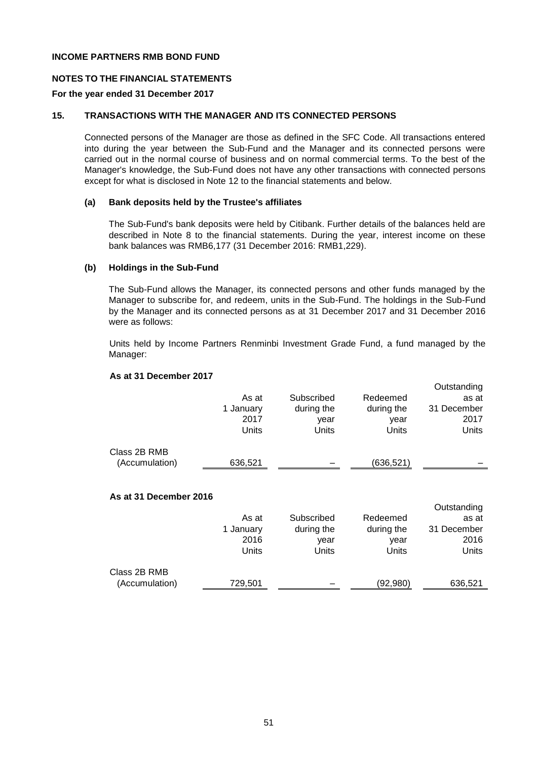**INCOME PARTNERS RMB BOND FUND**

**NOTES TO THE FINANCIAL STATEMENTS**

**For the year ended 31 December 2017**

## 15. TRANSACTIONS WITH THE MANAGER AND ITS CONNECTED PERSONS

Connected persons of the Manager are those as defined in the SFC Code. All transactions entered into during the year between the Sub-Fund and the Manager and its connected persons were carried out in the normal course of business and on normal commercial terms. To the best of the Manager's knowledge, the Sub-Fund does not have any other transactions with connected persons except for what is disclosed in Note 12 to the financial statements and below.

### (a) Bank deposits held by the Trustee's affiliates

The Sub-Fund's bank deposits were held by Citibank. Further details of the balances held are described in Note 8 to the financial statements. During the year, interest income on these bank balances was RMB6,177 (31 December 2016: RMB1,229).

### (b) Holdings in the Sub-Fund

The Sub-Fund allows the Manager, its connected persons and other funds managed by the Manager to subscribe for, and redeem, units in the Sub-Fund. The holdings in the Sub-Fund by the Manager and its connected persons as at 31 December 2017 and 31 December 2016 were as follows:

Units held by Income Partners Renminbi Investment Grade Fund, a fund managed by the Manager:

**As at 31 December 2017**

| | As at 1 January 2017 Units | Subscribed during the year Units | Redeemed during the year Units | Outstanding as at 31 December 2017 Units |
|---|---|---|---|---|
| Class 2B RMB (Accumulation) | 636,521 | – | (636,521) | – |

**As at 31 December 2016**

| | As at 1 January 2016 Units | Subscribed during the year Units | Redeemed during the year Units | Outstanding as at 31 December 2016 Units |
|---|---|---|---|---|
| Class 2B RMB (Accumulation) | 729,501 | – | (92,980) | 636,521 |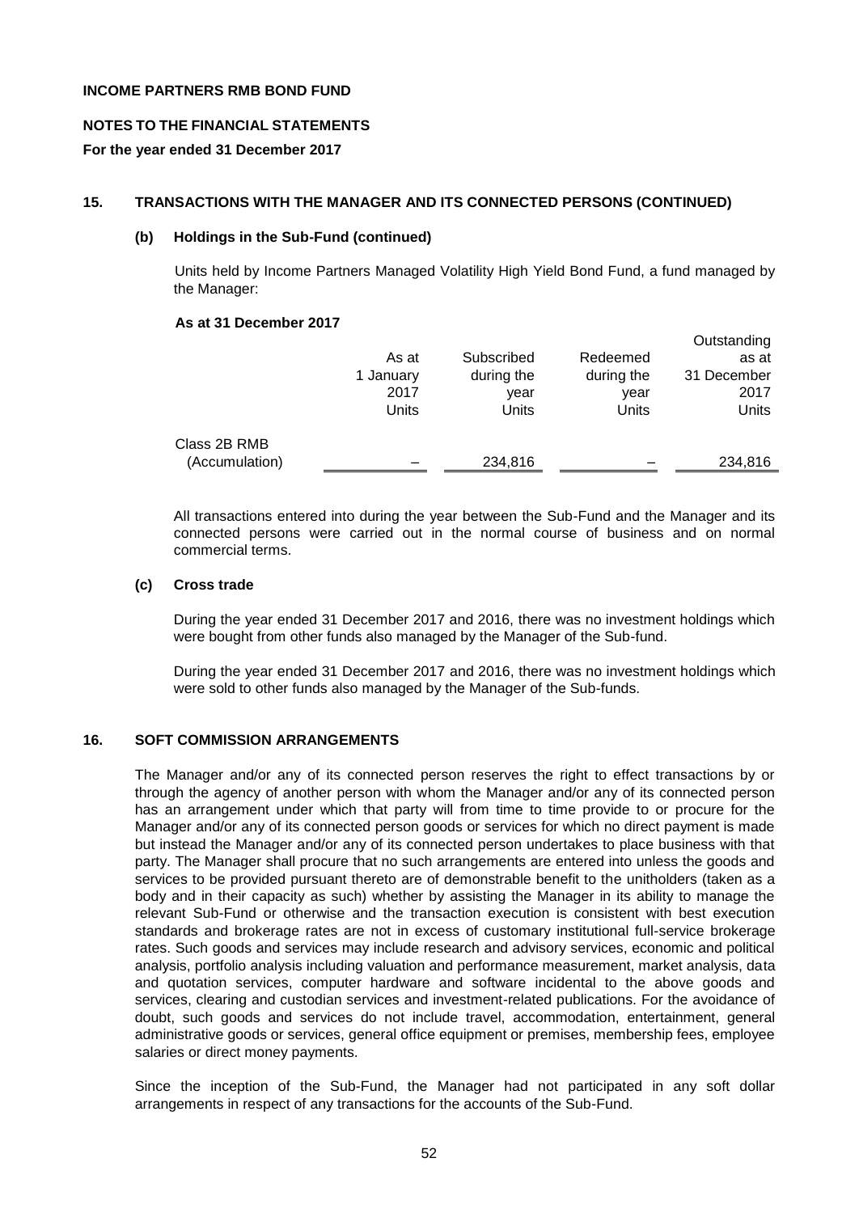**INCOME PARTNERS RMB BOND FUND**

**NOTES TO THE FINANCIAL STATEMENTS**

**For the year ended 31 December 2017**

## 15. TRANSACTIONS WITH THE MANAGER AND ITS CONNECTED PERSONS (CONTINUED)

### (b) Holdings in the Sub-Fund (continued)

Units held by Income Partners Managed Volatility High Yield Bond Fund, a fund managed by the Manager:

**As at 31 December 2017**

| | As at 1 January 2017 Units | Subscribed during the year Units | Redeemed during the year Units | Outstanding as at 31 December 2017 Units |
|---|---|---|---|---|
| Class 2B RMB (Accumulation) | – | 234,816 | – | 234,816 |

All transactions entered into during the year between the Sub-Fund and the Manager and its connected persons were carried out in the normal course of business and on normal commercial terms.

### (c) Cross trade

During the year ended 31 December 2017 and 2016, there was no investment holdings which were bought from other funds also managed by the Manager of the Sub-fund.

During the year ended 31 December 2017 and 2016, there was no investment holdings which were sold to other funds also managed by the Manager of the Sub-funds.

## 16. SOFT COMMISSION ARRANGEMENTS

The Manager and/or any of its connected person reserves the right to effect transactions by or through the agency of another person with whom the Manager and/or any of its connected person has an arrangement under which that party will from time to time provide to or procure for the Manager and/or any of its connected person goods or services for which no direct payment is made but instead the Manager and/or any of its connected person undertakes to place business with that party. The Manager shall procure that no such arrangements are entered into unless the goods and services to be provided pursuant thereto are of demonstrable benefit to the unitholders (taken as a body and in their capacity as such) whether by assisting the Manager in its ability to manage the relevant Sub-Fund or otherwise and the transaction execution is consistent with best execution standards and brokerage rates are not in excess of customary institutional full-service brokerage rates. Such goods and services may include research and advisory services, economic and political analysis, portfolio analysis including valuation and performance measurement, market analysis, data and quotation services, computer hardware and software incidental to the above goods and services, clearing and custodian services and investment-related publications. For the avoidance of doubt, such goods and services do not include travel, accommodation, entertainment, general administrative goods or services, general office equipment or premises, membership fees, employee salaries or direct money payments.

Since the inception of the Sub-Fund, the Manager had not participated in any soft dollar arrangements in respect of any transactions for the accounts of the Sub-Fund.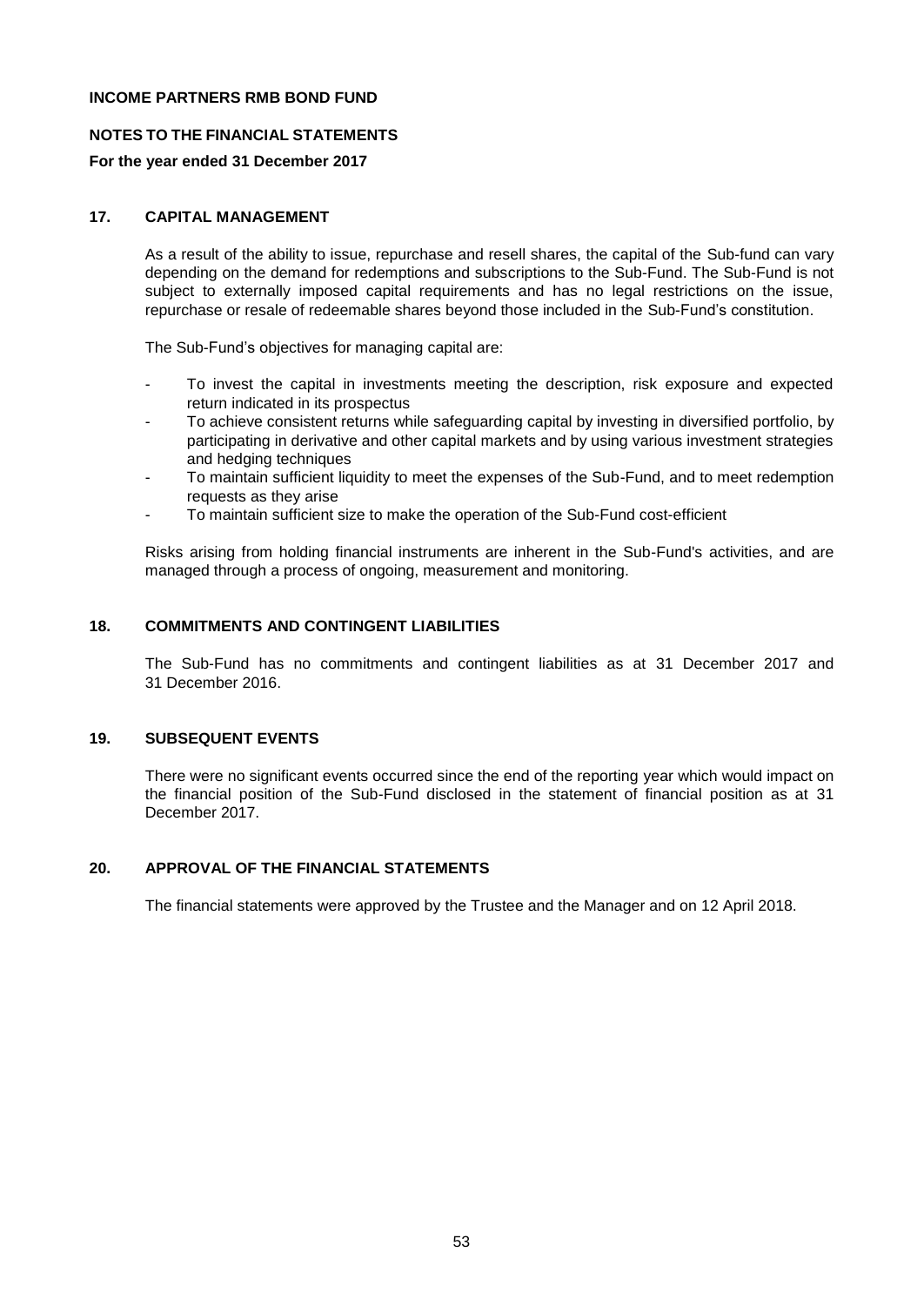**INCOME PARTNERS RMB BOND FUND**

**NOTES TO THE FINANCIAL STATEMENTS**

**For the year ended 31 December 2017**

## 17. CAPITAL MANAGEMENT

As a result of the ability to issue, repurchase and resell shares, the capital of the Sub-fund can vary depending on the demand for redemptions and subscriptions to the Sub-Fund. The Sub-Fund is not subject to externally imposed capital requirements and has no legal restrictions on the issue, repurchase or resale of redeemable shares beyond those included in the Sub-Fund's constitution.

The Sub-Fund's objectives for managing capital are:

- To invest the capital in investments meeting the description, risk exposure and expected return indicated in its prospectus
- To achieve consistent returns while safeguarding capital by investing in diversified portfolio, by participating in derivative and other capital markets and by using various investment strategies and hedging techniques
- To maintain sufficient liquidity to meet the expenses of the Sub-Fund, and to meet redemption requests as they arise
- To maintain sufficient size to make the operation of the Sub-Fund cost-efficient

Risks arising from holding financial instruments are inherent in the Sub-Fund's activities, and are managed through a process of ongoing, measurement and monitoring.

## 18. COMMITMENTS AND CONTINGENT LIABILITIES

The Sub-Fund has no commitments and contingent liabilities as at 31 December 2017 and 31 December 2016.

## 19. SUBSEQUENT EVENTS

There were no significant events occurred since the end of the reporting year which would impact on the financial position of the Sub-Fund disclosed in the statement of financial position as at 31 December 2017.

## 20. APPROVAL OF THE FINANCIAL STATEMENTS

The financial statements were approved by the Trustee and the Manager and on 12 April 2018.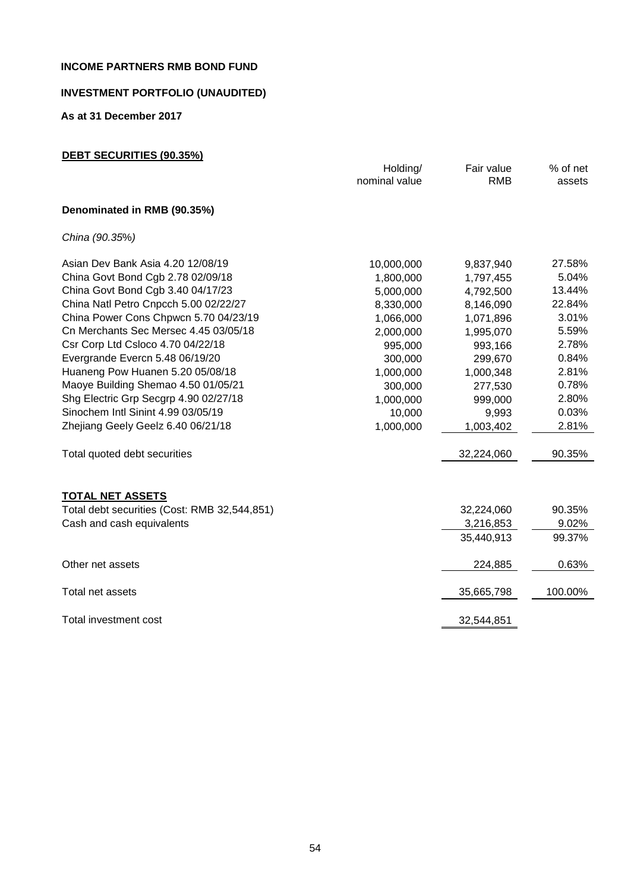**INCOME PARTNERS RMB BOND FUND**

**INVESTMENT PORTFOLIO (UNAUDITED)**

**As at 31 December 2017**

**DEBT SECURITIES (90.35%)**

| | Holding/ nominal value | Fair value RMB | % of net assets |
|---|---|---|---|
| **Denominated in RMB (90.35%)** | | | |
| *China (90.35%)* | | | |
| Asian Dev Bank Asia 4.20 12/08/19 | 10,000,000 | 9,837,940 | 27.58% |
| China Govt Bond Cgb 2.78 02/09/18 | 1,800,000 | 1,797,455 | 5.04% |
| China Govt Bond Cgb 3.40 04/17/23 | 5,000,000 | 4,792,500 | 13.44% |
| China Natl Petro Cnpcch 5.00 02/22/27 | 8,330,000 | 8,146,090 | 22.84% |
| China Power Cons Chpwcn 5.70 04/23/19 | 1,066,000 | 1,071,896 | 3.01% |
| Cn Merchants Sec Mersec 4.45 03/05/18 | 2,000,000 | 1,995,070 | 5.59% |
| Csr Corp Ltd Csloco 4.70 04/22/18 | 995,000 | 993,166 | 2.78% |
| Evergrande Evercn 5.48 06/19/20 | 300,000 | 299,670 | 0.84% |
| Huaneng Pow Huanen 5.20 05/08/18 | 1,000,000 | 1,000,348 | 2.81% |
| Maoye Building Shemao 4.50 01/05/21 | 300,000 | 277,530 | 0.78% |
| Shg Electric Grp Secgrp 4.90 02/27/18 | 1,000,000 | 999,000 | 2.80% |
| Sinochem Intl Sinint 4.99 03/05/19 | 10,000 | 9,993 | 0.03% |
| Zhejiang Geely Geelz 6.40 06/21/18 | 1,000,000 | 1,003,402 | 2.81% |
| Total quoted debt securities | | 32,224,060 | 90.35% |

**TOTAL NET ASSETS**

| | | |
|---|---|---|
| Total debt securities (Cost: RMB 32,544,851) | 32,224,060 | 90.35% |
| Cash and cash equivalents | 3,216,853 | 9.02% |
| | 35,440,913 | 99.37% |
| Other net assets | 224,885 | 0.63% |
| Total net assets | 35,665,798 | 100.00% |
| Total investment cost | 32,544,851 | |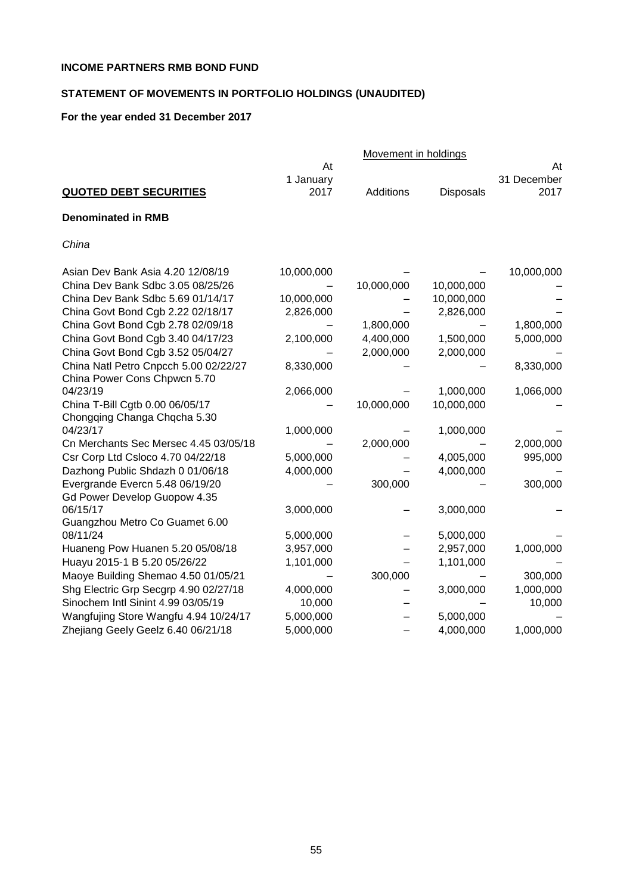**INCOME PARTNERS RMB BOND FUND**

**STATEMENT OF MOVEMENTS IN PORTFOLIO HOLDINGS (UNAUDITED)**

**For the year ended 31 December 2017**

| | Movement in holdings | | | |
|---|---|---|---|---|
| **QUOTED DEBT SECURITIES** | At 1 January 2017 | Additions | Disposals | At 31 December 2017 |
| **Denominated in RMB** | | | | |
| *China* | | | | |
| Asian Dev Bank Asia 4.20 12/08/19 | 10,000,000 | – | – | 10,000,000 |
| China Dev Bank Sdbc 3.05 08/25/26 | – | 10,000,000 | 10,000,000 | – |
| China Dev Bank Sdbc 5.69 01/14/17 | 10,000,000 | – | 10,000,000 | – |
| China Govt Bond Cgb 2.22 02/18/17 | 2,826,000 | – | 2,826,000 | – |
| China Govt Bond Cgb 2.78 02/09/18 | – | 1,800,000 | – | 1,800,000 |
| China Govt Bond Cgb 3.40 04/17/23 | 2,100,000 | 4,400,000 | 1,500,000 | 5,000,000 |
| China Govt Bond Cgb 3.52 05/04/27 | – | 2,000,000 | 2,000,000 | – |
| China Natl Petro Cnpcch 5.00 02/22/27 | 8,330,000 | – | – | 8,330,000 |
| China Power Cons Chpwcn 5.70 04/23/19 | 2,066,000 | – | 1,000,000 | 1,066,000 |
| China T-Bill Cgtb 0.00 06/05/17 | – | 10,000,000 | 10,000,000 | – |
| Chongqing Changa Chqcha 5.30 04/23/17 | 1,000,000 | – | 1,000,000 | – |
| Cn Merchants Sec Mersec 4.45 03/05/18 | – | 2,000,000 | – | 2,000,000 |
| Csr Corp Ltd Csloco 4.70 04/22/18 | 5,000,000 | – | 4,005,000 | 995,000 |
| Dazhong Public Shdazh 0 01/06/18 | 4,000,000 | – | 4,000,000 | – |
| Evergrande Evercn 5.48 06/19/20 | – | 300,000 | – | 300,000 |
| Gd Power Develop Guopow 4.35 06/15/17 | 3,000,000 | – | 3,000,000 | – |
| Guangzhou Metro Co Guamet 6.00 08/11/24 | 5,000,000 | – | 5,000,000 | – |
| Huaneng Pow Huanen 5.20 05/08/18 | 3,957,000 | – | 2,957,000 | 1,000,000 |
| Huayu 2015-1 B 5.20 05/26/22 | 1,101,000 | – | 1,101,000 | – |
| Maoye Building Shemao 4.50 01/05/21 | – | 300,000 | – | 300,000 |
| Shg Electric Grp Secgrp 4.90 02/27/18 | 4,000,000 | – | 3,000,000 | 1,000,000 |
| Sinochem Intl Sinint 4.99 03/05/19 | 10,000 | – | – | 10,000 |
| Wangfujing Store Wangfu 4.94 10/24/17 | 5,000,000 | – | 5,000,000 | – |
| Zhejiang Geely Geelz 6.40 06/21/18 | 5,000,000 | – | 4,000,000 | 1,000,000 |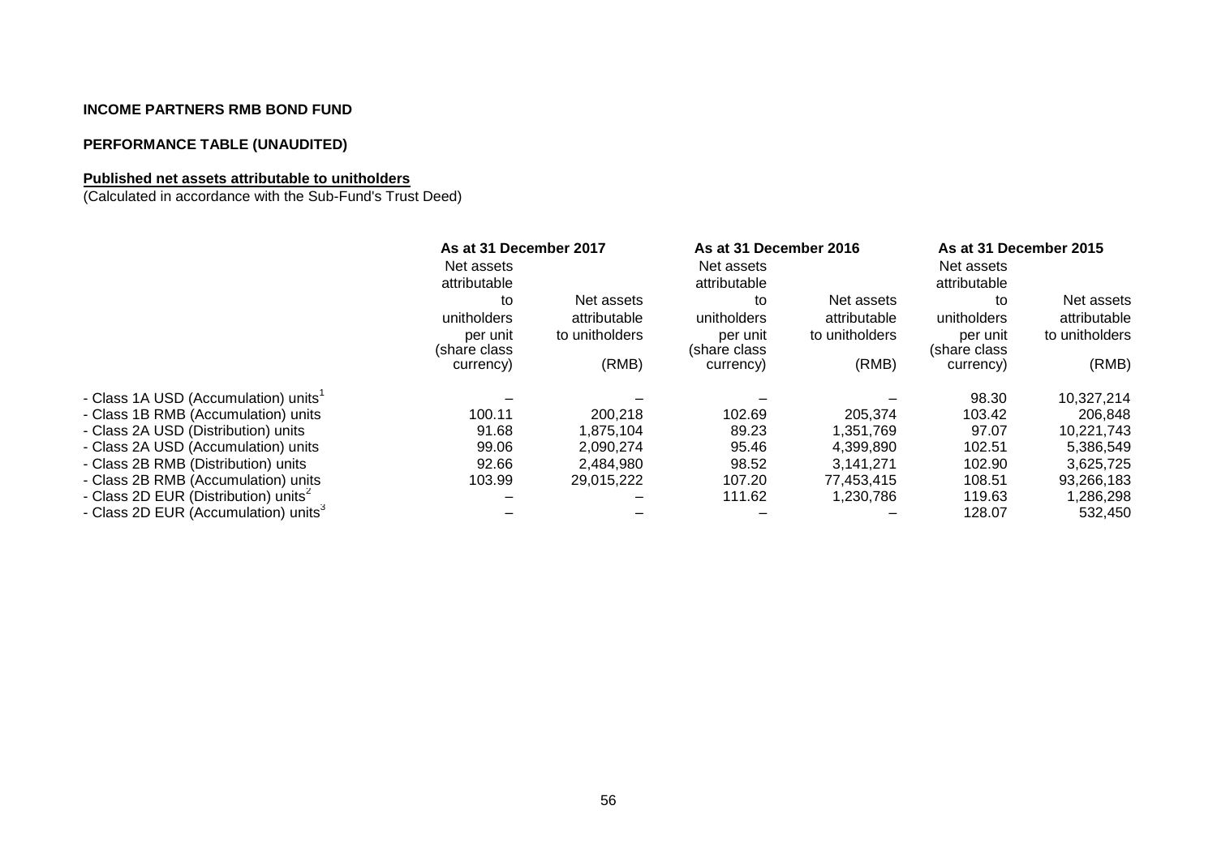**INCOME PARTNERS RMB BOND FUND**

**PERFORMANCE TABLE (UNAUDITED)**

**Published net assets attributable to unitholders**

(Calculated in accordance with the Sub-Fund's Trust Deed)

| | As at 31 December 2017 | | As at 31 December 2016 | | As at 31 December 2015 | |
|---|---|---|---|---|---|---|
| | Net assets attributable to unitholders per unit (share class currency) | Net assets attributable to unitholders (RMB) | Net assets attributable to unitholders per unit (share class currency) | Net assets attributable to unitholders (RMB) | Net assets attributable to unitholders per unit (share class currency) | Net assets attributable to unitholders (RMB) |
| - Class 1A USD (Accumulation) units[1] | – | – | – | – | 98.30 | 10,327,214 |
| - Class 1B RMB (Accumulation) units | 100.11 | 200,218 | 102.69 | 205,374 | 103.42 | 206,848 |
| - Class 2A USD (Distribution) units | 91.68 | 1,875,104 | 89.23 | 1,351,769 | 97.07 | 10,221,743 |
| - Class 2A USD (Accumulation) units | 99.06 | 2,090,274 | 95.46 | 4,399,890 | 102.51 | 5,386,549 |
| - Class 2B RMB (Distribution) units | 92.66 | 2,484,980 | 98.52 | 3,141,271 | 102.90 | 3,625,725 |
| - Class 2B RMB (Accumulation) units | 103.99 | 29,015,222 | 107.20 | 77,453,415 | 108.51 | 93,266,183 |
| - Class 2D EUR (Distribution) units[2] | – | – | 111.62 | 1,230,786 | 119.63 | 1,286,298 |
| - Class 2D EUR (Accumulation) units[3] | – | – | – | – | 128.07 | 532,450 |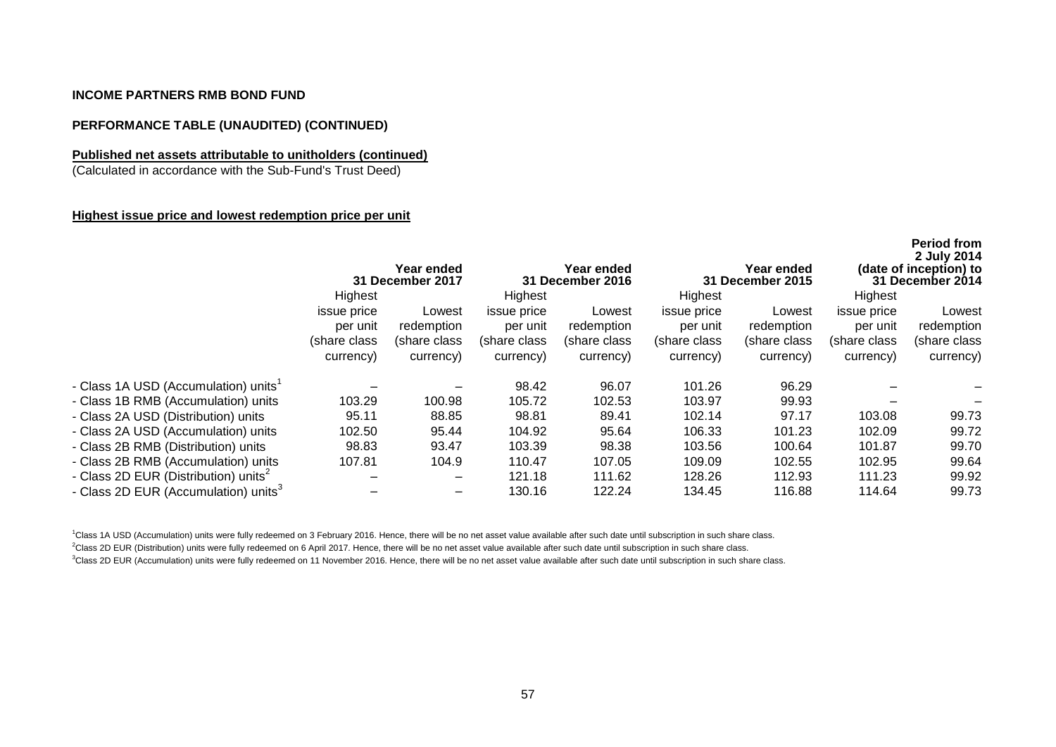**INCOME PARTNERS RMB BOND FUND**

**PERFORMANCE TABLE (UNAUDITED) (CONTINUED)**

**Published net assets attributable to unitholders (continued)**
(Calculated in accordance with the Sub-Fund's Trust Deed)

**Highest issue price and lowest redemption price per unit**

| | Year ended 31 December 2017 | | Year ended 31 December 2016 | | Year ended 31 December 2015 | | Period from 2 July 2014 (date of inception) to 31 December 2014 | |
|---|---|---|---|---|---|---|---|---|
| | Highest issue price per unit (share class currency) | Lowest redemption (share class currency) | Highest issue price per unit (share class currency) | Lowest redemption (share class currency) | Highest issue price per unit (share class currency) | Lowest redemption (share class currency) | Highest issue price per unit (share class currency) | Lowest redemption (share class currency) |
| - Class 1A USD (Accumulation) units[1] | – | – | 98.42 | 96.07 | 101.26 | 96.29 | – | – |
| - Class 1B RMB (Accumulation) units | 103.29 | 100.98 | 105.72 | 102.53 | 103.97 | 99.93 | – | – |
| - Class 2A USD (Distribution) units | 95.11 | 88.85 | 98.81 | 89.41 | 102.14 | 97.17 | 103.08 | 99.73 |
| - Class 2A USD (Accumulation) units | 102.50 | 95.44 | 104.92 | 95.64 | 106.33 | 101.23 | 102.09 | 99.72 |
| - Class 2B RMB (Distribution) units | 98.83 | 93.47 | 103.39 | 98.38 | 103.56 | 100.64 | 101.87 | 99.70 |
| - Class 2B RMB (Accumulation) units | 107.81 | 104.9 | 110.47 | 107.05 | 109.09 | 102.55 | 102.95 | 99.64 |
| - Class 2D EUR (Distribution) units[2] | – | – | 121.18 | 111.62 | 128.26 | 112.93 | 111.23 | 99.92 |
| - Class 2D EUR (Accumulation) units[3] | – | – | 130.16 | 122.24 | 134.45 | 116.88 | 114.64 | 99.73 |

[1]Class 1A USD (Accumulation) units were fully redeemed on 3 February 2016. Hence, there will be no net asset value available after such date until subscription in such share class.

[2]Class 2D EUR (Distribution) units were fully redeemed on 6 April 2017. Hence, there will be no net asset value available after such date until subscription in such share class.

[3]Class 2D EUR (Accumulation) units were fully redeemed on 11 November 2016. Hence, there will be no net asset value available after such date until subscription in such share class.